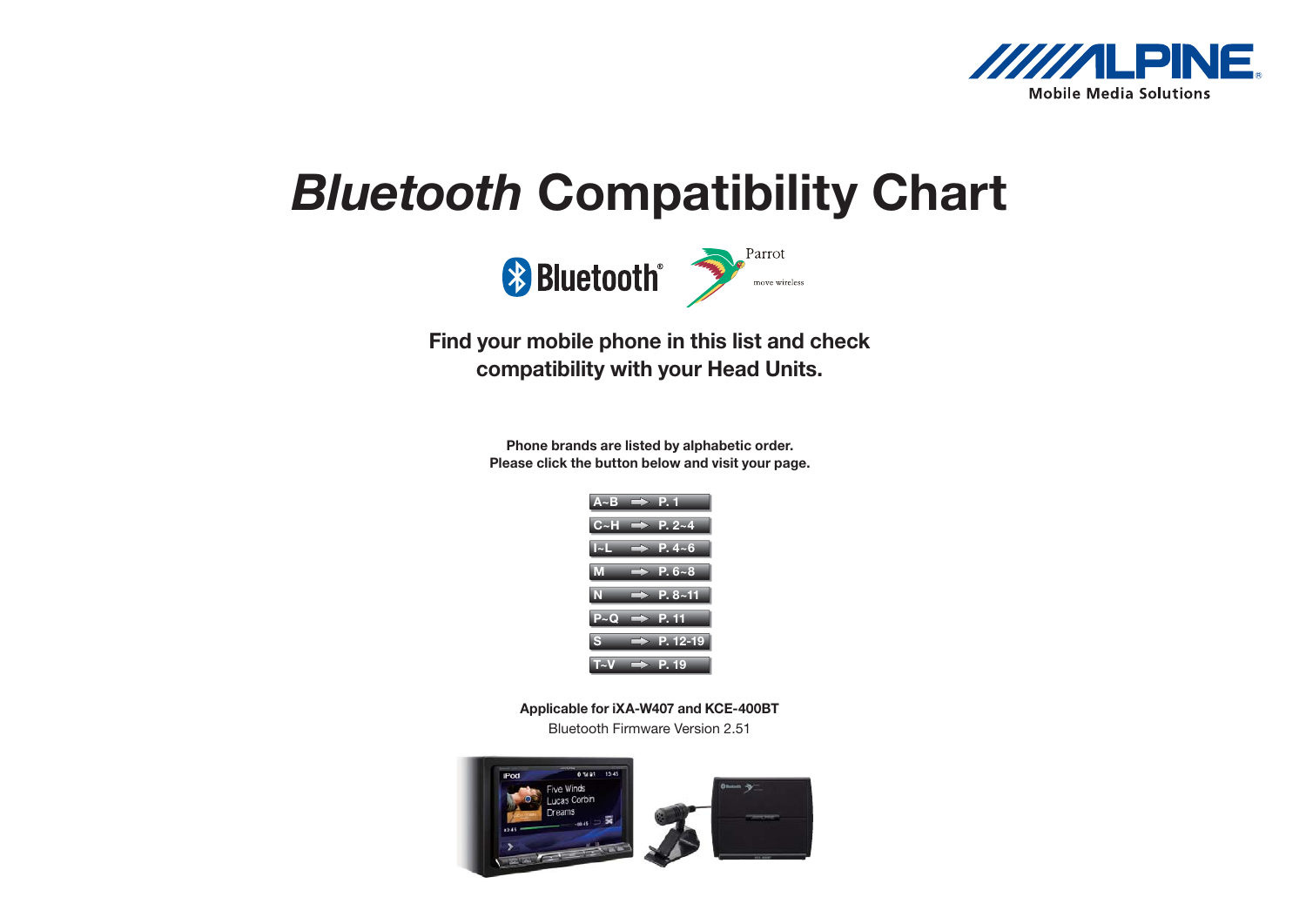# *Bluetooth* Compatibility Chart

**Find your mobile phone in this list and check compatibility with your Head Units.**

**Phone brands are listed by alphabetic order.**
**Please click the button below and visit your page.**

| | |
|---|---|
| A~B | P. 1 |
| C~H | P. 2~4 |
| I~L | P. 4~6 |
| M | P. 6~8 |
| N | P. 8~11 |
| P~Q | P. 11 |
| S | P. 12-19 |
| T~V | P. 19 |

**Applicable for iXA-W407 and KCE-400BT**

Bluetooth Firmware Version 2.51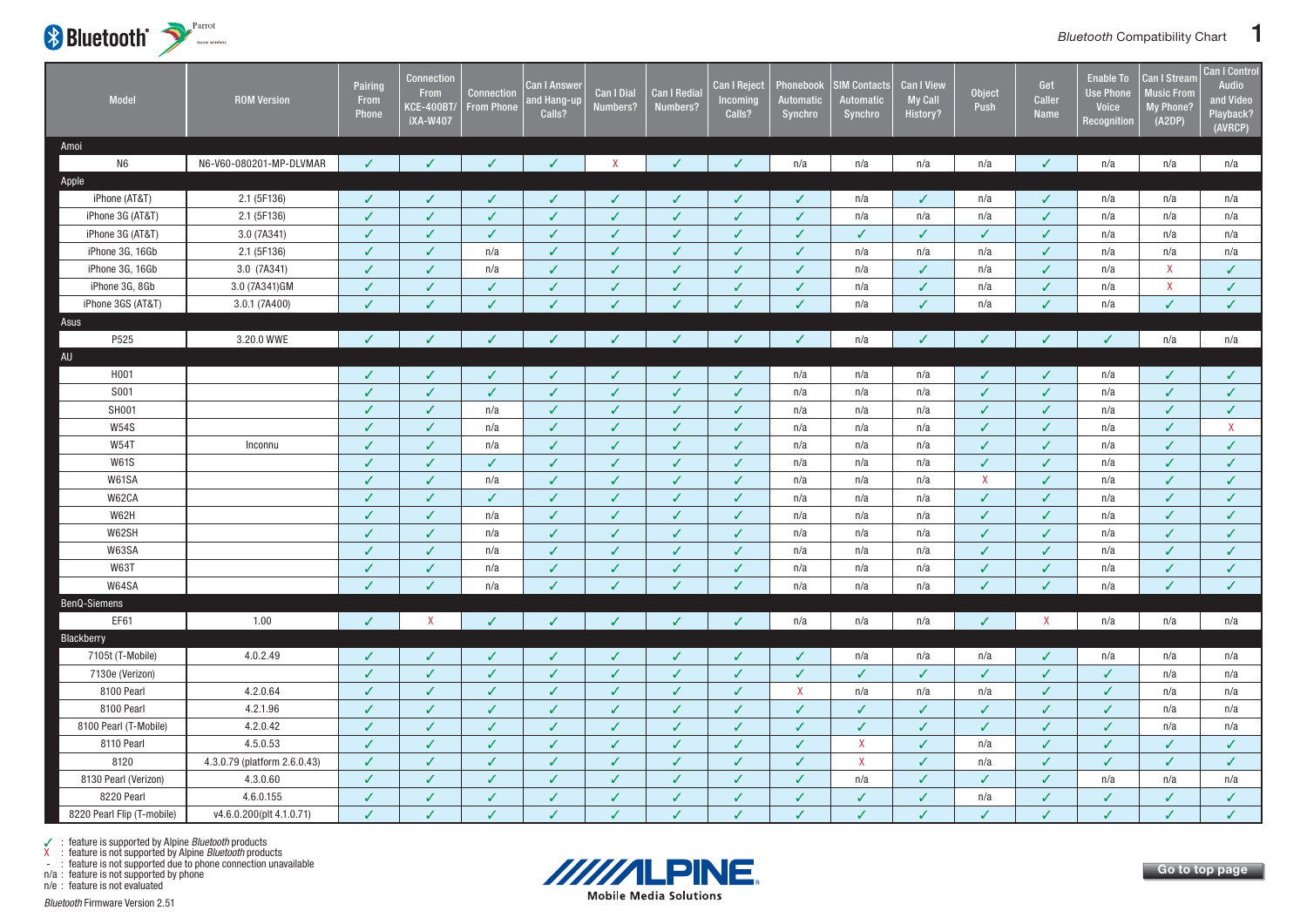| Model | ROM Version | Pairing From Phone | Connection From KCE-400BT/ iXA-W407 | Connection From Phone | Can I Answer and Hang-up Calls? | Can I Dial Numbers? | Can I Redial Numbers? | Can I Reject Incoming Calls? | Phonebook Automatic Synchro | SIM Contacts Automatic Synchro | Can I View My Call History? | Object Push | Get Caller Name | Enable To Use Phone Voice Recognition | Can I Stream Music From My Phone? (A2DP) | Can I Control Audio and Video Playback? (AVRCP) |
|---|---|---|---|---|---|---|---|---|---|---|---|---|---|---|---|---|
| **Amoi** | | | | | | | | | | | | | | | | |
| N6 | N6-V60-080201-MP-DLVMAR | ✓ | ✓ | ✓ | ✓ | X | ✓ | ✓ | n/a | n/a | n/a | n/a | ✓ | n/a | n/a | n/a |
| **Apple** | | | | | | | | | | | | | | | | |
| iPhone (AT&T) | 2.1 (5F136) | ✓ | ✓ | ✓ | ✓ | ✓ | ✓ | ✓ | ✓ | n/a | ✓ | n/a | ✓ | n/a | n/a | n/a |
| iPhone 3G (AT&T) | 2.1 (5F136) | ✓ | ✓ | ✓ | ✓ | ✓ | ✓ | ✓ | ✓ | n/a | n/a | n/a | ✓ | n/a | n/a | n/a |
| iPhone 3G (AT&T) | 3.0 (7A341) | ✓ | ✓ | ✓ | ✓ | ✓ | ✓ | ✓ | ✓ | ✓ | ✓ | ✓ | ✓ | n/a | n/a | n/a |
| iPhone 3G, 16Gb | 2.1 (5F136) | ✓ | ✓ | n/a | ✓ | ✓ | ✓ | ✓ | ✓ | n/a | n/a | n/a | ✓ | n/a | n/a | n/a |
| iPhone 3G, 16Gb | 3.0 (7A341) | ✓ | ✓ | n/a | ✓ | ✓ | ✓ | ✓ | ✓ | n/a | ✓ | n/a | ✓ | n/a | X | ✓ |
| iPhone 3G, 8Gb | 3.0 (7A341)GM | ✓ | ✓ | ✓ | ✓ | ✓ | ✓ | ✓ | ✓ | n/a | ✓ | n/a | ✓ | n/a | X | ✓ |
| iPhone 3GS (AT&T) | 3.0.1 (7A400) | ✓ | ✓ | ✓ | ✓ | ✓ | ✓ | ✓ | ✓ | n/a | ✓ | n/a | ✓ | n/a | ✓ | ✓ |
| **Asus** | | | | | | | | | | | | | | | | |
| P525 | 3.20.0 WWE | ✓ | ✓ | ✓ | ✓ | ✓ | ✓ | ✓ | ✓ | n/a | ✓ | ✓ | ✓ | ✓ | n/a | n/a |
| **AU** | | | | | | | | | | | | | | | | |
| H001 | | ✓ | ✓ | ✓ | ✓ | ✓ | ✓ | ✓ | n/a | n/a | n/a | ✓ | ✓ | n/a | ✓ | ✓ |
| S001 | | ✓ | ✓ | ✓ | ✓ | ✓ | ✓ | ✓ | n/a | n/a | n/a | ✓ | ✓ | n/a | ✓ | ✓ |
| SH001 | | ✓ | ✓ | n/a | ✓ | ✓ | ✓ | ✓ | n/a | n/a | n/a | ✓ | ✓ | n/a | ✓ | ✓ |
| W54S | | ✓ | ✓ | n/a | ✓ | ✓ | ✓ | ✓ | n/a | n/a | n/a | ✓ | ✓ | n/a | ✓ | X |
| W54T | Inconnu | ✓ | ✓ | n/a | ✓ | ✓ | ✓ | ✓ | n/a | n/a | n/a | ✓ | ✓ | n/a | ✓ | ✓ |
| W61S | | ✓ | ✓ | ✓ | ✓ | ✓ | ✓ | ✓ | n/a | n/a | n/a | ✓ | ✓ | n/a | ✓ | ✓ |
| W61SA | | ✓ | ✓ | n/a | ✓ | ✓ | ✓ | ✓ | n/a | n/a | n/a | X | ✓ | n/a | ✓ | ✓ |
| W62CA | | ✓ | ✓ | ✓ | ✓ | ✓ | ✓ | ✓ | n/a | n/a | n/a | ✓ | ✓ | n/a | ✓ | ✓ |
| W62H | | ✓ | ✓ | n/a | ✓ | ✓ | ✓ | ✓ | n/a | n/a | n/a | ✓ | ✓ | n/a | ✓ | ✓ |
| W62SH | | ✓ | ✓ | n/a | ✓ | ✓ | ✓ | ✓ | n/a | n/a | n/a | ✓ | ✓ | n/a | ✓ | ✓ |
| W63SA | | ✓ | ✓ | n/a | ✓ | ✓ | ✓ | ✓ | n/a | n/a | n/a | ✓ | ✓ | n/a | ✓ | ✓ |
| W63T | | ✓ | ✓ | n/a | ✓ | ✓ | ✓ | ✓ | n/a | n/a | n/a | ✓ | ✓ | n/a | ✓ | ✓ |
| W64SA | | ✓ | ✓ | n/a | ✓ | ✓ | ✓ | ✓ | n/a | n/a | n/a | ✓ | ✓ | n/a | ✓ | ✓ |
| **BenQ-Siemens** | | | | | | | | | | | | | | | | |
| EF61 | 1.00 | ✓ | X | ✓ | ✓ | ✓ | ✓ | ✓ | n/a | n/a | n/a | ✓ | X | n/a | n/a | n/a |
| **Blackberry** | | | | | | | | | | | | | | | | |
| 7105t (T-Mobile) | 4.0.2.49 | ✓ | ✓ | ✓ | ✓ | ✓ | ✓ | ✓ | ✓ | n/a | n/a | n/a | ✓ | n/a | n/a | n/a |
| 7130e (Verizon) | | ✓ | ✓ | ✓ | ✓ | ✓ | ✓ | ✓ | ✓ | ✓ | ✓ | ✓ | ✓ | ✓ | n/a | n/a |
| 8100 Pearl | 4.2.0.64 | ✓ | ✓ | ✓ | ✓ | ✓ | ✓ | ✓ | X | n/a | n/a | n/a | ✓ | ✓ | n/a | n/a |
| 8100 Pearl | 4.2.1.96 | ✓ | ✓ | ✓ | ✓ | ✓ | ✓ | ✓ | ✓ | ✓ | ✓ | ✓ | ✓ | ✓ | n/a | n/a |
| 8100 Pearl (T-Mobile) | 4.2.0.42 | ✓ | ✓ | ✓ | ✓ | ✓ | ✓ | ✓ | ✓ | ✓ | ✓ | ✓ | ✓ | ✓ | n/a | n/a |
| 8110 Pearl | 4.5.0.53 | ✓ | ✓ | ✓ | ✓ | ✓ | ✓ | ✓ | ✓ | X | ✓ | n/a | ✓ | ✓ | ✓ | ✓ |
| 8120 | 4.3.0.79 (platform 2.6.0.43) | ✓ | ✓ | ✓ | ✓ | ✓ | ✓ | ✓ | ✓ | X | ✓ | n/a | ✓ | ✓ | ✓ | ✓ |
| 8130 Pearl (Verizon) | 4.3.0.60 | ✓ | ✓ | ✓ | ✓ | ✓ | ✓ | ✓ | ✓ | n/a | ✓ | ✓ | ✓ | n/a | n/a | n/a |
| 8220 Pearl | 4.6.0.155 | ✓ | ✓ | ✓ | ✓ | ✓ | ✓ | ✓ | ✓ | ✓ | ✓ | n/a | ✓ | ✓ | ✓ | ✓ |
| 8220 Pearl Flip (T-mobile) | v4.6.0.200(plt 4.1.0.71) | ✓ | ✓ | ✓ | ✓ | ✓ | ✓ | ✓ | ✓ | ✓ | ✓ | ✓ | ✓ | ✓ | ✓ | ✓ |

✓ : feature is supported by Alpine *Bluetooth* products
X : feature is not supported by Alpine *Bluetooth* products
- : feature is not supported due to phone connection unavailable
n/a : feature is not supported by phone
n/e : feature is not evaluated

*Bluetooth* Firmware Version 2.51

Go to top page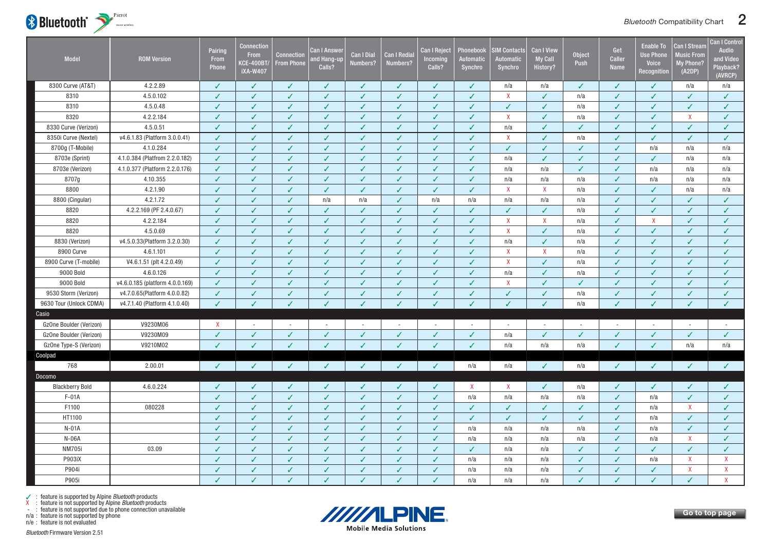| Model | ROM Version | Pairing From Phone | Connection From KCE-400BT/ iXA-W407 | Connection From Phone | Can I Answer and Hang-up Calls? | Can I Dial Numbers? | Can I Redial Numbers? | Can I Reject Incoming Calls? | Phonebook Automatic Synchro | SIM Contacts Automatic Synchro | Can I View My Call History? | Object Push | Get Caller Name | Enable To Use Phone Voice Recognition | Can I Stream Music From My Phone? (A2DP) | Can I Control Audio and Video Playback? (AVRCP) |
|---|---|---|---|---|---|---|---|---|---|---|---|---|---|---|---|---|
| 8300 Curve (AT&T) | 4.2.2.89 | ✓ | ✓ | ✓ | ✓ | ✓ | ✓ | ✓ | ✓ | n/a | n/a | ✓ | ✓ | ✓ | n/a | n/a |
| 8310 | 4.5.0.102 | ✓ | ✓ | ✓ | ✓ | ✓ | ✓ | ✓ | ✓ | X | ✓ | n/a | ✓ | ✓ | ✓ | ✓ |
| 8310 | 4.5.0.48 | ✓ | ✓ | ✓ | ✓ | ✓ | ✓ | ✓ | ✓ | ✓ | ✓ | n/a | ✓ | ✓ | ✓ | ✓ |
| 8320 | 4.2.2.184 | ✓ | ✓ | ✓ | ✓ | ✓ | ✓ | ✓ | ✓ | X | ✓ | n/a | ✓ | ✓ | X | ✓ |
| 8330 Curve (Verizon) | 4.5.0.51 | ✓ | ✓ | ✓ | ✓ | ✓ | ✓ | ✓ | ✓ | n/a | ✓ | ✓ | ✓ | ✓ | ✓ | ✓ |
| 8350i Curve (Nextel) | v4.6.1.83 (Platform 3.0.0.41) | ✓ | ✓ | ✓ | ✓ | ✓ | ✓ | ✓ | ✓ | X | ✓ | n/a | ✓ | ✓ | ✓ | ✓ |
| 8700g (T-Mobile) | 4.1.0.284 | ✓ | ✓ | ✓ | ✓ | ✓ | ✓ | ✓ | ✓ | ✓ | ✓ | ✓ | ✓ | n/a | n/a | n/a |
| 8703e (Sprint) | 4.1.0.384 (Platfrom 2.2.0.182) | ✓ | ✓ | ✓ | ✓ | ✓ | ✓ | ✓ | ✓ | n/a | ✓ | ✓ | ✓ | ✓ | n/a | n/a |
| 8703e (Verizon) | 4.1.0.377 (Platfrom 2.2.0.176) | ✓ | ✓ | ✓ | ✓ | ✓ | ✓ | ✓ | ✓ | n/a | n/a | ✓ | ✓ | n/a | n/a | n/a |
| 8707g | 4.10.355 | ✓ | ✓ | ✓ | ✓ | ✓ | ✓ | ✓ | ✓ | n/a | n/a | n/a | ✓ | n/a | n/a | n/a |
| 8800 | 4.2.1.90 | ✓ | ✓ | ✓ | ✓ | ✓ | ✓ | ✓ | ✓ | X | X | n/a | ✓ | ✓ | n/a | n/a |
| 8800 (Cingular) | 4.2.1.72 | ✓ | ✓ | ✓ | n/a | n/a | ✓ | n/a | n/a | n/a | n/a | n/a | ✓ | ✓ | ✓ | ✓ |
| 8820 | 4.2.2.169 (PF 2.4.0.67) | ✓ | ✓ | ✓ | ✓ | ✓ | ✓ | ✓ | ✓ | ✓ | ✓ | n/a | ✓ | ✓ | ✓ | ✓ |
| 8820 | 4.2.2.184 | ✓ | ✓ | ✓ | ✓ | ✓ | ✓ | ✓ | ✓ | X | X | n/a | ✓ | X | ✓ | ✓ |
| 8820 | 4.5.0.69 | ✓ | ✓ | ✓ | ✓ | ✓ | ✓ | ✓ | ✓ | X | ✓ | n/a | ✓ | ✓ | ✓ | ✓ |
| 8830 (Verizon) | v4.5.0.33(Platform 3.2.0.30) | ✓ | ✓ | ✓ | ✓ | ✓ | ✓ | ✓ | ✓ | n/a | ✓ | n/a | ✓ | ✓ | ✓ | ✓ |
| 8900 Curve | 4.6.1.101 | ✓ | ✓ | ✓ | ✓ | ✓ | ✓ | ✓ | ✓ | X | X | n/a | ✓ | ✓ | ✓ | ✓ |
| 8900 Curve (T-mobile) | V4.6.1.51 (plt 4.2.0.49) | ✓ | ✓ | ✓ | ✓ | ✓ | ✓ | ✓ | ✓ | X | ✓ | n/a | ✓ | ✓ | ✓ | ✓ |
| 9000 Bold | 4.6.0.126 | ✓ | ✓ | ✓ | ✓ | ✓ | ✓ | ✓ | ✓ | n/a | ✓ | n/a | ✓ | ✓ | ✓ | ✓ |
| 9000 Bold | v4.6.0.185 (platform 4.0.0.169) | ✓ | ✓ | ✓ | ✓ | ✓ | ✓ | ✓ | ✓ | X | ✓ | ✓ | ✓ | ✓ | ✓ | ✓ |
| 9530 Storm (Verizon) | v4.7.0.65(Platform 4.0.0.82) | ✓ | ✓ | ✓ | ✓ | ✓ | ✓ | ✓ | ✓ | ✓ | ✓ | n/a | ✓ | ✓ | ✓ | ✓ |
| 9630 Tour (Unlock CDMA) | v4.7.1.40 (Platform 4.1.0.40) | ✓ | ✓ | ✓ | ✓ | ✓ | ✓ | ✓ | ✓ | ✓ | ✓ | n/a | ✓ | ✓ | ✓ | ✓ |
| **Casio** | | | | | | | | | | | | | | | | |
| GzOne Boulder (Verizon) | V9230M06 | X | - | - | - | - | - | - | - | - | - | - | - | - | - | - |
| GzOne Boulder (Verizon) | V9230M09 | ✓ | ✓ | ✓ | ✓ | ✓ | ✓ | ✓ | ✓ | n/a | ✓ | ✓ | ✓ | ✓ | ✓ | ✓ |
| GzOne Type-S (Verizon) | V9210M02 | ✓ | ✓ | ✓ | ✓ | ✓ | ✓ | ✓ | ✓ | n/a | n/a | n/a | ✓ | ✓ | n/a | n/a |
| **Coolpad** | | | | | | | | | | | | | | | | |
| 768 | 2.00.01 | ✓ | ✓ | ✓ | ✓ | ✓ | ✓ | ✓ | n/a | n/a | ✓ | n/a | ✓ | ✓ | ✓ | ✓ |
| **Docomo** | | | | | | | | | | | | | | | | |
| Blackberry Bold | 4.6.0.224 | ✓ | ✓ | ✓ | ✓ | ✓ | ✓ | ✓ | X | X | ✓ | n/a | ✓ | ✓ | ✓ | ✓ |
| F-01A | | ✓ | ✓ | ✓ | ✓ | ✓ | ✓ | ✓ | n/a | n/a | n/a | n/a | ✓ | n/a | ✓ | ✓ |
| F1100 | 080228 | ✓ | ✓ | ✓ | ✓ | ✓ | ✓ | ✓ | ✓ | ✓ | ✓ | ✓ | ✓ | n/a | X | ✓ |
| HT1100 | | ✓ | ✓ | ✓ | ✓ | ✓ | ✓ | ✓ | ✓ | ✓ | ✓ | ✓ | ✓ | n/a | ✓ | ✓ |
| N-01A | | ✓ | ✓ | ✓ | ✓ | ✓ | ✓ | ✓ | n/a | n/a | n/a | n/a | ✓ | n/a | ✓ | ✓ |
| N-06A | | ✓ | ✓ | ✓ | ✓ | ✓ | ✓ | ✓ | n/a | n/a | n/a | n/a | ✓ | n/a | X | ✓ |
| NM705i | 03.09 | ✓ | ✓ | ✓ | ✓ | ✓ | ✓ | ✓ | ✓ | n/a | n/a | ✓ | ✓ | ✓ | ✓ | ✓ |
| P903iX | | ✓ | ✓ | ✓ | ✓ | ✓ | ✓ | ✓ | n/a | n/a | n/a | ✓ | ✓ | n/a | X | X |
| P904i | | ✓ | ✓ | ✓ | ✓ | ✓ | ✓ | ✓ | n/a | n/a | n/a | ✓ | ✓ | ✓ | X | X |
| P905i | | ✓ | ✓ | ✓ | ✓ | ✓ | ✓ | ✓ | n/a | n/a | n/a | ✓ | ✓ | ✓ | ✓ | X |

✓ : feature is supported by Alpine *Bluetooth* products
X : feature is not supported by Alpine *Bluetooth* products
- : feature is not supported due to phone connection unavailable
n/a : feature is not supported by phone
n/e : feature is not evaluated

*Bluetooth* Firmware Version 2.51

Go to top page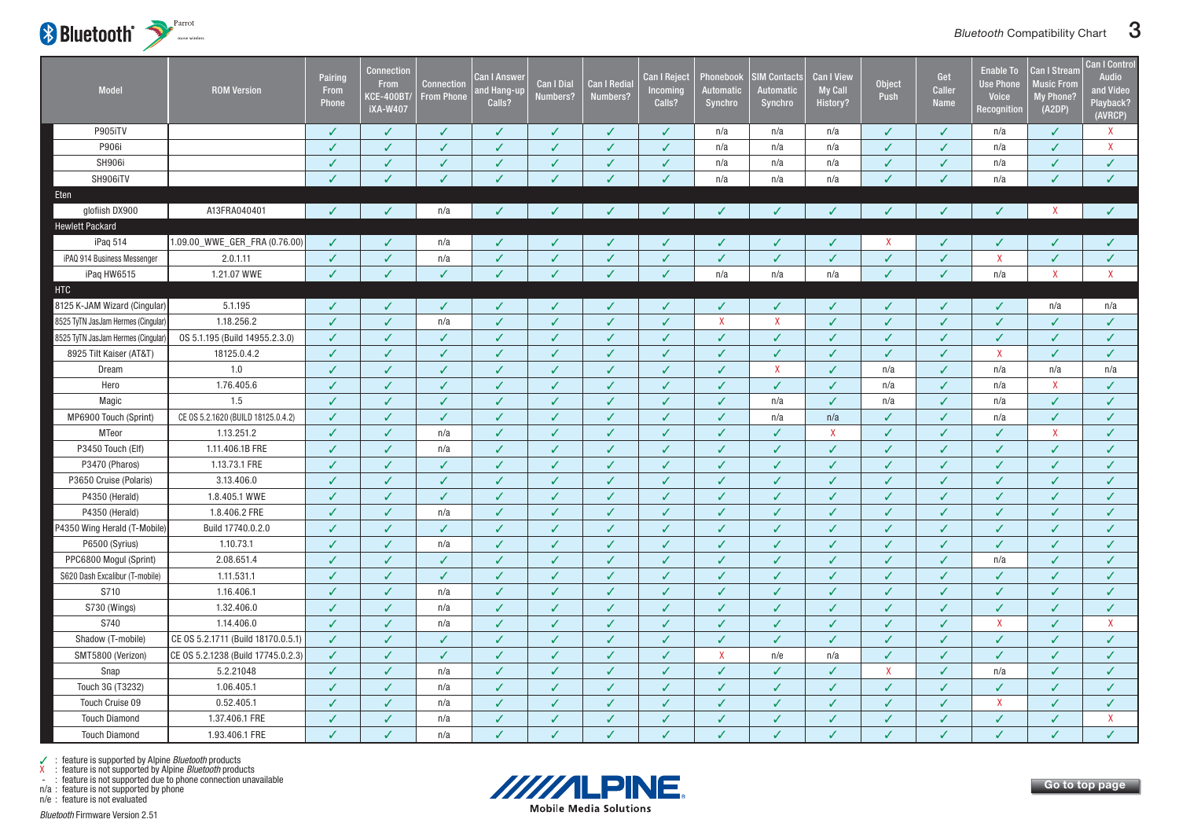| Model | ROM Version | Pairing From Phone | Connection From KCE-400BT/ iXA-W407 | Connection From Phone | Can I Answer and Hang-up Calls? | Can I Dial Numbers? | Can I Redial Numbers? | Can I Reject Incoming Calls? | Phonebook Automatic Synchro | SIM Contacts Automatic Synchro | Can I View My Call History? | Object Push | Get Caller Name | Enable To Use Phone Voice Recognition | Can I Stream Music From My Phone? (A2DP) | Can I Control Audio and Video Playback? (AVRCP) |
|---|---|---|---|---|---|---|---|---|---|---|---|---|---|---|---|---|
| P905iTV | | ✓ | ✓ | ✓ | ✓ | ✓ | ✓ | ✓ | n/a | n/a | n/a | ✓ | ✓ | n/a | ✓ | X |
| P906i | | ✓ | ✓ | ✓ | ✓ | ✓ | ✓ | ✓ | n/a | n/a | n/a | ✓ | ✓ | n/a | ✓ | X |
| SH906i | | ✓ | ✓ | ✓ | ✓ | ✓ | ✓ | ✓ | n/a | n/a | n/a | ✓ | ✓ | n/a | ✓ | ✓ |
| SH906iTV | | ✓ | ✓ | ✓ | ✓ | ✓ | ✓ | ✓ | n/a | n/a | n/a | ✓ | ✓ | n/a | ✓ | ✓ |
| **Eten** | | | | | | | | | | | | | | | | |
| glofiish DX900 | A13FRA040401 | ✓ | ✓ | n/a | ✓ | ✓ | ✓ | ✓ | ✓ | ✓ | ✓ | ✓ | ✓ | ✓ | X | ✓ |
| **Hewlett Packard** | | | | | | | | | | | | | | | | |
| iPaq 514 | 1.09.00_WWE_GER_FRA (0.76.00) | ✓ | ✓ | n/a | ✓ | ✓ | ✓ | ✓ | ✓ | ✓ | ✓ | X | ✓ | ✓ | ✓ | ✓ |
| iPAQ 914 Business Messenger | 2.0.1.11 | ✓ | ✓ | n/a | ✓ | ✓ | ✓ | ✓ | ✓ | ✓ | ✓ | ✓ | ✓ | X | ✓ | ✓ |
| iPaq HW6515 | 1.21.07 WWE | ✓ | ✓ | ✓ | ✓ | ✓ | ✓ | ✓ | n/a | n/a | n/a | ✓ | ✓ | n/a | X | X |
| **HTC** | | | | | | | | | | | | | | | | |
| 8125 K-JAM Wizard (Cingular) | 5.1.195 | ✓ | ✓ | ✓ | ✓ | ✓ | ✓ | ✓ | ✓ | ✓ | ✓ | ✓ | ✓ | ✓ | n/a | n/a |
| 8525 TyTN JasJam Hermes (Cingular) | 1.18.256.2 | ✓ | ✓ | n/a | ✓ | ✓ | ✓ | ✓ | X | X | ✓ | ✓ | ✓ | ✓ | ✓ | ✓ |
| 8525 TyTN JasJam Hermes (Cingular) | OS 5.1.195 (Build 14955.2.3.0) | ✓ | ✓ | ✓ | ✓ | ✓ | ✓ | ✓ | ✓ | ✓ | ✓ | ✓ | ✓ | ✓ | ✓ | ✓ |
| 8925 Tilt Kaiser (AT&T) | 18125.0.4.2 | ✓ | ✓ | ✓ | ✓ | ✓ | ✓ | ✓ | ✓ | ✓ | ✓ | ✓ | ✓ | X | ✓ | ✓ |
| Dream | 1.0 | ✓ | ✓ | ✓ | ✓ | ✓ | ✓ | ✓ | ✓ | X | ✓ | n/a | ✓ | n/a | n/a | n/a |
| Hero | 1.76.405.6 | ✓ | ✓ | ✓ | ✓ | ✓ | ✓ | ✓ | ✓ | ✓ | ✓ | n/a | ✓ | n/a | X | ✓ |
| Magic | 1.5 | ✓ | ✓ | ✓ | ✓ | ✓ | ✓ | ✓ | ✓ | n/a | ✓ | n/a | ✓ | n/a | ✓ | ✓ |
| MP6900 Touch (Sprint) | CE OS 5.2.1620 (BUILD 18125.0.4.2) | ✓ | ✓ | ✓ | ✓ | ✓ | ✓ | ✓ | ✓ | n/a | n/a | ✓ | ✓ | n/a | ✓ | ✓ |
| MTeor | 1.13.251.2 | ✓ | ✓ | n/a | ✓ | ✓ | ✓ | ✓ | ✓ | ✓ | X | ✓ | ✓ | ✓ | X | ✓ |
| P3450 Touch (Elf) | 1.11.406.1B FRE | ✓ | ✓ | n/a | ✓ | ✓ | ✓ | ✓ | ✓ | ✓ | ✓ | ✓ | ✓ | ✓ | ✓ | ✓ |
| P3470 (Pharos) | 1.13.73.1 FRE | ✓ | ✓ | ✓ | ✓ | ✓ | ✓ | ✓ | ✓ | ✓ | ✓ | ✓ | ✓ | ✓ | ✓ | ✓ |
| P3650 Cruise (Polaris) | 3.13.406.0 | ✓ | ✓ | ✓ | ✓ | ✓ | ✓ | ✓ | ✓ | ✓ | ✓ | ✓ | ✓ | ✓ | ✓ | ✓ |
| P4350 (Herald) | 1.8.405.1 WWE | ✓ | ✓ | ✓ | ✓ | ✓ | ✓ | ✓ | ✓ | ✓ | ✓ | ✓ | ✓ | ✓ | ✓ | ✓ |
| P4350 (Herald) | 1.8.406.2 FRE | ✓ | ✓ | n/a | ✓ | ✓ | ✓ | ✓ | ✓ | ✓ | ✓ | ✓ | ✓ | ✓ | ✓ | ✓ |
| P4350 Wing Herald (T-Mobile) | Build 17740.0.2.0 | ✓ | ✓ | ✓ | ✓ | ✓ | ✓ | ✓ | ✓ | ✓ | ✓ | ✓ | ✓ | ✓ | ✓ | ✓ |
| P6500 (Syrius) | 1.10.73.1 | ✓ | ✓ | n/a | ✓ | ✓ | ✓ | ✓ | ✓ | ✓ | ✓ | ✓ | ✓ | ✓ | ✓ | ✓ |
| PPC6800 Mogul (Sprint) | 2.08.651.4 | ✓ | ✓ | ✓ | ✓ | ✓ | ✓ | ✓ | ✓ | ✓ | ✓ | ✓ | ✓ | n/a | ✓ | ✓ |
| S620 Dash Excalibur (T-mobile) | 1.11.531.1 | ✓ | ✓ | ✓ | ✓ | ✓ | ✓ | ✓ | ✓ | ✓ | ✓ | ✓ | ✓ | ✓ | ✓ | ✓ |
| S710 | 1.16.406.1 | ✓ | ✓ | n/a | ✓ | ✓ | ✓ | ✓ | ✓ | ✓ | ✓ | ✓ | ✓ | ✓ | ✓ | ✓ |
| S730 (Wings) | 1.32.406.0 | ✓ | ✓ | n/a | ✓ | ✓ | ✓ | ✓ | ✓ | ✓ | ✓ | ✓ | ✓ | ✓ | ✓ | ✓ |
| S740 | 1.14.406.0 | ✓ | ✓ | n/a | ✓ | ✓ | ✓ | ✓ | ✓ | ✓ | ✓ | ✓ | ✓ | X | ✓ | X |
| Shadow (T-mobile) | CE OS 5.2.1711 (Build 18170.0.5.1) | ✓ | ✓ | ✓ | ✓ | ✓ | ✓ | ✓ | ✓ | ✓ | ✓ | ✓ | ✓ | ✓ | ✓ | ✓ |
| SMT5800 (Verizon) | CE OS 5.2.1238 (Build 17745.0.2.3) | ✓ | ✓ | ✓ | ✓ | ✓ | ✓ | ✓ | X | n/e | n/a | ✓ | ✓ | ✓ | ✓ | ✓ |
| Snap | 5.2.21048 | ✓ | ✓ | n/a | ✓ | ✓ | ✓ | ✓ | ✓ | ✓ | ✓ | X | ✓ | n/a | ✓ | ✓ |
| Touch 3G (T3232) | 1.06.405.1 | ✓ | ✓ | n/a | ✓ | ✓ | ✓ | ✓ | ✓ | ✓ | ✓ | ✓ | ✓ | ✓ | ✓ | ✓ |
| Touch Cruise 09 | 0.52.405.1 | ✓ | ✓ | n/a | ✓ | ✓ | ✓ | ✓ | ✓ | ✓ | ✓ | ✓ | ✓ | X | ✓ | ✓ |
| Touch Diamond | 1.37.406.1 FRE | ✓ | ✓ | n/a | ✓ | ✓ | ✓ | ✓ | ✓ | ✓ | ✓ | ✓ | ✓ | ✓ | ✓ | X |
| Touch Diamond | 1.93.406.1 FRE | ✓ | ✓ | n/a | ✓ | ✓ | ✓ | ✓ | ✓ | ✓ | ✓ | ✓ | ✓ | ✓ | ✓ | ✓ |

✓ : feature is supported by Alpine *Bluetooth* products
X : feature is not supported by Alpine *Bluetooth* products
\- : feature is not supported due to phone connection unavailable
n/a : feature is not supported by phone
n/e : feature is not evaluated

*Bluetooth* Firmware Version 2.51

Go to top page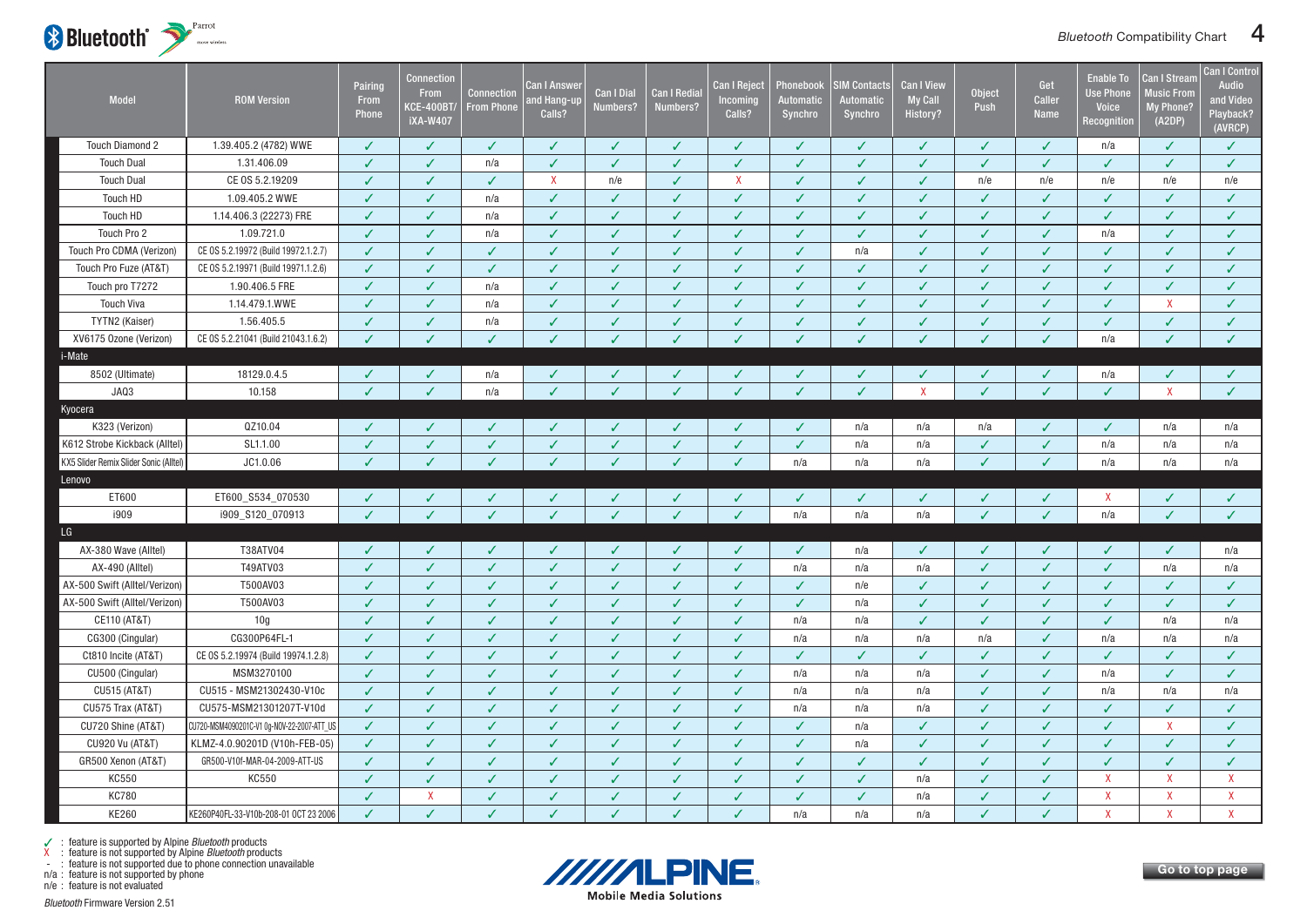| Model | ROM Version | Pairing From Phone | Connection From KCE-400BT/ iXA-W407 | Connection From Phone | Can I Answer and Hang-up Calls? | Can I Dial Numbers? | Can I Redial Numbers? | Can I Reject Incoming Calls? | Phonebook Automatic Synchro | SIM Contacts Automatic Synchro | Can I View My Call History? | Object Push | Get Caller Name | Enable To Use Phone Voice Recognition | Can I Stream Music From My Phone? (A2DP) | Can I Control Audio and Video Playback? (AVRCP) |
|---|---|---|---|---|---|---|---|---|---|---|---|---|---|---|---|---|
| Touch Diamond 2 | 1.39.405.2 (4782) WWE | ✓ | ✓ | ✓ | ✓ | ✓ | ✓ | ✓ | ✓ | ✓ | ✓ | ✓ | ✓ | n/a | ✓ | ✓ |
| Touch Dual | 1.31.406.09 | ✓ | ✓ | n/a | ✓ | ✓ | ✓ | ✓ | ✓ | ✓ | ✓ | ✓ | ✓ | ✓ | ✓ | ✓ |
| Touch Dual | CE OS 5.2.19209 | ✓ | ✓ | ✓ | X | n/e | ✓ | X | ✓ | ✓ | ✓ | n/e | n/e | n/e | n/e | n/e |
| Touch HD | 1.09.405.2 WWE | ✓ | ✓ | n/a | ✓ | ✓ | ✓ | ✓ | ✓ | ✓ | ✓ | ✓ | ✓ | ✓ | ✓ | ✓ |
| Touch HD | 1.14.406.3 (22273) FRE | ✓ | ✓ | n/a | ✓ | ✓ | ✓ | ✓ | ✓ | ✓ | ✓ | ✓ | ✓ | ✓ | ✓ | ✓ |
| Touch Pro 2 | 1.09.721.0 | ✓ | ✓ | n/a | ✓ | ✓ | ✓ | ✓ | ✓ | ✓ | ✓ | ✓ | ✓ | n/a | ✓ | ✓ |
| Touch Pro CDMA (Verizon) | CE OS 5.2.19972 (Build 19972.1.2.7) | ✓ | ✓ | ✓ | ✓ | ✓ | ✓ | ✓ | ✓ | n/a | ✓ | ✓ | ✓ | ✓ | ✓ | ✓ |
| Touch Pro Fuze (AT&T) | CE OS 5.2.19971 (Build 19971.1.2.6) | ✓ | ✓ | ✓ | ✓ | ✓ | ✓ | ✓ | ✓ | ✓ | ✓ | ✓ | ✓ | ✓ | ✓ | ✓ |
| Touch pro T7272 | 1.90.406.5 FRE | ✓ | ✓ | n/a | ✓ | ✓ | ✓ | ✓ | ✓ | ✓ | ✓ | ✓ | ✓ | ✓ | ✓ | ✓ |
| Touch Viva | 1.14.479.1.WWE | ✓ | ✓ | n/a | ✓ | ✓ | ✓ | ✓ | ✓ | ✓ | ✓ | ✓ | ✓ | ✓ | X | ✓ |
| TYTN2 (Kaiser) | 1.56.405.5 | ✓ | ✓ | n/a | ✓ | ✓ | ✓ | ✓ | ✓ | ✓ | ✓ | ✓ | ✓ | ✓ | ✓ | ✓ |
| XV6175 Ozone (Verizon) | CE OS 5.2.21041 (Build 21043.1.6.2) | ✓ | ✓ | ✓ | ✓ | ✓ | ✓ | ✓ | ✓ | ✓ | ✓ | ✓ | ✓ | n/a | ✓ | ✓ |
| **i-Mate** | | | | | | | | | | | | | | | | |
| 8502 (Ultimate) | 18129.0.4.5 | ✓ | ✓ | n/a | ✓ | ✓ | ✓ | ✓ | ✓ | ✓ | ✓ | ✓ | ✓ | n/a | ✓ | ✓ |
| JAQ3 | 10.158 | ✓ | ✓ | n/a | ✓ | ✓ | ✓ | ✓ | ✓ | ✓ | X | ✓ | ✓ | ✓ | X | ✓ |
| **Kyocera** | | | | | | | | | | | | | | | | |
| K323 (Verizon) | QZ10.04 | ✓ | ✓ | ✓ | ✓ | ✓ | ✓ | ✓ | ✓ | n/a | n/a | n/a | ✓ | ✓ | n/a | n/a |
| K612 Strobe Kickback (Alltel) | SL1.1.00 | ✓ | ✓ | ✓ | ✓ | ✓ | ✓ | ✓ | ✓ | n/a | n/a | ✓ | ✓ | n/a | n/a | n/a |
| KX5 Slider Remix Slider Sonic (Alltel) | JC1.0.06 | ✓ | ✓ | ✓ | ✓ | ✓ | ✓ | ✓ | n/a | n/a | n/a | ✓ | ✓ | n/a | n/a | n/a |
| **Lenovo** | | | | | | | | | | | | | | | | |
| ET600 | ET600_S534_070530 | ✓ | ✓ | ✓ | ✓ | ✓ | ✓ | ✓ | ✓ | ✓ | ✓ | ✓ | ✓ | X | ✓ | ✓ |
| i909 | i909_S120_070913 | ✓ | ✓ | ✓ | ✓ | ✓ | ✓ | ✓ | n/a | n/a | n/a | ✓ | ✓ | n/a | ✓ | ✓ |
| **LG** | | | | | | | | | | | | | | | | |
| AX-380 Wave (Alltel) | T38ATV04 | ✓ | ✓ | ✓ | ✓ | ✓ | ✓ | ✓ | ✓ | n/a | ✓ | ✓ | ✓ | ✓ | ✓ | n/a |
| AX-490 (Alltel) | T49ATV03 | ✓ | ✓ | ✓ | ✓ | ✓ | ✓ | ✓ | n/a | n/a | n/a | ✓ | ✓ | ✓ | n/a | n/a |
| AX-500 Swift (Alltel/Verizon) | T500AV03 | ✓ | ✓ | ✓ | ✓ | ✓ | ✓ | ✓ | ✓ | n/e | ✓ | ✓ | ✓ | ✓ | ✓ | ✓ |
| AX-500 Swift (Alltel/Verizon) | T500AV03 | ✓ | ✓ | ✓ | ✓ | ✓ | ✓ | ✓ | ✓ | n/a | ✓ | ✓ | ✓ | ✓ | ✓ | ✓ |
| CE110 (AT&T) | 10g | ✓ | ✓ | ✓ | ✓ | ✓ | ✓ | ✓ | n/a | n/a | ✓ | ✓ | ✓ | ✓ | n/a | n/a |
| CG300 (Cingular) | CG300P64FL-1 | ✓ | ✓ | ✓ | ✓ | ✓ | ✓ | ✓ | n/a | n/a | n/a | n/a | ✓ | n/a | n/a | n/a |
| Ct810 Incite (AT&T) | CE OS 5.2.19974 (Build 19974.1.2.8) | ✓ | ✓ | ✓ | ✓ | ✓ | ✓ | ✓ | ✓ | ✓ | ✓ | ✓ | ✓ | ✓ | ✓ | ✓ |
| CU500 (Cingular) | MSM3270100 | ✓ | ✓ | ✓ | ✓ | ✓ | ✓ | ✓ | n/a | n/a | n/a | ✓ | ✓ | n/a | ✓ | ✓ |
| CU515 (AT&T) | CU515 - MSM21302430-V10c | ✓ | ✓ | ✓ | ✓ | ✓ | ✓ | ✓ | n/a | n/a | n/a | ✓ | ✓ | n/a | n/a | n/a |
| CU575 Trax (AT&T) | CU575-MSM21301207T-V10d | ✓ | ✓ | ✓ | ✓ | ✓ | ✓ | ✓ | n/a | n/a | n/a | ✓ | ✓ | ✓ | ✓ | ✓ |
| CU720 Shine (AT&T) | CU720-MSM4090201C-V1 0g-NOV-22-2007-ATT_US | ✓ | ✓ | ✓ | ✓ | ✓ | ✓ | ✓ | ✓ | n/a | ✓ | ✓ | ✓ | ✓ | X | ✓ |
| CU920 Vu (AT&T) | KLMZ-4.0.90201D (V10h-FEB-05) | ✓ | ✓ | ✓ | ✓ | ✓ | ✓ | ✓ | ✓ | n/a | ✓ | ✓ | ✓ | ✓ | ✓ | ✓ |
| GR500 Xenon (AT&T) | GR500-V10f-MAR-04-2009-ATT-US | ✓ | ✓ | ✓ | ✓ | ✓ | ✓ | ✓ | ✓ | ✓ | ✓ | ✓ | ✓ | ✓ | ✓ | ✓ |
| KC550 | KC550 | ✓ | ✓ | ✓ | ✓ | ✓ | ✓ | ✓ | ✓ | ✓ | n/a | ✓ | ✓ | X | X | X |
| KC780 | | ✓ | X | ✓ | ✓ | ✓ | ✓ | ✓ | ✓ | ✓ | n/a | ✓ | ✓ | X | X | X |
| KE260 | KE260P40FL-33-V10b-208-01 OCT 23 2006 | ✓ | ✓ | ✓ | ✓ | ✓ | ✓ | ✓ | n/a | n/a | n/a | ✓ | ✓ | X | X | X |

✓ : feature is supported by Alpine *Bluetooth* products
X : feature is not supported by Alpine *Bluetooth* products
- : feature is not supported due to phone connection unavailable
n/a : feature is not supported by phone
n/e : feature is not evaluated

*Bluetooth* Firmware Version 2.51

Go to top page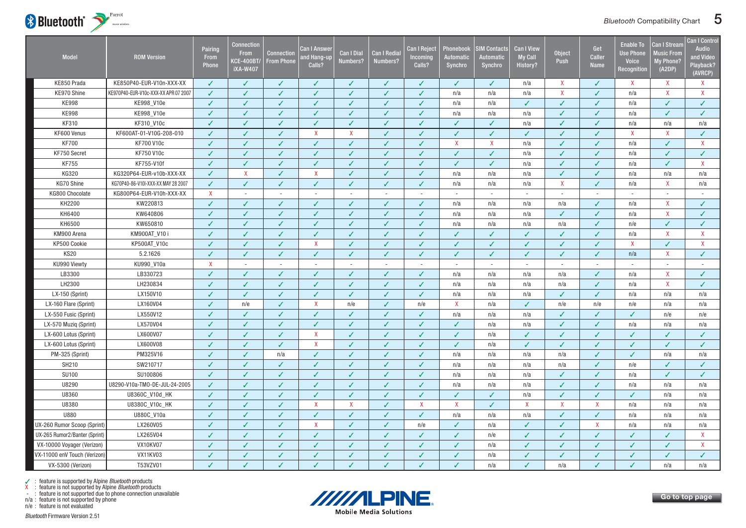| Model | ROM Version | Pairing From Phone | Connection From KCE-400BT/ iXA-W407 | Connection From Phone | Can I Answer and Hang-up Calls? | Can I Dial Numbers? | Can I Redial Numbers? | Can I Reject Incoming Calls? | Phonebook Automatic Synchro | SIM Contacts Automatic Synchro | Can I View My Call History? | Object Push | Get Caller Name | Enable To Use Phone Voice Recognition | Can I Stream Music From My Phone? (A2DP) | Can I Control Audio and Video Playback? (AVRCP) |
|---|---|---|---|---|---|---|---|---|---|---|---|---|---|---|---|---|
| KE850 Prada | KE850P40-EUR-V10n-XXX-XX | ✓ | ✓ | ✓ | ✓ | ✓ | ✓ | ✓ | ✓ | ✓ | n/a | X | ✓ | X | X | X |
| KE970 Shine | KE970P40-EUR-V10c-XXX-XX APR 07 2007 | ✓ | ✓ | ✓ | ✓ | ✓ | ✓ | ✓ | n/a | n/a | n/a | X | ✓ | n/a | X | X |
| KE998 | KE998_V10e | ✓ | ✓ | ✓ | ✓ | ✓ | ✓ | ✓ | n/a | n/a | ✓ | ✓ | ✓ | n/a | ✓ | ✓ |
| KE998 | KE998_V10e | ✓ | ✓ | ✓ | ✓ | ✓ | ✓ | ✓ | n/a | n/a | n/a | ✓ | ✓ | n/a | ✓ | ✓ |
| KF310 | KF310_V10c | ✓ | ✓ | ✓ | ✓ | ✓ | ✓ | ✓ | ✓ | ✓ | n/a | ✓ | ✓ | n/a | n/a | n/a |
| KF600 Venus | KF600AT-01-V10G-208-010 | ✓ | ✓ | ✓ | X | X | ✓ | ✓ | ✓ | ✓ | ✓ | ✓ | ✓ | X | X | ✓ |
| KF700 | KF700 V10c | ✓ | ✓ | ✓ | ✓ | ✓ | ✓ | ✓ | X | X | n/a | ✓ | ✓ | n/a | ✓ | X |
| KF750 Secret | KF750 V10c | ✓ | ✓ | ✓ | ✓ | ✓ | ✓ | ✓ | ✓ | ✓ | n/a | ✓ | ✓ | n/a | ✓ | ✓ |
| KF755 | KF755-V10f | ✓ | ✓ | ✓ | ✓ | ✓ | ✓ | ✓ | ✓ | ✓ | n/a | ✓ | ✓ | n/a | ✓ | X |
| KG320 | KG320P64-EUR-v10b-XXX-XX | ✓ | X | ✓ | X | ✓ | ✓ | ✓ | n/a | n/a | n/a | ✓ | ✓ | n/a | n/a | n/a |
| KG70 Shine | KG70P40-86-V10I-XXX-XX MAY 28 2007 | ✓ | ✓ | ✓ | ✓ | ✓ | ✓ | ✓ | n/a | n/a | n/a | X | ✓ | n/a | X | n/a |
| KG800 Chocolate | KG800P64-EUR-V10h-XXX-XX | X | - | - | - | - | - | - | - | - | - | - | - | - | - | - |
| KH2200 | KW220813 | ✓ | ✓ | ✓ | ✓ | ✓ | ✓ | ✓ | n/a | n/a | n/a | n/a | ✓ | n/a | X | ✓ |
| KH6400 | KW640806 | ✓ | ✓ | ✓ | ✓ | ✓ | ✓ | ✓ | n/a | n/a | n/a | ✓ | ✓ | n/a | X | ✓ |
| KH6500 | KW650810 | ✓ | ✓ | ✓ | ✓ | ✓ | ✓ | ✓ | n/a | n/a | n/a | n/a | ✓ | n/e | ✓ | ✓ |
| KM900 Arena | KM900AT_V10 i | ✓ | ✓ | ✓ | ✓ | ✓ | ✓ | ✓ | ✓ | ✓ | ✓ | ✓ | ✓ | n/a | X | X |
| KP500 Cookie | KP500AT_V10c | ✓ | ✓ | ✓ | X | ✓ | ✓ | ✓ | ✓ | ✓ | ✓ | ✓ | ✓ | X | ✓ | X |
| KS20 | 5.2.1626 | ✓ | ✓ | ✓ | ✓ | ✓ | ✓ | ✓ | ✓ | ✓ | ✓ | ✓ | ✓ | n/a | X | ✓ |
| KU990 Viewty | KU990_V10a | X | - | - | - | - | - | - | - | - | - | - | - | - | - | - |
| LB3300 | LB330723 | ✓ | ✓ | ✓ | ✓ | ✓ | ✓ | ✓ | n/a | n/a | n/a | n/a | ✓ | n/a | X | ✓ |
| LH2300 | LH230834 | ✓ | ✓ | ✓ | ✓ | ✓ | ✓ | ✓ | n/a | n/a | n/a | n/a | ✓ | n/a | X | ✓ |
| LX-150 (Sprint) | LX150V10 | ✓ | ✓ | ✓ | ✓ | ✓ | ✓ | ✓ | n/a | n/a | n/a | ✓ | ✓ | n/a | n/a | n/a |
| LX-160 Flare (Sprint) | LX160V04 | ✓ | n/e | ✓ | X | n/e | ✓ | n/e | X | n/a | ✓ | n/e | n/e | n/e | n/a | n/a |
| LX-550 Fusic (Sprint) | LX550V12 | ✓ | ✓ | ✓ | ✓ | ✓ | ✓ | ✓ | n/a | n/a | n/a | ✓ | ✓ | ✓ | n/e | n/e |
| LX-570 Muziq (Sprint) | LX570V04 | ✓ | ✓ | ✓ | ✓ | ✓ | ✓ | ✓ | ✓ | n/a | n/a | ✓ | ✓ | n/a | n/a | n/a |
| LX-600 Lotus (Sprint) | LX600V07 | ✓ | ✓ | ✓ | X | ✓ | ✓ | ✓ | ✓ | n/a | ✓ | ✓ | ✓ | ✓ | ✓ | ✓ |
| LX-600 Lotus (Sprint) | LX600V08 | ✓ | ✓ | ✓ | X | ✓ | ✓ | ✓ | ✓ | n/a | ✓ | ✓ | ✓ | ✓ | ✓ | ✓ |
| PM-325 (Sprint) | PM325V16 | ✓ | ✓ | n/a | ✓ | ✓ | ✓ | ✓ | n/a | n/a | n/a | n/a | ✓ | ✓ | n/a | n/a |
| SH210 | SW210717 | ✓ | ✓ | ✓ | ✓ | ✓ | ✓ | ✓ | n/a | n/a | n/a | n/a | ✓ | n/e | ✓ | ✓ |
| SU100 | SU100806 | ✓ | ✓ | ✓ | ✓ | ✓ | ✓ | ✓ | n/a | n/a | n/a | ✓ | ✓ | n/a | ✓ | ✓ |
| U8290 | U8290-V10a-TMO-DE-JUL-24-2005 | ✓ | ✓ | ✓ | ✓ | ✓ | ✓ | ✓ | n/a | n/a | n/a | ✓ | ✓ | n/a | n/a | n/a |
| U8360 | U8360C_V10d_HK | ✓ | ✓ | ✓ | ✓ | ✓ | ✓ | ✓ | ✓ | ✓ | n/a | ✓ | ✓ | ✓ | n/a | n/a |
| U8380 | U8380C_V10c_HK | ✓ | ✓ | ✓ | X | X | ✓ | X | X | ✓ | X | X | X | n/a | n/a | n/a |
| U880 | U880C_V10a | ✓ | ✓ | ✓ | ✓ | ✓ | ✓ | ✓ | n/a | n/a | n/a | ✓ | ✓ | n/a | n/a | n/a |
| UX-260 Rumor Scoop (Sprint) | LX260V05 | ✓ | ✓ | ✓ | X | ✓ | ✓ | n/e | ✓ | n/a | ✓ | ✓ | X | n/a | n/a | n/a |
| UX-265 Rumor2/Banter (Sprint) | LX265V04 | ✓ | ✓ | ✓ | ✓ | ✓ | ✓ | ✓ | ✓ | n/e | ✓ | ✓ | ✓ | ✓ | ✓ | X |
| VX-10000 Voyager (Verizon) | VX10KV07 | ✓ | ✓ | ✓ | ✓ | ✓ | ✓ | ✓ | ✓ | n/a | ✓ | ✓ | ✓ | ✓ | ✓ | X |
| VX-11000 enV Touch (Verizon) | VX11KV03 | ✓ | ✓ | ✓ | ✓ | ✓ | ✓ | ✓ | ✓ | n/a | ✓ | ✓ | ✓ | ✓ | ✓ | ✓ |
| VX-5300 (Verizon) | T53VZV01 | ✓ | ✓ | ✓ | ✓ | ✓ | ✓ | ✓ | ✓ | n/a | ✓ | n/a | ✓ | ✓ | n/a | n/a |

✓ : feature is supported by Alpine *Bluetooth* products
X : feature is not supported by Alpine *Bluetooth* products
- : feature is not supported due to phone connection unavailable
n/a : feature is not supported by phone
n/e : feature is not evaluated

*Bluetooth* Firmware Version 2.51

Mobile Media Solutions

Go to top page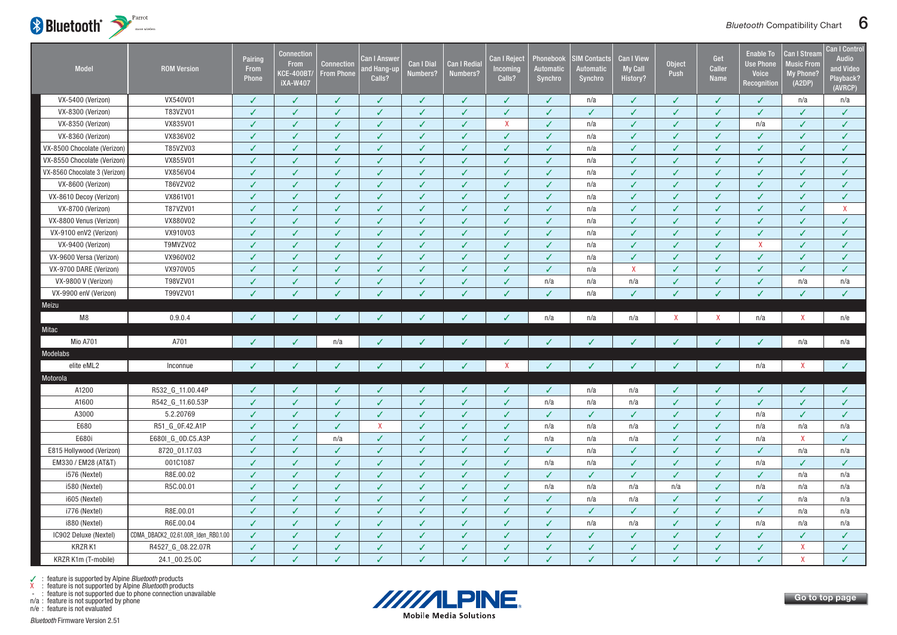| Model | ROM Version | Pairing From Phone | Connection From KCE-400BT/ iXA-W407 | Connection From Phone | Can I Answer and Hang-up Calls? | Can I Dial Numbers? | Can I Redial Numbers? | Can I Reject Incoming Calls? | Phonebook Automatic Synchro | SIM Contacts Automatic Synchro | Can I View My Call History? | Object Push | Get Caller Name | Enable To Use Phone Voice Recognition | Can I Stream Music From My Phone? (A2DP) | Can I Control Audio and Video Playback? (AVRCP) |
|---|---|---|---|---|---|---|---|---|---|---|---|---|---|---|---|---|
| VX-5400 (Verizon) | VX540V01 | ✓ | ✓ | ✓ | ✓ | ✓ | ✓ | ✓ | ✓ | n/a | ✓ | ✓ | ✓ | ✓ | n/a | n/a |
| VX-8300 (Verizon) | T83VZV01 | ✓ | ✓ | ✓ | ✓ | ✓ | ✓ | ✓ | ✓ | ✓ | ✓ | ✓ | ✓ | ✓ | ✓ | ✓ |
| VX-8350 (Verizon) | VX835V01 | ✓ | ✓ | ✓ | ✓ | ✓ | ✓ | X | ✓ | n/a | ✓ | ✓ | ✓ | n/a | ✓ | ✓ |
| VX-8360 (Verizon) | VX836V02 | ✓ | ✓ | ✓ | ✓ | ✓ | ✓ | ✓ | ✓ | n/a | ✓ | ✓ | ✓ | ✓ | ✓ | ✓ |
| VX-8500 Chocolate (Verizon) | T85VZV03 | ✓ | ✓ | ✓ | ✓ | ✓ | ✓ | ✓ | ✓ | n/a | ✓ | ✓ | ✓ | ✓ | ✓ | ✓ |
| VX-8550 Chocolate (Verizon) | VX855V01 | ✓ | ✓ | ✓ | ✓ | ✓ | ✓ | ✓ | ✓ | n/a | ✓ | ✓ | ✓ | ✓ | ✓ | ✓ |
| VX-8560 Chocolate 3 (Verizon) | VX856V04 | ✓ | ✓ | ✓ | ✓ | ✓ | ✓ | ✓ | ✓ | n/a | ✓ | ✓ | ✓ | ✓ | ✓ | ✓ |
| VX-8600 (Verizon) | T86VZV02 | ✓ | ✓ | ✓ | ✓ | ✓ | ✓ | ✓ | ✓ | n/a | ✓ | ✓ | ✓ | ✓ | ✓ | ✓ |
| VX-8610 Decoy (Verizon) | VX861V01 | ✓ | ✓ | ✓ | ✓ | ✓ | ✓ | ✓ | ✓ | n/a | ✓ | ✓ | ✓ | ✓ | ✓ | ✓ |
| VX-8700 (Verizon) | T87VZV01 | ✓ | ✓ | ✓ | ✓ | ✓ | ✓ | ✓ | ✓ | n/a | ✓ | ✓ | ✓ | ✓ | ✓ | X |
| VX-8800 Venus (Verizon) | VX880V02 | ✓ | ✓ | ✓ | ✓ | ✓ | ✓ | ✓ | ✓ | n/a | ✓ | ✓ | ✓ | ✓ | ✓ | ✓ |
| VX-9100 enV2 (Verizon) | VX910V03 | ✓ | ✓ | ✓ | ✓ | ✓ | ✓ | ✓ | ✓ | n/a | ✓ | ✓ | ✓ | ✓ | ✓ | ✓ |
| VX-9400 (Verizon) | T9MVZV02 | ✓ | ✓ | ✓ | ✓ | ✓ | ✓ | ✓ | ✓ | n/a | ✓ | ✓ | ✓ | X | ✓ | ✓ |
| VX-9600 Versa (Verizon) | VX960V02 | ✓ | ✓ | ✓ | ✓ | ✓ | ✓ | ✓ | ✓ | n/a | ✓ | ✓ | ✓ | ✓ | ✓ | ✓ |
| VX-9700 DARE (Verizon) | VX970V05 | ✓ | ✓ | ✓ | ✓ | ✓ | ✓ | ✓ | ✓ | n/a | X | ✓ | ✓ | ✓ | ✓ | ✓ |
| VX-9800 V (Verizon) | T98VZV01 | ✓ | ✓ | ✓ | ✓ | ✓ | ✓ | ✓ | n/a | n/a | n/a | ✓ | ✓ | ✓ | n/a | n/a |
| VX-9900 enV (Verizon) | T99VZV01 | ✓ | ✓ | ✓ | ✓ | ✓ | ✓ | ✓ | ✓ | n/a | ✓ | ✓ | ✓ | ✓ | ✓ | ✓ |
| **Meizu** | | | | | | | | | | | | | | | | |
| M8 | 0.9.0.4 | ✓ | ✓ | ✓ | ✓ | ✓ | ✓ | ✓ | n/a | n/a | n/a | X | X | n/a | X | n/e |
| **Mitac** | | | | | | | | | | | | | | | | |
| Mio A701 | A701 | ✓ | ✓ | n/a | ✓ | ✓ | ✓ | ✓ | ✓ | ✓ | ✓ | ✓ | ✓ | ✓ | n/a | n/a |
| **Modelabs** | | | | | | | | | | | | | | | | |
| elite eML2 | Inconnue | ✓ | ✓ | ✓ | ✓ | ✓ | ✓ | X | ✓ | ✓ | ✓ | ✓ | ✓ | n/a | X | ✓ |
| **Motorola** | | | | | | | | | | | | | | | | |
| A1200 | R532_G_11.00.44P | ✓ | ✓ | ✓ | ✓ | ✓ | ✓ | ✓ | ✓ | n/a | n/a | ✓ | ✓ | ✓ | ✓ | ✓ |
| A1600 | R542_G_11.60.53P | ✓ | ✓ | ✓ | ✓ | ✓ | ✓ | ✓ | n/a | n/a | n/a | ✓ | ✓ | ✓ | ✓ | ✓ |
| A3000 | 5.2.20769 | ✓ | ✓ | ✓ | ✓ | ✓ | ✓ | ✓ | ✓ | ✓ | ✓ | ✓ | ✓ | n/a | ✓ | ✓ |
| E680 | R51_G_0F.42.A1P | ✓ | ✓ | ✓ | X | ✓ | ✓ | ✓ | n/a | n/a | n/a | ✓ | ✓ | n/a | n/a | n/a |
| E680i | E680I_G_0D.C5.A3P | ✓ | ✓ | n/a | ✓ | ✓ | ✓ | ✓ | n/a | n/a | n/a | ✓ | ✓ | n/a | X | ✓ |
| E815 Hollywood (Verizon) | 8720_01.17.03 | ✓ | ✓ | ✓ | ✓ | ✓ | ✓ | ✓ | ✓ | n/a | ✓ | ✓ | ✓ | ✓ | n/a | n/a |
| EM330 / EM28 (AT&T) | 001C1087 | ✓ | ✓ | ✓ | ✓ | ✓ | ✓ | ✓ | n/a | n/a | ✓ | ✓ | ✓ | n/a | ✓ | ✓ |
| i576 (Nextel) | R8E.00.02 | ✓ | ✓ | ✓ | ✓ | ✓ | ✓ | ✓ | ✓ | ✓ | ✓ | ✓ | ✓ | ✓ | n/a | n/a |
| i580 (Nextel) | R5C.00.01 | ✓ | ✓ | ✓ | ✓ | ✓ | ✓ | ✓ | n/a | n/a | n/a | n/a | ✓ | n/a | n/a | n/a |
| i605 (Nextel) | | ✓ | ✓ | ✓ | ✓ | ✓ | ✓ | ✓ | ✓ | n/a | n/a | ✓ | ✓ | ✓ | n/a | n/a |
| i776 (Nextel) | R8E.00.01 | ✓ | ✓ | ✓ | ✓ | ✓ | ✓ | ✓ | ✓ | ✓ | ✓ | ✓ | ✓ | ✓ | n/a | n/a |
| i880 (Nextel) | R6E.00.04 | ✓ | ✓ | ✓ | ✓ | ✓ | ✓ | ✓ | ✓ | n/a | n/a | ✓ | ✓ | n/a | n/a | n/a |
| IC902 Deluxe (Nextel) | CDMA_DBACK2_02.61.00R_Iden_RB0.1.00 | ✓ | ✓ | ✓ | ✓ | ✓ | ✓ | ✓ | ✓ | ✓ | ✓ | ✓ | ✓ | ✓ | ✓ | ✓ |
| KRZR K1 | R4527_G_08.22.07R | ✓ | ✓ | ✓ | ✓ | ✓ | ✓ | ✓ | ✓ | ✓ | ✓ | ✓ | ✓ | ✓ | X | ✓ |
| KRZR K1m (T-mobile) | 24.1_00.25.0C | ✓ | ✓ | ✓ | ✓ | ✓ | ✓ | ✓ | ✓ | ✓ | ✓ | ✓ | ✓ | ✓ | X | ✓ |

✓ : feature is supported by Alpine *Bluetooth* products
X : feature is not supported by Alpine *Bluetooth* products
- : feature is not supported due to phone connection unavailable
n/a : feature is not supported by phone
n/e : feature is not evaluated

*Bluetooth* Firmware Version 2.51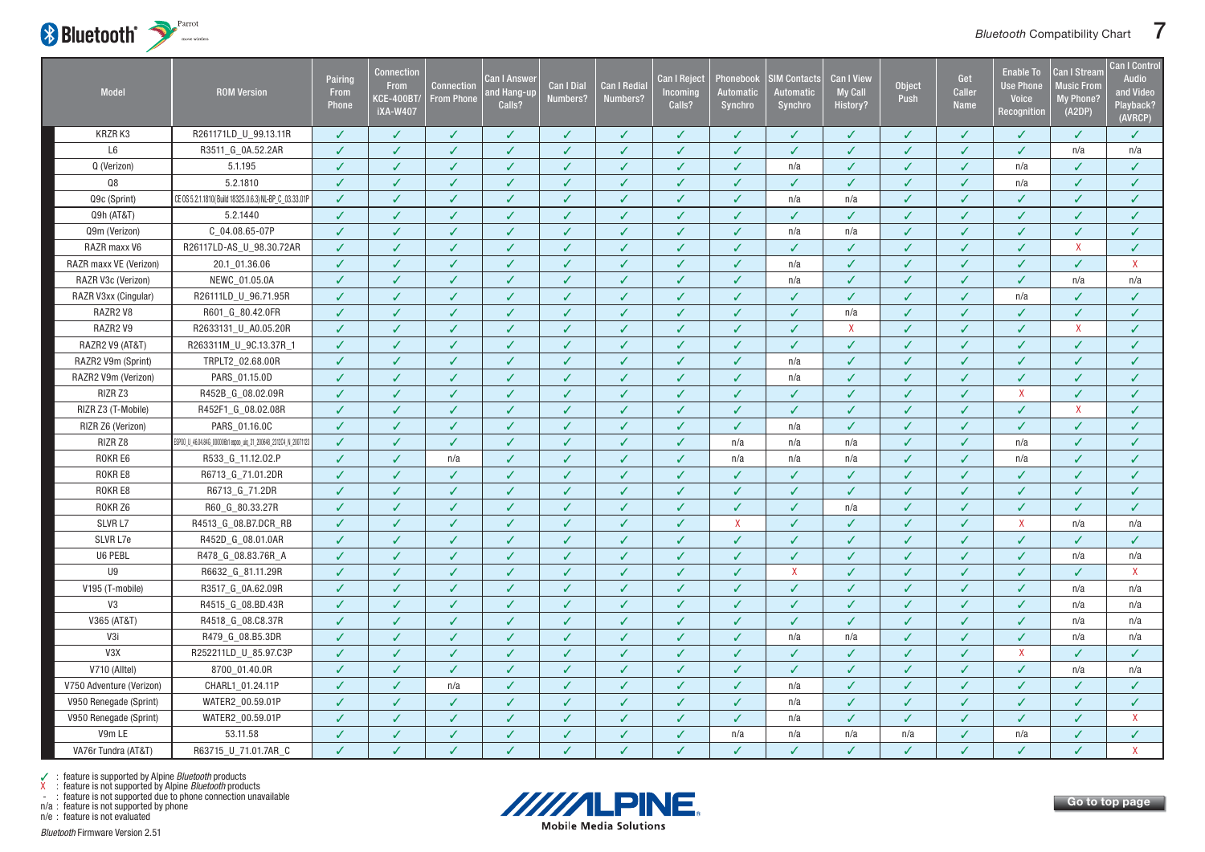| Model | ROM Version | Pairing From Phone | Connection From KCE-400BT/ iXA-W407 | Connection From Phone | Can I Answer and Hang-up Calls? | Can I Dial Numbers? | Can I Redial Numbers? | Can I Reject Incoming Calls? | Phonebook Automatic Synchro | SIM Contacts Automatic Synchro | Can I View My Call History? | Object Push | Get Caller Name | Enable To Use Phone Voice Recognition | Can I Stream Music From My Phone? (A2DP) | Can I Control Audio and Video Playback? (AVRCP) |
|---|---|---|---|---|---|---|---|---|---|---|---|---|---|---|---|---|
| KRZR K3 | R261171LD_U_99.13.11R | ✓ | ✓ | ✓ | ✓ | ✓ | ✓ | ✓ | ✓ | ✓ | ✓ | ✓ | ✓ | ✓ | ✓ | ✓ |
| L6 | R3511_G_0A.52.2AR | ✓ | ✓ | ✓ | ✓ | ✓ | ✓ | ✓ | ✓ | ✓ | ✓ | ✓ | ✓ | ✓ | n/a | n/a |
| Q (Verizon) | 5.1.195 | ✓ | ✓ | ✓ | ✓ | ✓ | ✓ | ✓ | ✓ | n/a | ✓ | ✓ | ✓ | n/a | ✓ | ✓ |
| Q8 | 5.2.1810 | ✓ | ✓ | ✓ | ✓ | ✓ | ✓ | ✓ | ✓ | ✓ | ✓ | ✓ | ✓ | n/a | ✓ | ✓ |
| Q9c (Sprint) | CE OS 5.2.1.1810 (Build 18325.0.6.3) NL-BP_C_03.33.01P | ✓ | ✓ | ✓ | ✓ | ✓ | ✓ | ✓ | ✓ | n/a | n/a | ✓ | ✓ | ✓ | ✓ | ✓ |
| Q9h (AT&T) | 5.2.1440 | ✓ | ✓ | ✓ | ✓ | ✓ | ✓ | ✓ | ✓ | ✓ | ✓ | ✓ | ✓ | ✓ | ✓ | ✓ |
| Q9m (Verizon) | C_04.08.65-07P | ✓ | ✓ | ✓ | ✓ | ✓ | ✓ | ✓ | ✓ | n/a | n/a | ✓ | ✓ | ✓ | ✓ | ✓ |
| RAZR maxx V6 | R26117LD-AS_U_98.30.72AR | ✓ | ✓ | ✓ | ✓ | ✓ | ✓ | ✓ | ✓ | ✓ | ✓ | ✓ | ✓ | ✓ | X | ✓ |
| RAZR maxx VE (Verizon) | 20.1_01.36.06 | ✓ | ✓ | ✓ | ✓ | ✓ | ✓ | ✓ | ✓ | n/a | ✓ | ✓ | ✓ | ✓ | ✓ | X |
| RAZR V3c (Verizon) | NEWC_01.05.0A | ✓ | ✓ | ✓ | ✓ | ✓ | ✓ | ✓ | ✓ | n/a | ✓ | ✓ | ✓ | ✓ | n/a | n/a |
| RAZR V3xx (Cingular) | R26111LD_U_96.71.95R | ✓ | ✓ | ✓ | ✓ | ✓ | ✓ | ✓ | ✓ | ✓ | ✓ | ✓ | ✓ | n/a | ✓ | ✓ |
| RAZR2 V8 | R601_G_80.42.0FR | ✓ | ✓ | ✓ | ✓ | ✓ | ✓ | ✓ | ✓ | ✓ | n/a | ✓ | ✓ | ✓ | ✓ | ✓ |
| RAZR2 V9 | R2633131_U_A0.05.20R | ✓ | ✓ | ✓ | ✓ | ✓ | ✓ | ✓ | ✓ | ✓ | X | ✓ | ✓ | ✓ | X | ✓ |
| RAZR2 V9 (AT&T) | R263311M_U_9C.13.37R_1 | ✓ | ✓ | ✓ | ✓ | ✓ | ✓ | ✓ | ✓ | ✓ | ✓ | ✓ | ✓ | ✓ | ✓ | ✓ |
| RAZR2 V9m (Sprint) | TRPLT2_02.68.00R | ✓ | ✓ | ✓ | ✓ | ✓ | ✓ | ✓ | ✓ | n/a | ✓ | ✓ | ✓ | ✓ | ✓ | ✓ |
| RAZR2 V9m (Verizon) | PARS_01.15.0D | ✓ | ✓ | ✓ | ✓ | ✓ | ✓ | ✓ | ✓ | n/a | ✓ | ✓ | ✓ | ✓ | ✓ | ✓ |
| RIZR Z3 | R452B_G_08.02.09R | ✓ | ✓ | ✓ | ✓ | ✓ | ✓ | ✓ | ✓ | ✓ | ✓ | ✓ | ✓ | X | ✓ | ✓ |
| RIZR Z3 (T-Mobile) | R452F1_G_08.02.08R | ✓ | ✓ | ✓ | ✓ | ✓ | ✓ | ✓ | ✓ | ✓ | ✓ | ✓ | ✓ | ✓ | X | ✓ |
| RIZR Z6 (Verizon) | PARS_01.16.0C | ✓ | ✓ | ✓ | ✓ | ✓ | ✓ | ✓ | ✓ | n/a | ✓ | ✓ | ✓ | ✓ | ✓ | ✓ |
| RIZR Z8 | ESPOO_U_46.04.84S_000006b1.espoo_uiq_31_300648_2312C4_N_20071123 | ✓ | ✓ | ✓ | ✓ | ✓ | ✓ | ✓ | n/a | n/a | n/a | ✓ | ✓ | n/a | ✓ | ✓ |
| ROKR E6 | R533_G_11.12.02.P | ✓ | ✓ | n/a | ✓ | ✓ | ✓ | ✓ | n/a | n/a | n/a | ✓ | ✓ | n/a | ✓ | ✓ |
| ROKR E8 | R6713_G_71.01.2DR | ✓ | ✓ | ✓ | ✓ | ✓ | ✓ | ✓ | ✓ | ✓ | ✓ | ✓ | ✓ | ✓ | ✓ | ✓ |
| ROKR E8 | R6713_G_71.2DR | ✓ | ✓ | ✓ | ✓ | ✓ | ✓ | ✓ | ✓ | ✓ | ✓ | ✓ | ✓ | ✓ | ✓ | ✓ |
| ROKR Z6 | R60_G_80.33.27R | ✓ | ✓ | ✓ | ✓ | ✓ | ✓ | ✓ | ✓ | ✓ | n/a | ✓ | ✓ | ✓ | ✓ | ✓ |
| SLVR L7 | R4513_G_08.B7.DCR_RB | ✓ | ✓ | ✓ | ✓ | ✓ | ✓ | ✓ | X | ✓ | ✓ | ✓ | ✓ | X | n/a | n/a |
| SLVR L7e | R452D_G_08.01.0AR | ✓ | ✓ | ✓ | ✓ | ✓ | ✓ | ✓ | ✓ | ✓ | ✓ | ✓ | ✓ | ✓ | ✓ | ✓ |
| U6 PEBL | R478_G_08.83.76R_A | ✓ | ✓ | ✓ | ✓ | ✓ | ✓ | ✓ | ✓ | ✓ | ✓ | ✓ | ✓ | ✓ | n/a | n/a |
| U9 | R6632_G_81.11.29R | ✓ | ✓ | ✓ | ✓ | ✓ | ✓ | ✓ | ✓ | X | ✓ | ✓ | ✓ | ✓ | ✓ | X |
| V195 (T-mobile) | R3517_G_0A.62.09R | ✓ | ✓ | ✓ | ✓ | ✓ | ✓ | ✓ | ✓ | ✓ | ✓ | ✓ | ✓ | ✓ | n/a | n/a |
| V3 | R4515_G_08.BD.43R | ✓ | ✓ | ✓ | ✓ | ✓ | ✓ | ✓ | ✓ | ✓ | ✓ | ✓ | ✓ | ✓ | n/a | n/a |
| V365 (AT&T) | R4518_G_08.C8.37R | ✓ | ✓ | ✓ | ✓ | ✓ | ✓ | ✓ | ✓ | ✓ | ✓ | ✓ | ✓ | ✓ | n/a | n/a |
| V3i | R479_G_08.B5.3DR | ✓ | ✓ | ✓ | ✓ | ✓ | ✓ | ✓ | ✓ | n/a | n/a | ✓ | ✓ | ✓ | n/a | n/a |
| V3X | R252211LD_U_85.97.C3P | ✓ | ✓ | ✓ | ✓ | ✓ | ✓ | ✓ | ✓ | ✓ | ✓ | ✓ | ✓ | X | ✓ | ✓ |
| V710 (Alltel) | 8700_01.40.0R | ✓ | ✓ | ✓ | ✓ | ✓ | ✓ | ✓ | ✓ | ✓ | ✓ | ✓ | ✓ | ✓ | n/a | n/a |
| V750 Adventure (Verizon) | CHARL1_01.24.11P | ✓ | ✓ | n/a | ✓ | ✓ | ✓ | ✓ | ✓ | n/a | ✓ | ✓ | ✓ | ✓ | ✓ | ✓ |
| V950 Renegade (Sprint) | WATER2_00.59.01P | ✓ | ✓ | ✓ | ✓ | ✓ | ✓ | ✓ | ✓ | n/a | ✓ | ✓ | ✓ | ✓ | ✓ | ✓ |
| V950 Renegade (Sprint) | WATER2_00.59.01P | ✓ | ✓ | ✓ | ✓ | ✓ | ✓ | ✓ | ✓ | n/a | ✓ | ✓ | ✓ | ✓ | ✓ | X |
| V9m LE | 53.11.58 | ✓ | ✓ | ✓ | ✓ | ✓ | ✓ | ✓ | n/a | n/a | n/a | n/a | ✓ | n/a | ✓ | ✓ |
| VA76r Tundra (AT&T) | R63715_U_71.01.7AR_C | ✓ | ✓ | ✓ | ✓ | ✓ | ✓ | ✓ | ✓ | ✓ | ✓ | ✓ | ✓ | ✓ | ✓ | X |

✓ : feature is supported by Alpine *Bluetooth* products
X : feature is not supported by Alpine *Bluetooth* products
\- : feature is not supported due to phone connection unavailable
n/a : feature is not supported by phone
n/e : feature is not evaluated

*Bluetooth* Firmware Version 2.51

Go to top page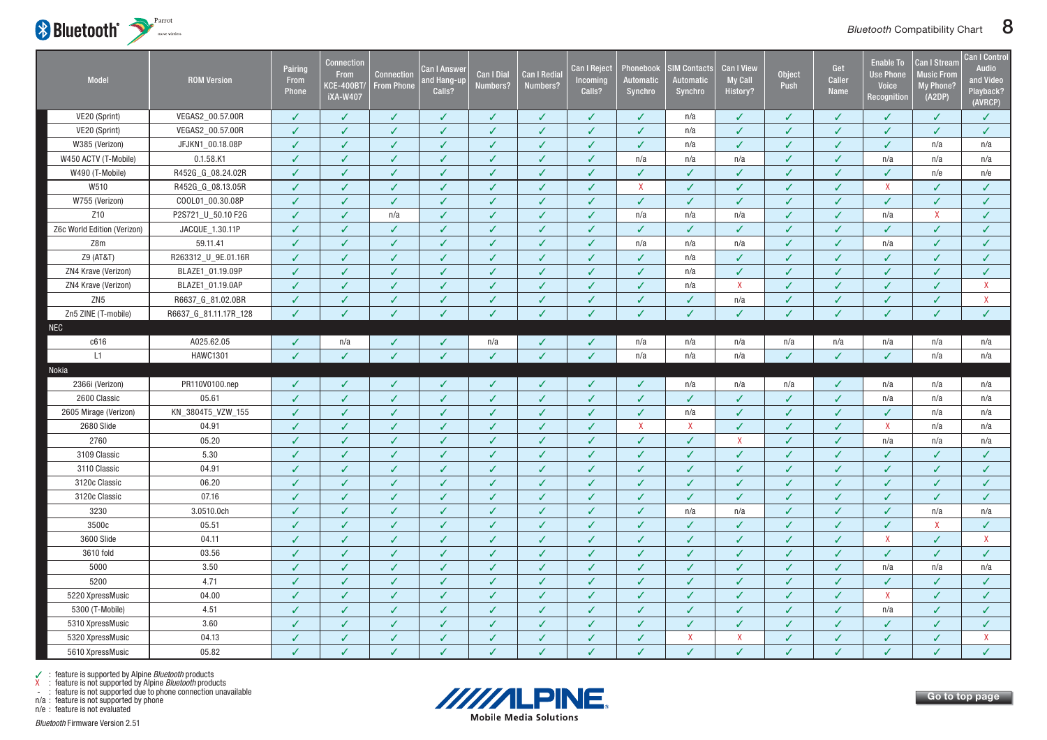| Model | ROM Version | Pairing From Phone | Connection From KCE-400BT/ iXA-W407 | Connection From Phone | Can I Answer and Hang-up Calls? | Can I Dial Numbers? | Can I Redial Numbers? | Can I Reject Incoming Calls? | Phonebook Automatic Synchro | SIM Contacts Automatic Synchro | Can I View My Call History? | Object Push | Get Caller Name | Enable To Use Phone Voice Recognition | Can I Stream Music From My Phone? (A2DP) | Can I Control Audio and Video Playback? (AVRCP) |
|---|---|---|---|---|---|---|---|---|---|---|---|---|---|---|---|---|
| VE20 (Sprint) | VEGAS2_00.57.00R | ✓ | ✓ | ✓ | ✓ | ✓ | ✓ | ✓ | ✓ | n/a | ✓ | ✓ | ✓ | ✓ | ✓ | ✓ |
| VE20 (Sprint) | VEGAS2_00.57.00R | ✓ | ✓ | ✓ | ✓ | ✓ | ✓ | ✓ | ✓ | n/a | ✓ | ✓ | ✓ | ✓ | ✓ | ✓ |
| W385 (Verizon) | JFJKN1_00.18.08P | ✓ | ✓ | ✓ | ✓ | ✓ | ✓ | ✓ | ✓ | n/a | ✓ | ✓ | ✓ | ✓ | n/a | n/a |
| W450 ACTV (T-Mobile) | 0.1.58.K1 | ✓ | ✓ | ✓ | ✓ | ✓ | ✓ | ✓ | n/a | n/a | n/a | ✓ | ✓ | n/a | n/a | n/a |
| W490 (T-Mobile) | R452G_G_08.24.02R | ✓ | ✓ | ✓ | ✓ | ✓ | ✓ | ✓ | ✓ | ✓ | ✓ | ✓ | ✓ | ✓ | n/e | n/e |
| W510 | R452G_G_08.13.05R | ✓ | ✓ | ✓ | ✓ | ✓ | ✓ | ✓ | X | ✓ | ✓ | ✓ | ✓ | X | ✓ | ✓ |
| W755 (Verizon) | COOL01_00.30.08P | ✓ | ✓ | ✓ | ✓ | ✓ | ✓ | ✓ | ✓ | ✓ | ✓ | ✓ | ✓ | ✓ | ✓ | ✓ |
| Z10 | P2S721_U_50.10 F2G | ✓ | ✓ | n/a | ✓ | ✓ | ✓ | ✓ | n/a | n/a | n/a | ✓ | ✓ | n/a | X | ✓ |
| Z6c World Edition (Verizon) | JACQUE_1.30.11P | ✓ | ✓ | ✓ | ✓ | ✓ | ✓ | ✓ | ✓ | ✓ | ✓ | ✓ | ✓ | ✓ | ✓ | ✓ |
| Z8m | 59.11.41 | ✓ | ✓ | ✓ | ✓ | ✓ | ✓ | ✓ | n/a | n/a | n/a | ✓ | ✓ | n/a | ✓ | ✓ |
| Z9 (AT&T) | R263312_U_9E.01.16R | ✓ | ✓ | ✓ | ✓ | ✓ | ✓ | ✓ | ✓ | n/a | ✓ | ✓ | ✓ | ✓ | ✓ | ✓ |
| ZN4 Krave (Verizon) | BLAZE1_01.19.09P | ✓ | ✓ | ✓ | ✓ | ✓ | ✓ | ✓ | ✓ | n/a | ✓ | ✓ | ✓ | ✓ | ✓ | ✓ |
| ZN4 Krave (Verizon) | BLAZE1_01.19.0AP | ✓ | ✓ | ✓ | ✓ | ✓ | ✓ | ✓ | ✓ | n/a | X | ✓ | ✓ | ✓ | ✓ | X |
| ZN5 | R6637_G_81.02.0BR | ✓ | ✓ | ✓ | ✓ | ✓ | ✓ | ✓ | ✓ | ✓ | n/a | ✓ | ✓ | ✓ | ✓ | X |
| Zn5 ZINE (T-mobile) | R6637_G_81.11.17R_128 | ✓ | ✓ | ✓ | ✓ | ✓ | ✓ | ✓ | ✓ | ✓ | ✓ | ✓ | ✓ | ✓ | ✓ | ✓ |
| **NEC** | | | | | | | | | | | | | | | | |
| c616 | A025.62.05 | ✓ | n/a | ✓ | ✓ | n/a | ✓ | ✓ | n/a | n/a | n/a | n/a | n/a | n/a | n/a | n/a |
| L1 | HAWC1301 | ✓ | ✓ | ✓ | ✓ | ✓ | ✓ | ✓ | n/a | n/a | n/a | ✓ | ✓ | ✓ | n/a | n/a |
| **Nokia** | | | | | | | | | | | | | | | | |
| 2366i (Verizon) | PR110V0100.nep | ✓ | ✓ | ✓ | ✓ | ✓ | ✓ | ✓ | ✓ | n/a | n/a | n/a | ✓ | n/a | n/a | n/a |
| 2600 Classic | 05.61 | ✓ | ✓ | ✓ | ✓ | ✓ | ✓ | ✓ | ✓ | ✓ | ✓ | ✓ | ✓ | n/a | n/a | n/a |
| 2605 Mirage (Verizon) | KN_3804T5_VZW_155 | ✓ | ✓ | ✓ | ✓ | ✓ | ✓ | ✓ | ✓ | n/a | ✓ | ✓ | ✓ | ✓ | n/a | n/a |
| 2680 Slide | 04.91 | ✓ | ✓ | ✓ | ✓ | ✓ | ✓ | ✓ | X | X | ✓ | ✓ | ✓ | X | n/a | n/a |
| 2760 | 05.20 | ✓ | ✓ | ✓ | ✓ | ✓ | ✓ | ✓ | ✓ | ✓ | X | ✓ | ✓ | n/a | n/a | n/a |
| 3109 Classic | 5.30 | ✓ | ✓ | ✓ | ✓ | ✓ | ✓ | ✓ | ✓ | ✓ | ✓ | ✓ | ✓ | ✓ | ✓ | ✓ |
| 3110 Classic | 04.91 | ✓ | ✓ | ✓ | ✓ | ✓ | ✓ | ✓ | ✓ | ✓ | ✓ | ✓ | ✓ | ✓ | ✓ | ✓ |
| 3120c Classic | 06.20 | ✓ | ✓ | ✓ | ✓ | ✓ | ✓ | ✓ | ✓ | ✓ | ✓ | ✓ | ✓ | ✓ | ✓ | ✓ |
| 3120c Classic | 07.16 | ✓ | ✓ | ✓ | ✓ | ✓ | ✓ | ✓ | ✓ | ✓ | ✓ | ✓ | ✓ | ✓ | ✓ | ✓ |
| 3230 | 3.0510.0ch | ✓ | ✓ | ✓ | ✓ | ✓ | ✓ | ✓ | ✓ | n/a | n/a | ✓ | ✓ | ✓ | n/a | n/a |
| 3500c | 05.51 | ✓ | ✓ | ✓ | ✓ | ✓ | ✓ | ✓ | ✓ | ✓ | ✓ | ✓ | ✓ | ✓ | X | ✓ |
| 3600 Slide | 04.11 | ✓ | ✓ | ✓ | ✓ | ✓ | ✓ | ✓ | ✓ | ✓ | ✓ | ✓ | ✓ | X | ✓ | X |
| 3610 fold | 03.56 | ✓ | ✓ | ✓ | ✓ | ✓ | ✓ | ✓ | ✓ | ✓ | ✓ | ✓ | ✓ | ✓ | ✓ | ✓ |
| 5000 | 3.50 | ✓ | ✓ | ✓ | ✓ | ✓ | ✓ | ✓ | ✓ | ✓ | ✓ | ✓ | ✓ | n/a | n/a | n/a |
| 5200 | 4.71 | ✓ | ✓ | ✓ | ✓ | ✓ | ✓ | ✓ | ✓ | ✓ | ✓ | ✓ | ✓ | ✓ | ✓ | ✓ |
| 5220 XpressMusic | 04.00 | ✓ | ✓ | ✓ | ✓ | ✓ | ✓ | ✓ | ✓ | ✓ | ✓ | ✓ | ✓ | X | ✓ | ✓ |
| 5300 (T-Mobile) | 4.51 | ✓ | ✓ | ✓ | ✓ | ✓ | ✓ | ✓ | ✓ | ✓ | ✓ | ✓ | ✓ | n/a | ✓ | ✓ |
| 5310 XpressMusic | 3.60 | ✓ | ✓ | ✓ | ✓ | ✓ | ✓ | ✓ | ✓ | ✓ | ✓ | ✓ | ✓ | ✓ | ✓ | ✓ |
| 5320 XpressMusic | 04.13 | ✓ | ✓ | ✓ | ✓ | ✓ | ✓ | ✓ | ✓ | X | X | ✓ | ✓ | ✓ | ✓ | X |
| 5610 XpressMusic | 05.82 | ✓ | ✓ | ✓ | ✓ | ✓ | ✓ | ✓ | ✓ | ✓ | ✓ | ✓ | ✓ | ✓ | ✓ | ✓ |

✓ : feature is supported by Alpine *Bluetooth* products
X : feature is not supported by Alpine *Bluetooth* products
- : feature is not supported due to phone connection unavailable
n/a : feature is not supported by phone
n/e : feature is not evaluated

*Bluetooth* Firmware Version 2.51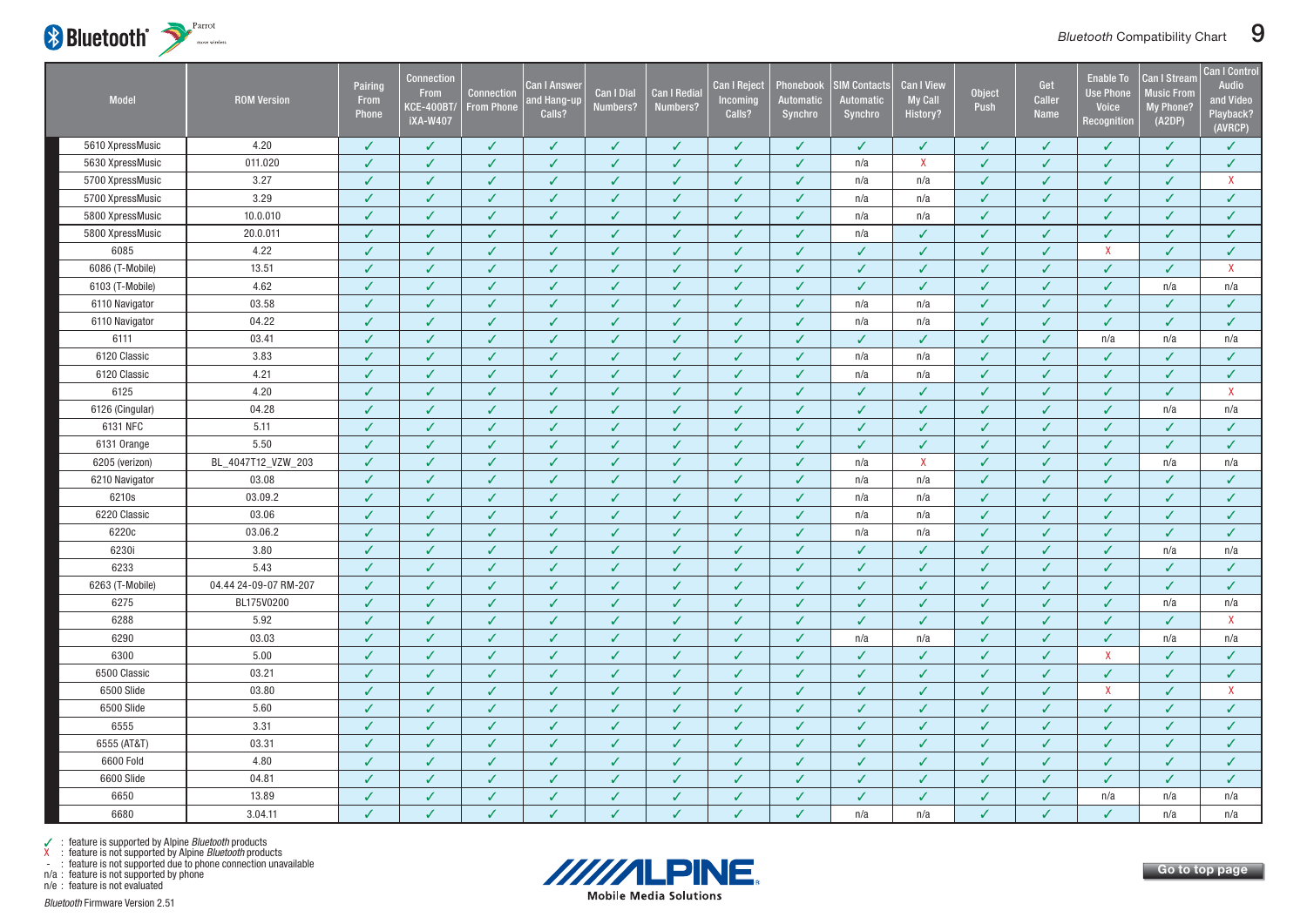| Model | ROM Version | Pairing From Phone | Connection From KCE-400BT/ iXA-W407 | Connection From Phone | Can I Answer and Hang-up Calls? | Can I Dial Numbers? | Can I Redial Numbers? | Can I Reject Incoming Calls? | Phonebook Automatic Synchro | SIM Contacts Automatic Synchro | Can I View My Call History? | Object Push | Get Caller Name | Enable To Use Phone Voice Recognition | Can I Stream Music From My Phone? (A2DP) | Can I Control Audio and Video Playback? (AVRCP) |
|---|---|---|---|---|---|---|---|---|---|---|---|---|---|---|---|---|
| 5610 XpressMusic | 4.20 | ✓ | ✓ | ✓ | ✓ | ✓ | ✓ | ✓ | ✓ | ✓ | ✓ | ✓ | ✓ | ✓ | ✓ | ✓ |
| 5630 XpressMusic | 011.020 | ✓ | ✓ | ✓ | ✓ | ✓ | ✓ | ✓ | ✓ | n/a | X | ✓ | ✓ | ✓ | ✓ | ✓ |
| 5700 XpressMusic | 3.27 | ✓ | ✓ | ✓ | ✓ | ✓ | ✓ | ✓ | ✓ | n/a | n/a | ✓ | ✓ | ✓ | ✓ | X |
| 5700 XpressMusic | 3.29 | ✓ | ✓ | ✓ | ✓ | ✓ | ✓ | ✓ | ✓ | n/a | n/a | ✓ | ✓ | ✓ | ✓ | ✓ |
| 5800 XpressMusic | 10.0.010 | ✓ | ✓ | ✓ | ✓ | ✓ | ✓ | ✓ | ✓ | n/a | n/a | ✓ | ✓ | ✓ | ✓ | ✓ |
| 5800 XpressMusic | 20.0.011 | ✓ | ✓ | ✓ | ✓ | ✓ | ✓ | ✓ | ✓ | n/a | ✓ | ✓ | ✓ | ✓ | ✓ | ✓ |
| 6085 | 4.22 | ✓ | ✓ | ✓ | ✓ | ✓ | ✓ | ✓ | ✓ | ✓ | ✓ | ✓ | ✓ | X | ✓ | ✓ |
| 6086 (T-Mobile) | 13.51 | ✓ | ✓ | ✓ | ✓ | ✓ | ✓ | ✓ | ✓ | ✓ | ✓ | ✓ | ✓ | ✓ | ✓ | X |
| 6103 (T-Mobile) | 4.62 | ✓ | ✓ | ✓ | ✓ | ✓ | ✓ | ✓ | ✓ | ✓ | ✓ | ✓ | ✓ | ✓ | n/a | n/a |
| 6110 Navigator | 03.58 | ✓ | ✓ | ✓ | ✓ | ✓ | ✓ | ✓ | ✓ | n/a | n/a | ✓ | ✓ | ✓ | ✓ | ✓ |
| 6110 Navigator | 04.22 | ✓ | ✓ | ✓ | ✓ | ✓ | ✓ | ✓ | ✓ | n/a | n/a | ✓ | ✓ | ✓ | ✓ | ✓ |
| 6111 | 03.41 | ✓ | ✓ | ✓ | ✓ | ✓ | ✓ | ✓ | ✓ | ✓ | ✓ | ✓ | ✓ | n/a | n/a | n/a |
| 6120 Classic | 3.83 | ✓ | ✓ | ✓ | ✓ | ✓ | ✓ | ✓ | ✓ | n/a | n/a | ✓ | ✓ | ✓ | ✓ | ✓ |
| 6120 Classic | 4.21 | ✓ | ✓ | ✓ | ✓ | ✓ | ✓ | ✓ | ✓ | n/a | n/a | ✓ | ✓ | ✓ | ✓ | ✓ |
| 6125 | 4.20 | ✓ | ✓ | ✓ | ✓ | ✓ | ✓ | ✓ | ✓ | ✓ | ✓ | ✓ | ✓ | ✓ | ✓ | X |
| 6126 (Cingular) | 04.28 | ✓ | ✓ | ✓ | ✓ | ✓ | ✓ | ✓ | ✓ | ✓ | ✓ | ✓ | ✓ | ✓ | n/a | n/a |
| 6131 NFC | 5.11 | ✓ | ✓ | ✓ | ✓ | ✓ | ✓ | ✓ | ✓ | ✓ | ✓ | ✓ | ✓ | ✓ | ✓ | ✓ |
| 6131 Orange | 5.50 | ✓ | ✓ | ✓ | ✓ | ✓ | ✓ | ✓ | ✓ | ✓ | ✓ | ✓ | ✓ | ✓ | ✓ | ✓ |
| 6205 (verizon) | BL_4047T12_VZW_203 | ✓ | ✓ | ✓ | ✓ | ✓ | ✓ | ✓ | ✓ | n/a | X | ✓ | ✓ | ✓ | n/a | n/a |
| 6210 Navigator | 03.08 | ✓ | ✓ | ✓ | ✓ | ✓ | ✓ | ✓ | ✓ | n/a | n/a | ✓ | ✓ | ✓ | ✓ | ✓ |
| 6210s | 03.09.2 | ✓ | ✓ | ✓ | ✓ | ✓ | ✓ | ✓ | ✓ | n/a | n/a | ✓ | ✓ | ✓ | ✓ | ✓ |
| 6220 Classic | 03.06 | ✓ | ✓ | ✓ | ✓ | ✓ | ✓ | ✓ | ✓ | n/a | n/a | ✓ | ✓ | ✓ | ✓ | ✓ |
| 6220c | 03.06.2 | ✓ | ✓ | ✓ | ✓ | ✓ | ✓ | ✓ | ✓ | n/a | n/a | ✓ | ✓ | ✓ | ✓ | ✓ |
| 6230i | 3.80 | ✓ | ✓ | ✓ | ✓ | ✓ | ✓ | ✓ | ✓ | ✓ | ✓ | ✓ | ✓ | ✓ | n/a | n/a |
| 6233 | 5.43 | ✓ | ✓ | ✓ | ✓ | ✓ | ✓ | ✓ | ✓ | ✓ | ✓ | ✓ | ✓ | ✓ | ✓ | ✓ |
| 6263 (T-Mobile) | 04.44 24-09-07 RM-207 | ✓ | ✓ | ✓ | ✓ | ✓ | ✓ | ✓ | ✓ | ✓ | ✓ | ✓ | ✓ | ✓ | ✓ | ✓ |
| 6275 | BL175V0200 | ✓ | ✓ | ✓ | ✓ | ✓ | ✓ | ✓ | ✓ | ✓ | ✓ | ✓ | ✓ | ✓ | n/a | n/a |
| 6288 | 5.92 | ✓ | ✓ | ✓ | ✓ | ✓ | ✓ | ✓ | ✓ | ✓ | ✓ | ✓ | ✓ | ✓ | ✓ | X |
| 6290 | 03.03 | ✓ | ✓ | ✓ | ✓ | ✓ | ✓ | ✓ | ✓ | n/a | n/a | ✓ | ✓ | ✓ | n/a | n/a |
| 6300 | 5.00 | ✓ | ✓ | ✓ | ✓ | ✓ | ✓ | ✓ | ✓ | ✓ | ✓ | ✓ | ✓ | X | ✓ | ✓ |
| 6500 Classic | 03.21 | ✓ | ✓ | ✓ | ✓ | ✓ | ✓ | ✓ | ✓ | ✓ | ✓ | ✓ | ✓ | ✓ | ✓ | ✓ |
| 6500 Slide | 03.80 | ✓ | ✓ | ✓ | ✓ | ✓ | ✓ | ✓ | ✓ | ✓ | ✓ | ✓ | ✓ | X | ✓ | X |
| 6500 Slide | 5.60 | ✓ | ✓ | ✓ | ✓ | ✓ | ✓ | ✓ | ✓ | ✓ | ✓ | ✓ | ✓ | ✓ | ✓ | ✓ |
| 6555 | 3.31 | ✓ | ✓ | ✓ | ✓ | ✓ | ✓ | ✓ | ✓ | ✓ | ✓ | ✓ | ✓ | ✓ | ✓ | ✓ |
| 6555 (AT&T) | 03.31 | ✓ | ✓ | ✓ | ✓ | ✓ | ✓ | ✓ | ✓ | ✓ | ✓ | ✓ | ✓ | ✓ | ✓ | ✓ |
| 6600 Fold | 4.80 | ✓ | ✓ | ✓ | ✓ | ✓ | ✓ | ✓ | ✓ | ✓ | ✓ | ✓ | ✓ | ✓ | ✓ | ✓ |
| 6600 Slide | 04.81 | ✓ | ✓ | ✓ | ✓ | ✓ | ✓ | ✓ | ✓ | ✓ | ✓ | ✓ | ✓ | ✓ | ✓ | ✓ |
| 6650 | 13.89 | ✓ | ✓ | ✓ | ✓ | ✓ | ✓ | ✓ | ✓ | ✓ | ✓ | ✓ | ✓ | n/a | n/a | n/a |
| 6680 | 3.04.11 | ✓ | ✓ | ✓ | ✓ | ✓ | ✓ | ✓ | ✓ | n/a | n/a | ✓ | ✓ | ✓ | n/a | n/a |

✓ : feature is supported by Alpine *Bluetooth* products
X : feature is not supported by Alpine *Bluetooth* products
- : feature is not supported due to phone connection unavailable
n/a : feature is not supported by phone
n/e : feature is not evaluated

*Bluetooth* Firmware Version 2.51

Go to top page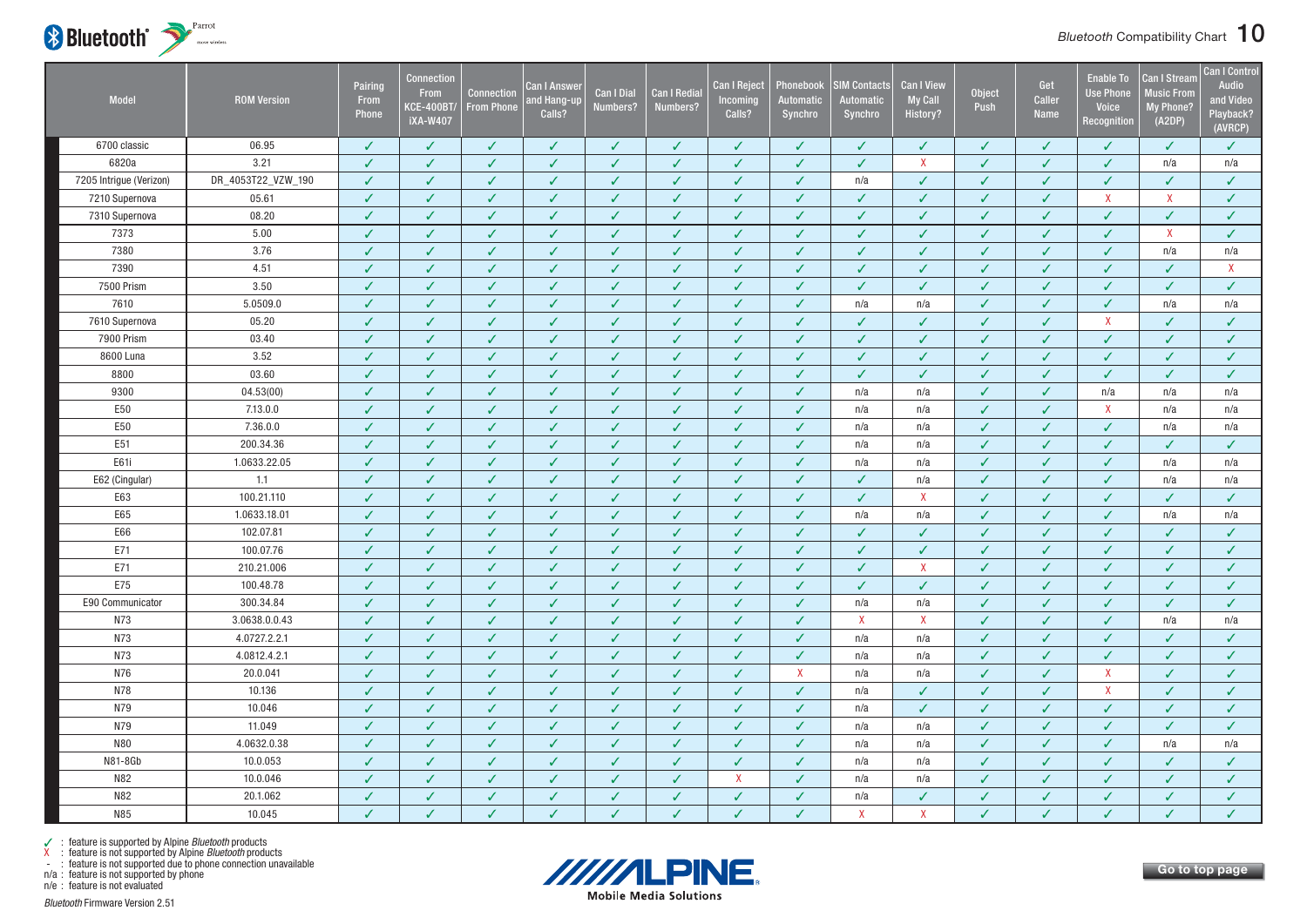| Model | ROM Version | Pairing From Phone | Connection From KCE-400BT/ iXA-W407 | Connection From Phone | Can I Answer and Hang-up Calls? | Can I Dial Numbers? | Can I Redial Numbers? | Can I Reject Incoming Calls? | Phonebook Automatic Synchro | SIM Contacts Automatic Synchro | Can I View My Call History? | Object Push | Get Caller Name | Enable To Use Phone Voice Recognition | Can I Stream Music From My Phone? (A2DP) | Can I Control Audio and Video Playback? (AVRCP) |
|---|---|---|---|---|---|---|---|---|---|---|---|---|---|---|---|---|
| 6700 classic | 06.95 | ✓ | ✓ | ✓ | ✓ | ✓ | ✓ | ✓ | ✓ | ✓ | ✓ | ✓ | ✓ | ✓ | ✓ | ✓ |
| 6820a | 3.21 | ✓ | ✓ | ✓ | ✓ | ✓ | ✓ | ✓ | ✓ | ✓ | X | ✓ | ✓ | ✓ | n/a | n/a |
| 7205 Intrigue (Verizon) | DR_4053T22_VZW_190 | ✓ | ✓ | ✓ | ✓ | ✓ | ✓ | ✓ | ✓ | n/a | ✓ | ✓ | ✓ | ✓ | ✓ | ✓ |
| 7210 Supernova | 05.61 | ✓ | ✓ | ✓ | ✓ | ✓ | ✓ | ✓ | ✓ | ✓ | ✓ | ✓ | ✓ | X | X | ✓ |
| 7310 Supernova | 08.20 | ✓ | ✓ | ✓ | ✓ | ✓ | ✓ | ✓ | ✓ | ✓ | ✓ | ✓ | ✓ | ✓ | ✓ | ✓ |
| 7373 | 5.00 | ✓ | ✓ | ✓ | ✓ | ✓ | ✓ | ✓ | ✓ | ✓ | ✓ | ✓ | ✓ | ✓ | X | ✓ |
| 7380 | 3.76 | ✓ | ✓ | ✓ | ✓ | ✓ | ✓ | ✓ | ✓ | ✓ | ✓ | ✓ | ✓ | ✓ | n/a | n/a |
| 7390 | 4.51 | ✓ | ✓ | ✓ | ✓ | ✓ | ✓ | ✓ | ✓ | ✓ | ✓ | ✓ | ✓ | ✓ | ✓ | X |
| 7500 Prism | 3.50 | ✓ | ✓ | ✓ | ✓ | ✓ | ✓ | ✓ | ✓ | ✓ | ✓ | ✓ | ✓ | ✓ | ✓ | ✓ |
| 7610 | 5.0509.0 | ✓ | ✓ | ✓ | ✓ | ✓ | ✓ | ✓ | ✓ | n/a | n/a | ✓ | ✓ | ✓ | n/a | n/a |
| 7610 Supernova | 05.20 | ✓ | ✓ | ✓ | ✓ | ✓ | ✓ | ✓ | ✓ | ✓ | ✓ | ✓ | ✓ | X | ✓ | ✓ |
| 7900 Prism | 03.40 | ✓ | ✓ | ✓ | ✓ | ✓ | ✓ | ✓ | ✓ | ✓ | ✓ | ✓ | ✓ | ✓ | ✓ | ✓ |
| 8600 Luna | 3.52 | ✓ | ✓ | ✓ | ✓ | ✓ | ✓ | ✓ | ✓ | ✓ | ✓ | ✓ | ✓ | ✓ | ✓ | ✓ |
| 8800 | 03.60 | ✓ | ✓ | ✓ | ✓ | ✓ | ✓ | ✓ | ✓ | ✓ | ✓ | ✓ | ✓ | ✓ | ✓ | ✓ |
| 9300 | 04.53(00) | ✓ | ✓ | ✓ | ✓ | ✓ | ✓ | ✓ | ✓ | n/a | n/a | ✓ | ✓ | n/a | n/a | n/a |
| E50 | 7.13.0.0 | ✓ | ✓ | ✓ | ✓ | ✓ | ✓ | ✓ | ✓ | n/a | n/a | ✓ | ✓ | X | n/a | n/a |
| E50 | 7.36.0.0 | ✓ | ✓ | ✓ | ✓ | ✓ | ✓ | ✓ | ✓ | n/a | n/a | ✓ | ✓ | ✓ | n/a | n/a |
| E51 | 200.34.36 | ✓ | ✓ | ✓ | ✓ | ✓ | ✓ | ✓ | ✓ | n/a | n/a | ✓ | ✓ | ✓ | ✓ | ✓ |
| E61i | 1.0633.22.05 | ✓ | ✓ | ✓ | ✓ | ✓ | ✓ | ✓ | ✓ | n/a | n/a | ✓ | ✓ | ✓ | n/a | n/a |
| E62 (Cingular) | 1.1 | ✓ | ✓ | ✓ | ✓ | ✓ | ✓ | ✓ | ✓ | ✓ | n/a | ✓ | ✓ | ✓ | n/a | n/a |
| E63 | 100.21.110 | ✓ | ✓ | ✓ | ✓ | ✓ | ✓ | ✓ | ✓ | ✓ | X | ✓ | ✓ | ✓ | ✓ | ✓ |
| E65 | 1.0633.18.01 | ✓ | ✓ | ✓ | ✓ | ✓ | ✓ | ✓ | ✓ | n/a | n/a | ✓ | ✓ | ✓ | n/a | n/a |
| E66 | 102.07.81 | ✓ | ✓ | ✓ | ✓ | ✓ | ✓ | ✓ | ✓ | ✓ | ✓ | ✓ | ✓ | ✓ | ✓ | ✓ |
| E71 | 100.07.76 | ✓ | ✓ | ✓ | ✓ | ✓ | ✓ | ✓ | ✓ | ✓ | ✓ | ✓ | ✓ | ✓ | ✓ | ✓ |
| E71 | 210.21.006 | ✓ | ✓ | ✓ | ✓ | ✓ | ✓ | ✓ | ✓ | ✓ | X | ✓ | ✓ | ✓ | ✓ | ✓ |
| E75 | 100.48.78 | ✓ | ✓ | ✓ | ✓ | ✓ | ✓ | ✓ | ✓ | ✓ | ✓ | ✓ | ✓ | ✓ | ✓ | ✓ |
| E90 Communicator | 300.34.84 | ✓ | ✓ | ✓ | ✓ | ✓ | ✓ | ✓ | ✓ | n/a | n/a | ✓ | ✓ | ✓ | ✓ | ✓ |
| N73 | 3.0638.0.0.43 | ✓ | ✓ | ✓ | ✓ | ✓ | ✓ | ✓ | ✓ | X | X | ✓ | ✓ | ✓ | n/a | n/a |
| N73 | 4.0727.2.2.1 | ✓ | ✓ | ✓ | ✓ | ✓ | ✓ | ✓ | ✓ | n/a | n/a | ✓ | ✓ | ✓ | ✓ | ✓ |
| N73 | 4.0812.4.2.1 | ✓ | ✓ | ✓ | ✓ | ✓ | ✓ | ✓ | ✓ | n/a | n/a | ✓ | ✓ | ✓ | ✓ | ✓ |
| N76 | 20.0.041 | ✓ | ✓ | ✓ | ✓ | ✓ | ✓ | ✓ | X | n/a | n/a | ✓ | ✓ | X | ✓ | ✓ |
| N78 | 10.136 | ✓ | ✓ | ✓ | ✓ | ✓ | ✓ | ✓ | ✓ | n/a | ✓ | ✓ | ✓ | X | ✓ | ✓ |
| N79 | 10.046 | ✓ | ✓ | ✓ | ✓ | ✓ | ✓ | ✓ | ✓ | n/a | ✓ | ✓ | ✓ | ✓ | ✓ | ✓ |
| N79 | 11.049 | ✓ | ✓ | ✓ | ✓ | ✓ | ✓ | ✓ | ✓ | n/a | n/a | ✓ | ✓ | ✓ | ✓ | ✓ |
| N80 | 4.0632.0.38 | ✓ | ✓ | ✓ | ✓ | ✓ | ✓ | ✓ | ✓ | n/a | n/a | ✓ | ✓ | ✓ | n/a | n/a |
| N81-8Gb | 10.0.053 | ✓ | ✓ | ✓ | ✓ | ✓ | ✓ | ✓ | ✓ | n/a | n/a | ✓ | ✓ | ✓ | ✓ | ✓ |
| N82 | 10.0.046 | ✓ | ✓ | ✓ | ✓ | ✓ | ✓ | X | ✓ | n/a | n/a | ✓ | ✓ | ✓ | ✓ | ✓ |
| N82 | 20.1.062 | ✓ | ✓ | ✓ | ✓ | ✓ | ✓ | ✓ | ✓ | n/a | ✓ | ✓ | ✓ | ✓ | ✓ | ✓ |
| N85 | 10.045 | ✓ | ✓ | ✓ | ✓ | ✓ | ✓ | ✓ | ✓ | X | X | ✓ | ✓ | ✓ | ✓ | ✓ |

✓ : feature is supported by Alpine *Bluetooth* products
X : feature is not supported by Alpine *Bluetooth* products
- : feature is not supported due to phone connection unavailable
n/a : feature is not supported by phone
n/e : feature is not evaluated

*Bluetooth* Firmware Version 2.51

Go to top page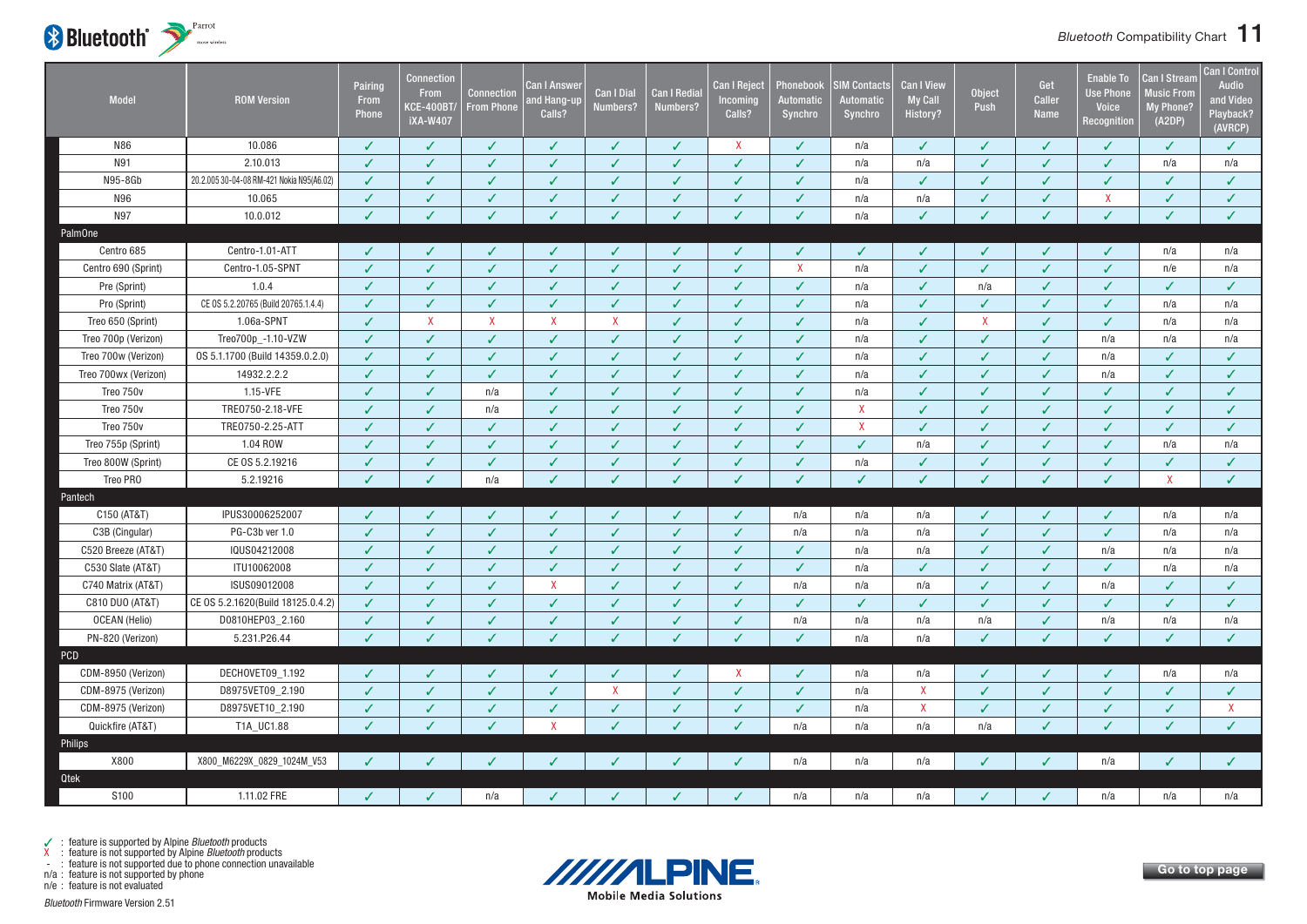| Model | ROM Version | Pairing From Phone | Connection From KCE-400BT/ iXA-W407 | Connection From Phone | Can I Answer and Hang-up Calls? | Can I Dial Numbers? | Can I Redial Numbers? | Can I Reject Incoming Calls? | Phonebook Automatic Synchro | SIM Contacts Automatic Synchro | Can I View My Call History? | Object Push | Get Caller Name | Enable To Use Phone Voice Recognition | Can I Stream Music From My Phone? (A2DP) | Can I Control Audio and Video Playback? (AVRCP) |
|---|---|---|---|---|---|---|---|---|---|---|---|---|---|---|---|---|
| N86 | 10.086 | ✓ | ✓ | ✓ | ✓ | ✓ | ✓ | X | ✓ | n/a | ✓ | ✓ | ✓ | ✓ | ✓ | ✓ |
| N91 | 2.10.013 | ✓ | ✓ | ✓ | ✓ | ✓ | ✓ | ✓ | ✓ | n/a | n/a | ✓ | ✓ | ✓ | n/a | n/a |
| N95-8Gb | 20.2.005 30-04-08 RM-421 Nokia N95(A6.02) | ✓ | ✓ | ✓ | ✓ | ✓ | ✓ | ✓ | ✓ | n/a | ✓ | ✓ | ✓ | ✓ | ✓ | ✓ |
| N96 | 10.065 | ✓ | ✓ | ✓ | ✓ | ✓ | ✓ | ✓ | ✓ | n/a | n/a | ✓ | ✓ | X | ✓ | ✓ |
| N97 | 10.0.012 | ✓ | ✓ | ✓ | ✓ | ✓ | ✓ | ✓ | ✓ | n/a | ✓ | ✓ | ✓ | ✓ | ✓ | ✓ |
| **PalmOne** | | | | | | | | | | | | | | | | |
| Centro 685 | Centro-1.01-ATT | ✓ | ✓ | ✓ | ✓ | ✓ | ✓ | ✓ | ✓ | ✓ | ✓ | ✓ | ✓ | ✓ | n/a | n/a |
| Centro 690 (Sprint) | Centro-1.05-SPNT | ✓ | ✓ | ✓ | ✓ | ✓ | ✓ | ✓ | X | n/a | ✓ | ✓ | ✓ | ✓ | n/e | n/a |
| Pre (Sprint) | 1.0.4 | ✓ | ✓ | ✓ | ✓ | ✓ | ✓ | ✓ | ✓ | n/a | ✓ | n/a | ✓ | ✓ | ✓ | ✓ |
| Pro (Sprint) | CE OS 5.2.20765 (Build 20765.1.4.4) | ✓ | ✓ | ✓ | ✓ | ✓ | ✓ | ✓ | ✓ | n/a | ✓ | ✓ | ✓ | ✓ | n/a | n/a |
| Treo 650 (Sprint) | 1.06a-SPNT | ✓ | X | X | X | X | ✓ | ✓ | ✓ | n/a | ✓ | X | ✓ | ✓ | n/a | n/a |
| Treo 700p (Verizon) | Treo700p_-1.10-VZW | ✓ | ✓ | ✓ | ✓ | ✓ | ✓ | ✓ | ✓ | n/a | ✓ | ✓ | ✓ | n/a | n/a | n/a |
| Treo 700w (Verizon) | OS 5.1.1700 (Build 14359.0.2.0) | ✓ | ✓ | ✓ | ✓ | ✓ | ✓ | ✓ | ✓ | n/a | ✓ | ✓ | ✓ | n/a | ✓ | ✓ |
| Treo 700wx (Verizon) | 14932.2.2.2 | ✓ | ✓ | ✓ | ✓ | ✓ | ✓ | ✓ | ✓ | n/a | ✓ | ✓ | ✓ | n/a | ✓ | ✓ |
| Treo 750v | 1.15-VFE | ✓ | ✓ | n/a | ✓ | ✓ | ✓ | ✓ | ✓ | n/a | ✓ | ✓ | ✓ | ✓ | ✓ | ✓ |
| Treo 750v | TRE0750-2.18-VFE | ✓ | ✓ | n/a | ✓ | ✓ | ✓ | ✓ | ✓ | X | ✓ | ✓ | ✓ | ✓ | ✓ | ✓ |
| Treo 750v | TRE0750-2.25-ATT | ✓ | ✓ | ✓ | ✓ | ✓ | ✓ | ✓ | ✓ | X | ✓ | ✓ | ✓ | ✓ | ✓ | ✓ |
| Treo 755p (Sprint) | 1.04 ROW | ✓ | ✓ | ✓ | ✓ | ✓ | ✓ | ✓ | ✓ | ✓ | n/a | ✓ | ✓ | ✓ | n/a | n/a |
| Treo 800W (Sprint) | CE OS 5.2.19216 | ✓ | ✓ | ✓ | ✓ | ✓ | ✓ | ✓ | ✓ | n/a | ✓ | ✓ | ✓ | ✓ | ✓ | ✓ |
| Treo PRO | 5.2.19216 | ✓ | ✓ | n/a | ✓ | ✓ | ✓ | ✓ | ✓ | ✓ | ✓ | ✓ | ✓ | ✓ | X | ✓ |
| **Pantech** | | | | | | | | | | | | | | | | |
| C150 (AT&T) | IPUS30006252007 | ✓ | ✓ | ✓ | ✓ | ✓ | ✓ | ✓ | n/a | n/a | n/a | ✓ | ✓ | ✓ | n/a | n/a |
| C3B (Cingular) | PG-C3b ver 1.0 | ✓ | ✓ | ✓ | ✓ | ✓ | ✓ | ✓ | n/a | n/a | n/a | ✓ | ✓ | ✓ | n/a | n/a |
| C520 Breeze (AT&T) | IQUS04212008 | ✓ | ✓ | ✓ | ✓ | ✓ | ✓ | ✓ | ✓ | n/a | n/a | ✓ | ✓ | n/a | n/a | n/a |
| C530 Slate (AT&T) | ITU10062008 | ✓ | ✓ | ✓ | ✓ | ✓ | ✓ | ✓ | ✓ | n/a | ✓ | ✓ | ✓ | ✓ | n/a | n/a |
| C740 Matrix (AT&T) | ISUS09012008 | ✓ | ✓ | ✓ | X | ✓ | ✓ | ✓ | n/a | n/a | n/a | ✓ | ✓ | n/a | ✓ | ✓ |
| C810 DUO (AT&T) | CE OS 5.2.1620(Build 18125.0.4.2) | ✓ | ✓ | ✓ | ✓ | ✓ | ✓ | ✓ | ✓ | ✓ | ✓ | ✓ | ✓ | ✓ | ✓ | ✓ |
| OCEAN (Helio) | D0810HEP03_2.160 | ✓ | ✓ | ✓ | ✓ | ✓ | ✓ | ✓ | n/a | n/a | n/a | n/a | ✓ | n/a | n/a | n/a |
| PN-820 (Verizon) | 5.231.P26.44 | ✓ | ✓ | ✓ | ✓ | ✓ | ✓ | ✓ | ✓ | n/a | n/a | ✓ | ✓ | ✓ | ✓ | ✓ |
| **PCD** | | | | | | | | | | | | | | | | |
| CDM-8950 (Verizon) | DECHOVET09_1.192 | ✓ | ✓ | ✓ | ✓ | ✓ | ✓ | X | ✓ | n/a | n/a | ✓ | ✓ | ✓ | n/a | n/a |
| CDM-8975 (Verizon) | D8975VET09_2.190 | ✓ | ✓ | ✓ | ✓ | X | ✓ | ✓ | ✓ | n/a | X | ✓ | ✓ | ✓ | ✓ | ✓ |
| CDM-8975 (Verizon) | D8975VET10_2.190 | ✓ | ✓ | ✓ | ✓ | ✓ | ✓ | ✓ | ✓ | n/a | X | ✓ | ✓ | ✓ | ✓ | X |
| Quickfire (AT&T) | T1A_UC1.88 | ✓ | ✓ | ✓ | X | ✓ | ✓ | ✓ | n/a | n/a | n/a | n/a | ✓ | ✓ | ✓ | ✓ |
| **Philips** | | | | | | | | | | | | | | | | |
| X800 | X800_M6229X_0829_1024M_V53 | ✓ | ✓ | ✓ | ✓ | ✓ | ✓ | ✓ | n/a | n/a | n/a | ✓ | ✓ | n/a | ✓ | ✓ |
| **Qtek** | | | | | | | | | | | | | | | | |
| S100 | 1.11.02 FRE | ✓ | ✓ | n/a | ✓ | ✓ | ✓ | ✓ | n/a | n/a | n/a | ✓ | ✓ | n/a | n/a | n/a |

✓ : feature is supported by Alpine *Bluetooth* products
X : feature is not supported by Alpine *Bluetooth* products
- : feature is not supported due to phone connection unavailable
n/a : feature is not supported by phone
n/e : feature is not evaluated

*Bluetooth* Firmware Version 2.51

Go to top page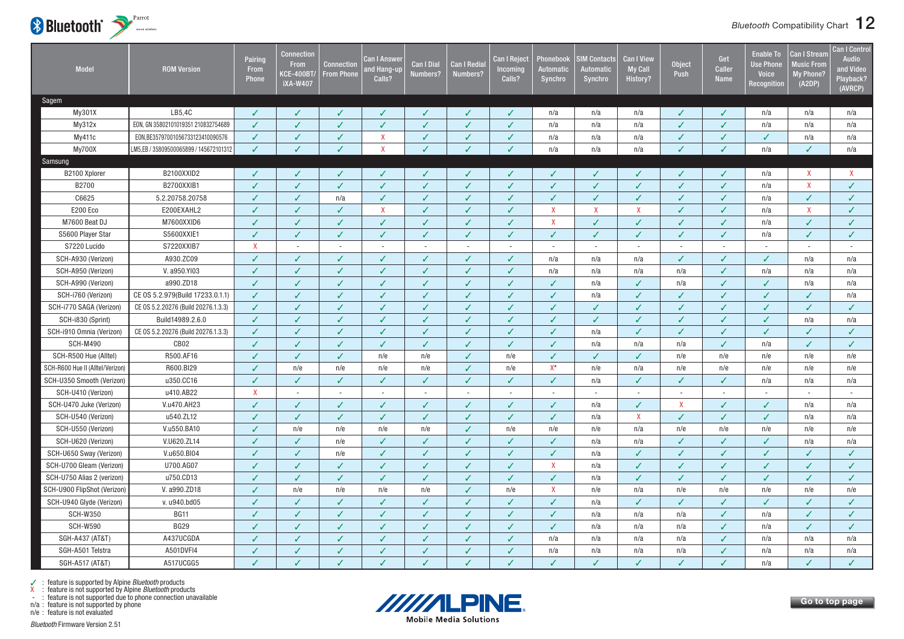# Bluetooth Compatibility Chart

| Model | ROM Version | Pairing From Phone | Connection From KCE-400BT/ iXA-W407 | Connection From Phone | Can I Answer and Hang-up Calls? | Can I Dial Numbers? | Can I Redial Numbers? | Can I Reject Incoming Calls? | Phonebook Automatic Synchro | SIM Contacts Automatic Synchro | Can I View My Call History? | Object Push | Get Caller Name | Enable To Use Phone Voice Recognition | Can I Stream Music From My Phone? (A2DP) | Can I Control Audio and Video Playback? (AVRCP) |
|---|---|---|---|---|---|---|---|---|---|---|---|---|---|---|---|---|
| **Sagem** | | | | | | | | | | | | | | | | |
| My301X | LB5,4C | ✓ | ✓ | ✓ | ✓ | ✓ | ✓ | ✓ | n/a | n/a | n/a | ✓ | ✓ | n/a | n/a | n/a |
| My312x | EON, GN 35802101019351 210832754689 | ✓ | ✓ | ✓ | ✓ | ✓ | ✓ | ✓ | n/a | n/a | n/a | ✓ | ✓ | n/a | n/a | n/a |
| My411c | EON,BE35797001056733123410090576 | ✓ | ✓ | ✓ | X | ✓ | ✓ | ✓ | n/a | n/a | n/a | ✓ | ✓ | ✓ | n/a | n/a |
| My700X | LM5,EB / 35809500065899 / 145672101312 | ✓ | ✓ | ✓ | X | ✓ | ✓ | ✓ | n/a | n/a | n/a | ✓ | ✓ | n/a | ✓ | n/a |
| **Samsung** | | | | | | | | | | | | | | | | |
| B2100 Xplorer | B2100XXID2 | ✓ | ✓ | ✓ | ✓ | ✓ | ✓ | ✓ | ✓ | ✓ | ✓ | ✓ | ✓ | n/a | X | X |
| B2700 | B2700XXIB1 | ✓ | ✓ | ✓ | ✓ | ✓ | ✓ | ✓ | ✓ | ✓ | ✓ | ✓ | ✓ | n/a | X | ✓ |
| C6625 | 5.2.20758.20758 | ✓ | ✓ | n/a | ✓ | ✓ | ✓ | ✓ | ✓ | ✓ | ✓ | ✓ | ✓ | n/a | ✓ | ✓ |
| E200 Eco | E200EXAHL2 | ✓ | ✓ | ✓ | X | ✓ | ✓ | ✓ | X | X | X | ✓ | ✓ | n/a | X | ✓ |
| M7600 Beat DJ | M7600XXID6 | ✓ | ✓ | ✓ | ✓ | ✓ | ✓ | ✓ | X | ✓ | ✓ | ✓ | ✓ | n/a | ✓ | ✓ |
| S5600 Player Star | S5600XXIE1 | ✓ | ✓ | ✓ | ✓ | ✓ | ✓ | ✓ | ✓ | ✓ | ✓ | ✓ | ✓ | n/a | ✓ | ✓ |
| S7220 Lucido | S7220XXIB7 | X | - | - | - | - | - | - | - | - | - | - | - | - | - | - |
| SCH-A930 (Verizon) | A930.ZC09 | ✓ | ✓ | ✓ | ✓ | ✓ | ✓ | ✓ | n/a | n/a | n/a | ✓ | ✓ | ✓ | n/a | n/a |
| SCH-A950 (Verizon) | V. a950.YI03 | ✓ | ✓ | ✓ | ✓ | ✓ | ✓ | ✓ | n/a | n/a | n/a | n/a | ✓ | n/a | n/a | n/a |
| SCH-A990 (Verizon) | a990.ZD18 | ✓ | ✓ | ✓ | ✓ | ✓ | ✓ | ✓ | ✓ | n/a | ✓ | n/a | ✓ | ✓ | n/a | n/a |
| SCH-i760 (Verizon) | CE OS 5.2.979(Build 17233.0.1.1) | ✓ | ✓ | ✓ | ✓ | ✓ | ✓ | ✓ | ✓ | n/a | ✓ | ✓ | ✓ | ✓ | ✓ | n/a |
| SCH-i770 SAGA (Verizon) | CE OS 5.2.20276 (Build 20276.1.3.3) | ✓ | ✓ | ✓ | ✓ | ✓ | ✓ | ✓ | ✓ | ✓ | ✓ | ✓ | ✓ | ✓ | ✓ | ✓ |
| SCH-i830 (Sprint) | Build14989.2.6.0 | ✓ | ✓ | ✓ | ✓ | ✓ | ✓ | ✓ | ✓ | ✓ | ✓ | ✓ | ✓ | ✓ | n/a | n/a |
| SCH-i910 Omnia (Verizon) | CE OS 5.2.20276 (Build 20276.1.3.3) | ✓ | ✓ | ✓ | ✓ | ✓ | ✓ | ✓ | ✓ | n/a | ✓ | ✓ | ✓ | ✓ | ✓ | ✓ |
| SCH-M490 | CB02 | ✓ | ✓ | ✓ | ✓ | ✓ | ✓ | ✓ | ✓ | n/a | n/a | n/a | ✓ | n/a | ✓ | ✓ |
| SCH-R500 Hue (Alltel) | R500.AF16 | ✓ | ✓ | ✓ | n/e | n/e | ✓ | n/e | ✓ | ✓ | ✓ | n/e | n/e | n/e | n/e | n/e |
| SCH-R600 Hue II (Alltel/Verizon) | R600.BI29 | ✓ | n/e | n/e | n/e | n/e | ✓ | n/e | X* | n/e | n/a | n/e | n/e | n/e | n/e | n/e |
| SCH-U350 Smooth (Verizon) | u350.CC16 | ✓ | ✓ | ✓ | ✓ | ✓ | ✓ | ✓ | ✓ | n/a | ✓ | ✓ | ✓ | n/a | n/a | n/a |
| SCH-U410 (Verizon) | u410.AB22 | X | - | - | - | - | - | - | - | - | - | - | - | - | - | - |
| SCH-U470 Juke (Verizon) | V.u470.AH23 | ✓ | ✓ | ✓ | ✓ | ✓ | ✓ | ✓ | ✓ | n/a | ✓ | X | ✓ | ✓ | n/a | n/a |
| SCH-U540 (Verizon) | u540.ZL12 | ✓ | ✓ | ✓ | ✓ | ✓ | ✓ | ✓ | ✓ | n/a | X | ✓ | ✓ | ✓ | n/a | n/a |
| SCH-U550 (Verizon) | V.u550.BA10 | ✓ | n/e | n/e | n/e | n/e | ✓ | n/e | n/e | n/e | n/a | n/e | n/e | n/e | n/e | n/e |
| SCH-U620 (Verizon) | V.U620.ZL14 | ✓ | ✓ | n/e | ✓ | ✓ | ✓ | ✓ | ✓ | n/a | n/a | ✓ | ✓ | ✓ | n/a | n/a |
| SCH-U650 Sway (Verizon) | V.u650.BI04 | ✓ | ✓ | n/e | ✓ | ✓ | ✓ | ✓ | ✓ | n/a | ✓ | ✓ | ✓ | ✓ | ✓ | ✓ |
| SCH-U700 Gleam (Verizon) | U700.AG07 | ✓ | ✓ | ✓ | ✓ | ✓ | ✓ | ✓ | X | n/a | ✓ | ✓ | ✓ | ✓ | ✓ | ✓ |
| SCH-U750 Alias 2 (verizon) | u750.CD13 | ✓ | ✓ | ✓ | ✓ | ✓ | ✓ | ✓ | ✓ | n/a | ✓ | ✓ | ✓ | ✓ | ✓ | ✓ |
| SCH-U900 FlipShot (Verizon) | V. a990.ZD18 | ✓ | n/e | n/e | n/e | n/e | ✓ | n/e | X | n/e | n/a | n/e | n/e | n/e | n/e | n/e |
| SCH-U940 Glyde (Verizon) | v. u940.bd05 | ✓ | ✓ | ✓ | ✓ | ✓ | ✓ | ✓ | ✓ | n/a | ✓ | ✓ | ✓ | ✓ | ✓ | ✓ |
| SCH-W350 | BG11 | ✓ | ✓ | ✓ | ✓ | ✓ | ✓ | ✓ | ✓ | n/a | n/a | n/a | ✓ | n/a | ✓ | ✓ |
| SCH-W590 | BG29 | ✓ | ✓ | ✓ | ✓ | ✓ | ✓ | ✓ | ✓ | n/a | n/a | n/a | ✓ | n/a | ✓ | ✓ |
| SGH-A437 (AT&T) | A437UCGDA | ✓ | ✓ | ✓ | ✓ | ✓ | ✓ | ✓ | n/a | n/a | n/a | n/a | ✓ | n/a | n/a | n/a |
| SGH-A501 Telstra | A501DVFI4 | ✓ | ✓ | ✓ | ✓ | ✓ | ✓ | ✓ | n/a | n/a | n/a | n/a | ✓ | n/a | n/a | n/a |
| SGH-A517 (AT&T) | A517UCGG5 | ✓ | ✓ | ✓ | ✓ | ✓ | ✓ | ✓ | ✓ | ✓ | ✓ | ✓ | ✓ | n/a | ✓ | ✓ |

✓ : feature is supported by Alpine *Bluetooth* products
X : feature is not supported by Alpine *Bluetooth* products
- : feature is not supported due to phone connection unavailable
n/a : feature is not supported by phone
n/e : feature is not evaluated

*Bluetooth* Firmware Version 2.51

Go to top page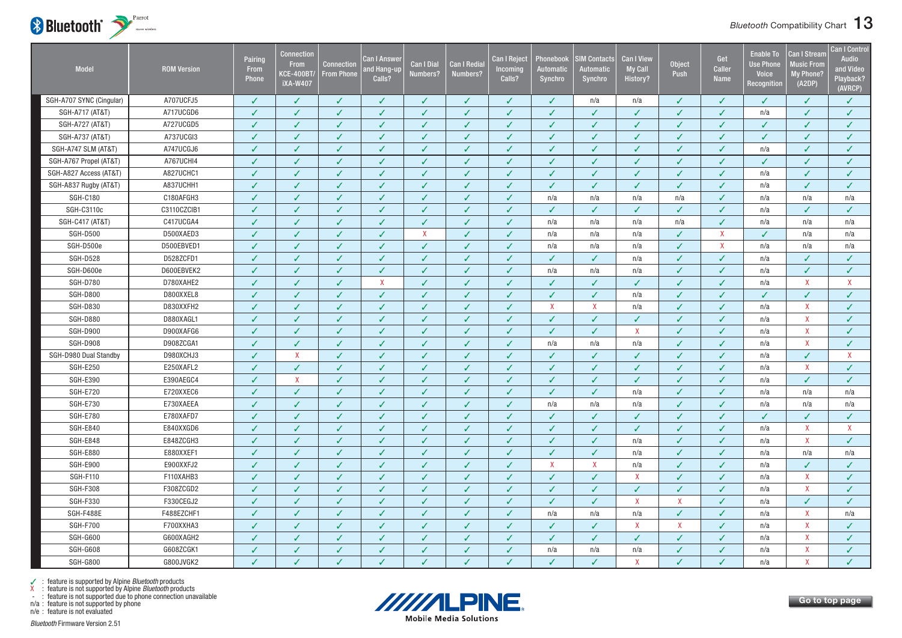| Model | ROM Version | Pairing From Phone | Connection From KCE-400BT/ iXA-W407 | Connection From Phone | Can I Answer and Hang-up Calls? | Can I Dial Numbers? | Can I Redial Numbers? | Can I Reject Incoming Calls? | Phonebook Automatic Synchro | SIM Contacts Automatic Synchro | Can I View My Call History? | Object Push | Get Caller Name | Enable To Use Phone Voice Recognition | Can I Stream Music From My Phone? (A2DP) | Can I Control Audio and Video Playback? (AVRCP) |
|---|---|---|---|---|---|---|---|---|---|---|---|---|---|---|---|---|
| SGH-A707 SYNC (Cingular) | A707UCFJ5 | ✓ | ✓ | ✓ | ✓ | ✓ | ✓ | ✓ | ✓ | n/a | n/a | ✓ | ✓ | ✓ | ✓ | ✓ |
| SGH-A717 (AT&T) | A717UCGD6 | ✓ | ✓ | ✓ | ✓ | ✓ | ✓ | ✓ | ✓ | ✓ | ✓ | ✓ | ✓ | n/a | ✓ | ✓ |
| SGH-A727 (AT&T) | A727UCGD5 | ✓ | ✓ | ✓ | ✓ | ✓ | ✓ | ✓ | ✓ | ✓ | ✓ | ✓ | ✓ | ✓ | ✓ | ✓ |
| SGH-A737 (AT&T) | A737UCGI3 | ✓ | ✓ | ✓ | ✓ | ✓ | ✓ | ✓ | ✓ | ✓ | ✓ | ✓ | ✓ | ✓ | ✓ | ✓ |
| SGH-A747 SLM (AT&T) | A747UCGJ6 | ✓ | ✓ | ✓ | ✓ | ✓ | ✓ | ✓ | ✓ | ✓ | ✓ | ✓ | ✓ | n/a | ✓ | ✓ |
| SGH-A767 Propel (AT&T) | A767UCHI4 | ✓ | ✓ | ✓ | ✓ | ✓ | ✓ | ✓ | ✓ | ✓ | ✓ | ✓ | ✓ | ✓ | ✓ | ✓ |
| SGH-A827 Access (AT&T) | A827UCHC1 | ✓ | ✓ | ✓ | ✓ | ✓ | ✓ | ✓ | ✓ | ✓ | ✓ | ✓ | ✓ | n/a | ✓ | ✓ |
| SGH-A837 Rugby (AT&T) | A837UCHH1 | ✓ | ✓ | ✓ | ✓ | ✓ | ✓ | ✓ | ✓ | ✓ | ✓ | ✓ | ✓ | n/a | ✓ | ✓ |
| SGH-C180 | C180AFGH3 | ✓ | ✓ | ✓ | ✓ | ✓ | ✓ | ✓ | n/a | n/a | n/a | n/a | ✓ | n/a | n/a | n/a |
| SGH-C3110c | C3110CZCIB1 | ✓ | ✓ | ✓ | ✓ | ✓ | ✓ | ✓ | ✓ | ✓ | ✓ | ✓ | ✓ | n/a | ✓ | ✓ |
| SGH-C417 (AT&T) | C417UCGA4 | ✓ | ✓ | ✓ | ✓ | ✓ | ✓ | ✓ | n/a | n/a | n/a | n/a | ✓ | n/a | n/a | n/a |
| SGH-D500 | D500XAED3 | ✓ | ✓ | ✓ | ✓ | X | ✓ | ✓ | n/a | n/a | n/a | ✓ | X | ✓ | n/a | n/a |
| SGH-D500e | D500EBVED1 | ✓ | ✓ | ✓ | ✓ | ✓ | ✓ | ✓ | n/a | n/a | n/a | ✓ | X | n/a | n/a | n/a |
| SGH-D528 | D528ZCFD1 | ✓ | ✓ | ✓ | ✓ | ✓ | ✓ | ✓ | ✓ | ✓ | n/a | ✓ | ✓ | n/a | ✓ | ✓ |
| SGH-D600e | D600EBVEK2 | ✓ | ✓ | ✓ | ✓ | ✓ | ✓ | ✓ | n/a | n/a | n/a | ✓ | ✓ | n/a | ✓ | ✓ |
| SGH-D780 | D780XAHE2 | ✓ | ✓ | ✓ | X | ✓ | ✓ | ✓ | ✓ | ✓ | ✓ | ✓ | ✓ | n/a | X | X |
| SGH-D800 | D800XXEL8 | ✓ | ✓ | ✓ | ✓ | ✓ | ✓ | ✓ | ✓ | ✓ | n/a | ✓ | ✓ | ✓ | ✓ | ✓ |
| SGH-D830 | D830XXFH2 | ✓ | ✓ | ✓ | ✓ | ✓ | ✓ | ✓ | X | X | n/a | ✓ | ✓ | n/a | X | ✓ |
| SGH-D880 | D880XAGL1 | ✓ | ✓ | ✓ | ✓ | ✓ | ✓ | ✓ | ✓ | ✓ | ✓ | ✓ | ✓ | n/a | X | ✓ |
| SGH-D900 | D900XAFG6 | ✓ | ✓ | ✓ | ✓ | ✓ | ✓ | ✓ | ✓ | ✓ | X | ✓ | ✓ | n/a | X | ✓ |
| SGH-D908 | D908ZCGA1 | ✓ | ✓ | ✓ | ✓ | ✓ | ✓ | ✓ | n/a | n/a | n/a | ✓ | ✓ | n/a | X | ✓ |
| SGH-D980 Dual Standby | D980XCHJ3 | ✓ | X | ✓ | ✓ | ✓ | ✓ | ✓ | ✓ | ✓ | ✓ | ✓ | ✓ | n/a | ✓ | X |
| SGH-E250 | E250XAFL2 | ✓ | ✓ | ✓ | ✓ | ✓ | ✓ | ✓ | ✓ | ✓ | ✓ | ✓ | ✓ | n/a | X | ✓ |
| SGH-E390 | E390AEGC4 | ✓ | X | ✓ | ✓ | ✓ | ✓ | ✓ | ✓ | ✓ | ✓ | ✓ | ✓ | n/a | ✓ | ✓ |
| SGH-E720 | E720XXEC6 | ✓ | ✓ | ✓ | ✓ | ✓ | ✓ | ✓ | ✓ | ✓ | n/a | ✓ | ✓ | n/a | n/a | n/a |
| SGH-E730 | E730XAEEA | ✓ | ✓ | ✓ | ✓ | ✓ | ✓ | ✓ | n/a | n/a | n/a | ✓ | ✓ | n/a | n/a | n/a |
| SGH-E780 | E780XAFD7 | ✓ | ✓ | ✓ | ✓ | ✓ | ✓ | ✓ | ✓ | ✓ | ✓ | ✓ | ✓ | ✓ | ✓ | ✓ |
| SGH-E840 | E840XXGD6 | ✓ | ✓ | ✓ | ✓ | ✓ | ✓ | ✓ | ✓ | ✓ | ✓ | ✓ | ✓ | n/a | X | X |
| SGH-E848 | E848ZCGH3 | ✓ | ✓ | ✓ | ✓ | ✓ | ✓ | ✓ | ✓ | ✓ | n/a | ✓ | ✓ | n/a | X | ✓ |
| SGH-E880 | E880XXEF1 | ✓ | ✓ | ✓ | ✓ | ✓ | ✓ | ✓ | ✓ | ✓ | n/a | ✓ | ✓ | n/a | n/a | n/a |
| SGH-E900 | E900XXFJ2 | ✓ | ✓ | ✓ | ✓ | ✓ | ✓ | ✓ | X | X | n/a | ✓ | ✓ | n/a | ✓ | ✓ |
| SGH-F110 | F110XAHB3 | ✓ | ✓ | ✓ | ✓ | ✓ | ✓ | ✓ | ✓ | ✓ | X | ✓ | ✓ | n/a | X | ✓ |
| SGH-F308 | F308ZCGD2 | ✓ | ✓ | ✓ | ✓ | ✓ | ✓ | ✓ | ✓ | ✓ | ✓ | ✓ | ✓ | n/a | X | ✓ |
| SGH-F330 | F330CEGJ2 | ✓ | ✓ | ✓ | ✓ | ✓ | ✓ | ✓ | ✓ | ✓ | X | X | ✓ | n/a | ✓ | ✓ |
| SGH-F488E | F488EZCHF1 | ✓ | ✓ | ✓ | ✓ | ✓ | ✓ | ✓ | n/a | n/a | n/a | ✓ | ✓ | n/a | X | n/a |
| SGH-F700 | F700XXHA3 | ✓ | ✓ | ✓ | ✓ | ✓ | ✓ | ✓ | ✓ | ✓ | X | X | ✓ | n/a | X | ✓ |
| SGH-G600 | G600XAGH2 | ✓ | ✓ | ✓ | ✓ | ✓ | ✓ | ✓ | ✓ | ✓ | ✓ | ✓ | ✓ | n/a | X | ✓ |
| SGH-G608 | G608ZCGK1 | ✓ | ✓ | ✓ | ✓ | ✓ | ✓ | ✓ | n/a | n/a | n/a | ✓ | ✓ | n/a | X | ✓ |
| SGH-G800 | G800JVGK2 | ✓ | ✓ | ✓ | ✓ | ✓ | ✓ | ✓ | ✓ | ✓ | X | ✓ | ✓ | n/a | X | ✓ |

✓ : feature is supported by Alpine *Bluetooth* products
X : feature is not supported by Alpine *Bluetooth* products
- : feature is not supported due to phone connection unavailable
n/a : feature is not supported by phone
n/e : feature is not evaluated

*Bluetooth* Firmware Version 2.51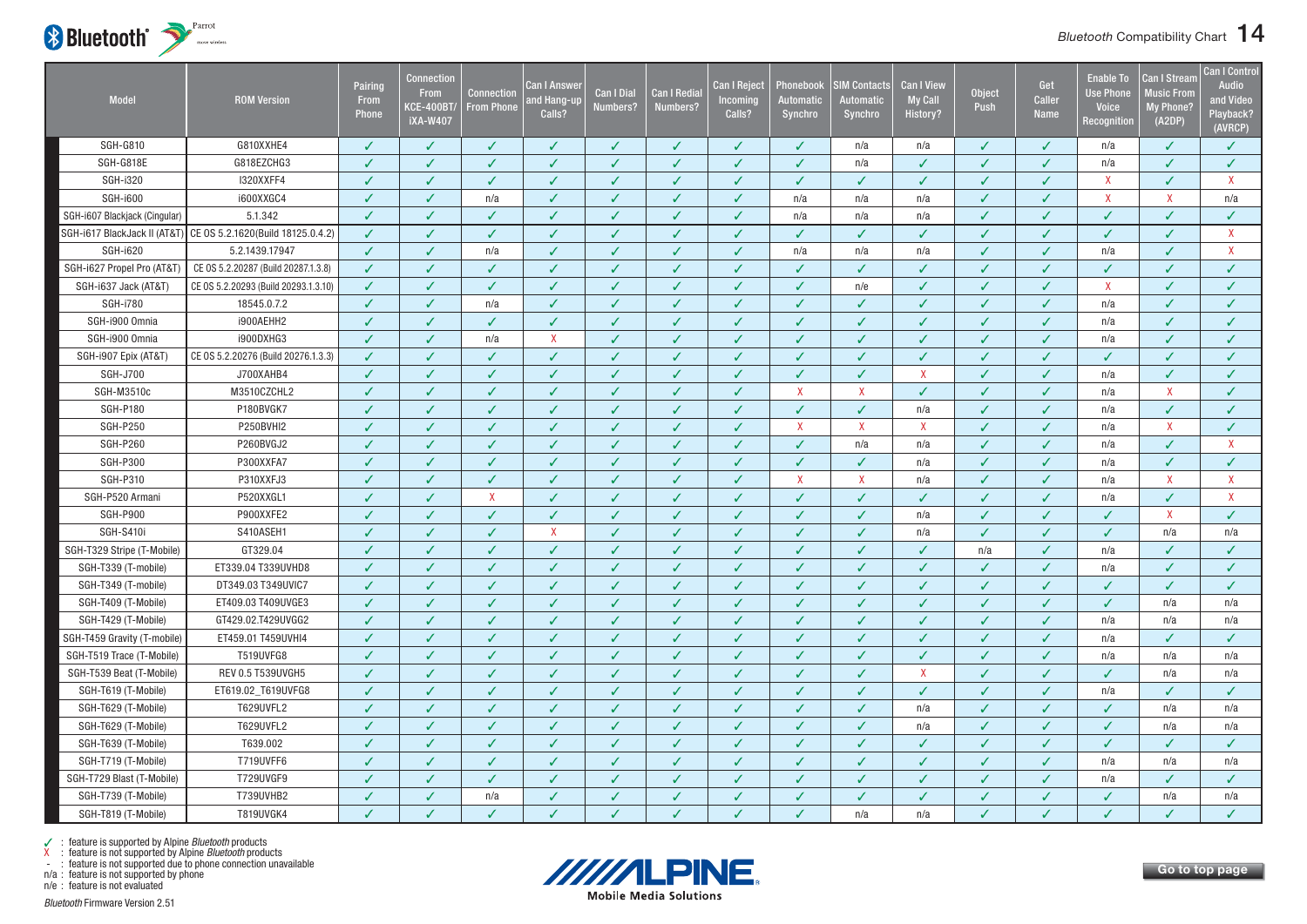| Model | ROM Version | Pairing From Phone | Connection From KCE-400BT/ iXA-W407 | Connection From Phone | Can I Answer and Hang-up Calls? | Can I Dial Numbers? | Can I Redial Numbers? | Can I Reject Incoming Calls? | Phonebook Automatic Synchro | SIM Contacts Automatic Synchro | Can I View My Call History? | Object Push | Get Caller Name | Enable To Use Phone Voice Recognition | Can I Stream Music From My Phone? (A2DP) | Can I Control Audio and Video Playback? (AVRCP) |
|---|---|---|---|---|---|---|---|---|---|---|---|---|---|---|---|---|
| SGH-G810 | G810XXHE4 | ✓ | ✓ | ✓ | ✓ | ✓ | ✓ | ✓ | ✓ | n/a | n/a | ✓ | ✓ | n/a | ✓ | ✓ |
| SGH-G818E | G818EZCHG3 | ✓ | ✓ | ✓ | ✓ | ✓ | ✓ | ✓ | ✓ | n/a | ✓ | ✓ | ✓ | n/a | ✓ | ✓ |
| SGH-i320 | I320XXFF4 | ✓ | ✓ | ✓ | ✓ | ✓ | ✓ | ✓ | ✓ | ✓ | ✓ | ✓ | ✓ | X | ✓ | X |
| SGH-i600 | i600XXGC4 | ✓ | ✓ | n/a | ✓ | ✓ | ✓ | ✓ | n/a | n/a | n/a | ✓ | ✓ | X | X | n/a |
| SGH-i607 Blackjack (Cingular) | 5.1.342 | ✓ | ✓ | ✓ | ✓ | ✓ | ✓ | ✓ | n/a | n/a | n/a | ✓ | ✓ | ✓ | ✓ | ✓ |
| SGH-i617 BlackJack II (AT&T) | CE OS 5.2.1620(Build 18125.0.4.2) | ✓ | ✓ | ✓ | ✓ | ✓ | ✓ | ✓ | ✓ | ✓ | ✓ | ✓ | ✓ | ✓ | ✓ | X |
| SGH-i620 | 5.2.1439.17947 | ✓ | ✓ | n/a | ✓ | ✓ | ✓ | ✓ | n/a | n/a | n/a | ✓ | ✓ | n/a | ✓ | X |
| SGH-i627 Propel Pro (AT&T) | CE OS 5.2.20287 (Build 20287.1.3.8) | ✓ | ✓ | ✓ | ✓ | ✓ | ✓ | ✓ | ✓ | ✓ | ✓ | ✓ | ✓ | ✓ | ✓ | ✓ |
| SGH-i637 Jack (AT&T) | CE OS 5.2.20293 (Build 20293.1.3.10) | ✓ | ✓ | ✓ | ✓ | ✓ | ✓ | ✓ | ✓ | n/e | ✓ | ✓ | ✓ | X | ✓ | ✓ |
| SGH-i780 | 18545.0.7.2 | ✓ | ✓ | n/a | ✓ | ✓ | ✓ | ✓ | ✓ | ✓ | ✓ | ✓ | ✓ | n/a | ✓ | ✓ |
| SGH-i900 Omnia | i900AEHH2 | ✓ | ✓ | ✓ | ✓ | ✓ | ✓ | ✓ | ✓ | ✓ | ✓ | ✓ | ✓ | n/a | ✓ | ✓ |
| SGH-i900 Omnia | i900DXHG3 | ✓ | ✓ | n/a | X | ✓ | ✓ | ✓ | ✓ | ✓ | ✓ | ✓ | ✓ | n/a | ✓ | ✓ |
| SGH-i907 Epix (AT&T) | CE OS 5.2.20276 (Build 20276.1.3.3) | ✓ | ✓ | ✓ | ✓ | ✓ | ✓ | ✓ | ✓ | ✓ | ✓ | ✓ | ✓ | ✓ | ✓ | ✓ |
| SGH-J700 | J700XAHB4 | ✓ | ✓ | ✓ | ✓ | ✓ | ✓ | ✓ | ✓ | ✓ | X | ✓ | ✓ | n/a | ✓ | ✓ |
| SGH-M3510c | M3510CZCHL2 | ✓ | ✓ | ✓ | ✓ | ✓ | ✓ | ✓ | X | X | ✓ | ✓ | ✓ | n/a | X | ✓ |
| SGH-P180 | P180BVGK7 | ✓ | ✓ | ✓ | ✓ | ✓ | ✓ | ✓ | ✓ | ✓ | n/a | ✓ | ✓ | n/a | ✓ | ✓ |
| SGH-P250 | P250BVHI2 | ✓ | ✓ | ✓ | ✓ | ✓ | ✓ | ✓ | X | X | X | ✓ | ✓ | n/a | X | ✓ |
| SGH-P260 | P260BVGJ2 | ✓ | ✓ | ✓ | ✓ | ✓ | ✓ | ✓ | ✓ | n/a | n/a | ✓ | ✓ | n/a | ✓ | X |
| SGH-P300 | P300XXFA7 | ✓ | ✓ | ✓ | ✓ | ✓ | ✓ | ✓ | ✓ | ✓ | n/a | ✓ | ✓ | n/a | ✓ | ✓ |
| SGH-P310 | P310XXFJ3 | ✓ | ✓ | ✓ | ✓ | ✓ | ✓ | ✓ | X | X | n/a | ✓ | ✓ | n/a | X | X |
| SGH-P520 Armani | P520XXGL1 | ✓ | ✓ | X | ✓ | ✓ | ✓ | ✓ | ✓ | ✓ | ✓ | ✓ | ✓ | n/a | ✓ | X |
| SGH-P900 | P900XXFE2 | ✓ | ✓ | ✓ | ✓ | ✓ | ✓ | ✓ | ✓ | ✓ | n/a | ✓ | ✓ | ✓ | X | ✓ |
| SGH-S410i | S410ASEH1 | ✓ | ✓ | ✓ | X | ✓ | ✓ | ✓ | ✓ | ✓ | n/a | ✓ | ✓ | ✓ | n/a | n/a |
| SGH-T329 Stripe (T-Mobile) | GT329.04 | ✓ | ✓ | ✓ | ✓ | ✓ | ✓ | ✓ | ✓ | ✓ | ✓ | n/a | ✓ | n/a | ✓ | ✓ |
| SGH-T339 (T-mobile) | ET339.04 T339UVHD8 | ✓ | ✓ | ✓ | ✓ | ✓ | ✓ | ✓ | ✓ | ✓ | ✓ | ✓ | ✓ | n/a | ✓ | ✓ |
| SGH-T349 (T-mobile) | DT349.03 T349UVIC7 | ✓ | ✓ | ✓ | ✓ | ✓ | ✓ | ✓ | ✓ | ✓ | ✓ | ✓ | ✓ | ✓ | ✓ | ✓ |
| SGH-T409 (T-Mobile) | ET409.03 T409UVGE3 | ✓ | ✓ | ✓ | ✓ | ✓ | ✓ | ✓ | ✓ | ✓ | ✓ | ✓ | ✓ | ✓ | n/a | n/a |
| SGH-T429 (T-Mobile) | GT429.02.T429UVGG2 | ✓ | ✓ | ✓ | ✓ | ✓ | ✓ | ✓ | ✓ | ✓ | ✓ | ✓ | ✓ | n/a | n/a | n/a |
| SGH-T459 Gravity (T-mobile) | ET459.01 T459UVHI4 | ✓ | ✓ | ✓ | ✓ | ✓ | ✓ | ✓ | ✓ | ✓ | ✓ | ✓ | ✓ | n/a | ✓ | ✓ |
| SGH-T519 Trace (T-Mobile) | T519UVFG8 | ✓ | ✓ | ✓ | ✓ | ✓ | ✓ | ✓ | ✓ | ✓ | ✓ | ✓ | ✓ | n/a | n/a | n/a |
| SGH-T539 Beat (T-Mobile) | REV 0.5 T539UVGH5 | ✓ | ✓ | ✓ | ✓ | ✓ | ✓ | ✓ | ✓ | ✓ | X | ✓ | ✓ | ✓ | n/a | n/a |
| SGH-T619 (T-Mobile) | ET619.02_T619UVFG8 | ✓ | ✓ | ✓ | ✓ | ✓ | ✓ | ✓ | ✓ | ✓ | ✓ | ✓ | ✓ | n/a | ✓ | ✓ |
| SGH-T629 (T-Mobile) | T629UVFL2 | ✓ | ✓ | ✓ | ✓ | ✓ | ✓ | ✓ | ✓ | ✓ | n/a | ✓ | ✓ | ✓ | n/a | n/a |
| SGH-T629 (T-Mobile) | T629UVFL2 | ✓ | ✓ | ✓ | ✓ | ✓ | ✓ | ✓ | ✓ | ✓ | n/a | ✓ | ✓ | ✓ | n/a | n/a |
| SGH-T639 (T-Mobile) | T639.002 | ✓ | ✓ | ✓ | ✓ | ✓ | ✓ | ✓ | ✓ | ✓ | ✓ | ✓ | ✓ | ✓ | ✓ | ✓ |
| SGH-T719 (T-Mobile) | T719UVFF6 | ✓ | ✓ | ✓ | ✓ | ✓ | ✓ | ✓ | ✓ | ✓ | ✓ | ✓ | ✓ | n/a | n/a | n/a |
| SGH-T729 Blast (T-Mobile) | T729UVGF9 | ✓ | ✓ | ✓ | ✓ | ✓ | ✓ | ✓ | ✓ | ✓ | ✓ | ✓ | ✓ | n/a | ✓ | ✓ |
| SGH-T739 (T-Mobile) | T739UVHB2 | ✓ | ✓ | n/a | ✓ | ✓ | ✓ | ✓ | ✓ | ✓ | ✓ | ✓ | ✓ | ✓ | n/a | n/a |
| SGH-T819 (T-Mobile) | T819UVGK4 | ✓ | ✓ | ✓ | ✓ | ✓ | ✓ | ✓ | ✓ | n/a | n/a | ✓ | ✓ | ✓ | ✓ | ✓ |

✓ : feature is supported by Alpine *Bluetooth* products
X : feature is not supported by Alpine *Bluetooth* products
- : feature is not supported due to phone connection unavailable
n/a : feature is not supported by phone
n/e : feature is not evaluated

*Bluetooth* Firmware Version 2.51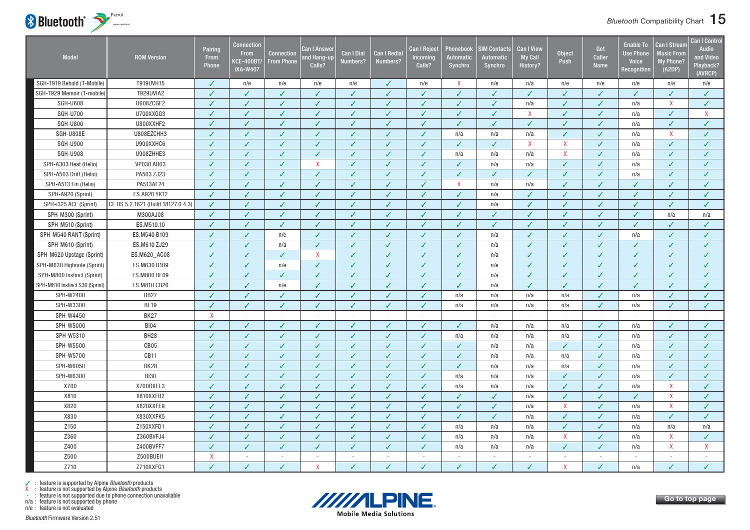| Model | ROM Version | Pairing From Phone | Connection From KCE-400BT/ iXA-W407 | Connection From Phone | Can I Answer and Hang-up Calls? | Can I Dial Numbers? | Can I Redial Numbers? | Can I Reject Incoming Calls? | Phonebook Automatic Synchro | SIM Contacts Automatic Synchro | Can I View My Call History? | Object Push | Get Caller Name | Enable To Use Phone Voice Recognition | Can I Stream Music From My Phone? (A2DP) | Can I Control Audio and Video Playback? (AVRCP) |
|---|---|---|---|---|---|---|---|---|---|---|---|---|---|---|---|---|
| SGH-T919 Behold (T-Mobile) | T919UVH15 | ✓ | n/e | n/e | n/e | n/e | ✓ | n/e | X | n/e | n/a | n/e | n/e | n/e | n/e | n/e |
| SGH-T929 Memoir (T-mobile) | T929UVIA2 | ✓ | ✓ | ✓ | ✓ | ✓ | ✓ | ✓ | ✓ | ✓ | ✓ | ✓ | ✓ | ✓ | ✓ | ✓ |
| SGH-U608 | U608ZCGF2 | ✓ | ✓ | ✓ | ✓ | ✓ | ✓ | ✓ | ✓ | ✓ | n/a | ✓ | ✓ | n/a | X | ✓ |
| SGH-U700 | U700XXGG3 | ✓ | ✓ | ✓ | ✓ | ✓ | ✓ | ✓ | ✓ | ✓ | X | ✓ | ✓ | n/a | ✓ | X |
| SGH-U800 | U800XXHF2 | ✓ | ✓ | ✓ | ✓ | ✓ | ✓ | ✓ | ✓ | ✓ | ✓ | ✓ | ✓ | n/a | ✓ | ✓ |
| SGH-U808E | U808EZCHH3 | ✓ | ✓ | ✓ | ✓ | ✓ | ✓ | ✓ | n/a | n/a | n/a | ✓ | ✓ | n/a | X | ✓ |
| SGH-U900 | U900XXHC6 | ✓ | ✓ | ✓ | ✓ | ✓ | ✓ | ✓ | ✓ | ✓ | X | X | ✓ | n/a | ✓ | ✓ |
| SGH-U908 | U908ZHHE3 | ✓ | ✓ | ✓ | ✓ | ✓ | ✓ | ✓ | n/a | n/a | n/a | X | ✓ | n/a | ✓ | ✓ |
| SPH-A303 Heat (Helio) | VP030 AB03 | ✓ | ✓ | ✓ | X | ✓ | ✓ | ✓ | ✓ | n/a | n/a | ✓ | ✓ | n/a | ✓ | ✓ |
| SPH-A503 Drift (Helio) | PA503 ZJ23 | ✓ | ✓ | ✓ | ✓ | ✓ | ✓ | ✓ | ✓ | ✓ | ✓ | ✓ | ✓ | n/a | ✓ | ✓ |
| SPH-A513 Fin (Helio) | PA513AF24 | ✓ | ✓ | ✓ | ✓ | ✓ | ✓ | ✓ | X | n/a | n/a | ✓ | ✓ | ✓ | ✓ | ✓ |
| SPH-A920 (Sprint) | ES.A920 YK12 | ✓ | ✓ | ✓ | ✓ | ✓ | ✓ | ✓ | ✓ | n/a | ✓ | ✓ | ✓ | ✓ | ✓ | ✓ |
| SPH-i325 ACE (Sprint) | CE OS 5.2.1621 (Build 18127.0.4.3) | ✓ | ✓ | ✓ | ✓ | ✓ | ✓ | ✓ | ✓ | n/a | ✓ | ✓ | ✓ | ✓ | ✓ | ✓ |
| SPH-M300 (Sprint) | M300AJ08 | ✓ | ✓ | ✓ | ✓ | ✓ | ✓ | ✓ | ✓ | ✓ | ✓ | ✓ | ✓ | ✓ | n/a | n/a |
| SPH-M510 (Sprint) | ES.M510.10 | ✓ | ✓ | ✓ | ✓ | ✓ | ✓ | ✓ | ✓ | ✓ | ✓ | ✓ | ✓ | ✓ | ✓ | ✓ |
| SPH-M540 RANT (Sprint) | ES.M540 B109 | ✓ | ✓ | n/e | ✓ | ✓ | ✓ | ✓ | ✓ | n/a | ✓ | ✓ | ✓ | n/a | ✓ | ✓ |
| SPH-M610 (Sprint) | ES.M610 ZJ29 | ✓ | ✓ | n/a | ✓ | ✓ | ✓ | ✓ | ✓ | n/a | ✓ | ✓ | ✓ | ✓ | ✓ | ✓ |
| SPH-M620 Upstage (Sprint) | ES.M620_AC08 | ✓ | ✓ | ✓ | X | ✓ | ✓ | ✓ | ✓ | n/a | ✓ | ✓ | ✓ | ✓ | ✓ | ✓ |
| SPH-M630 Highnote (Sprint) | ES.M630 B109 | ✓ | ✓ | n/e | ✓ | ✓ | ✓ | ✓ | ✓ | n/e | ✓ | ✓ | ✓ | ✓ | ✓ | ✓ |
| SPH-M800 Instinct (Sprint) | ES.M800 BE09 | ✓ | ✓ | ✓ | ✓ | ✓ | ✓ | ✓ | ✓ | n/a | ✓ | ✓ | ✓ | ✓ | ✓ | ✓ |
| SPH-M810 Instinct S30 (Sprint) | ES.M810 CB26 | ✓ | ✓ | n/e | ✓ | ✓ | ✓ | ✓ | ✓ | n/a | ✓ | ✓ | ✓ | ✓ | ✓ | ✓ |
| SPH-W2400 | BB27 | ✓ | ✓ | ✓ | ✓ | ✓ | ✓ | ✓ | n/a | n/a | n/a | n/a | ✓ | n/a | ✓ | ✓ |
| SPH-W3300 | BE19 | ✓ | ✓ | ✓ | ✓ | ✓ | ✓ | ✓ | n/a | n/a | n/a | n/a | ✓ | n/a | ✓ | ✓ |
| SPH-W4450 | BK27 | X | - | - | - | - | - | - | - | - | - | - | - | - | - | - |
| SPH-W5000 | BI04 | ✓ | ✓ | ✓ | ✓ | ✓ | ✓ | ✓ | ✓ | n/a | n/a | n/a | ✓ | n/a | ✓ | ✓ |
| SPH-W5310 | BH28 | ✓ | ✓ | ✓ | ✓ | ✓ | ✓ | ✓ | n/a | n/a | n/a | n/a | ✓ | n/a | ✓ | ✓ |
| SPH-W5500 | CB05 | ✓ | ✓ | ✓ | ✓ | ✓ | ✓ | ✓ | ✓ | n/a | n/a | ✓ | ✓ | n/a | ✓ | ✓ |
| SPH-W5700 | CB11 | ✓ | ✓ | ✓ | ✓ | ✓ | ✓ | ✓ | ✓ | n/a | n/a | n/a | ✓ | n/a | ✓ | ✓ |
| SPH-W6050 | BK28 | ✓ | ✓ | ✓ | ✓ | ✓ | ✓ | ✓ | ✓ | n/a | n/a | n/a | ✓ | n/a | ✓ | ✓ |
| SPH-W6300 | BI30 | ✓ | ✓ | ✓ | ✓ | ✓ | ✓ | ✓ | n/a | n/a | n/a | ✓ | ✓ | n/a | ✓ | ✓ |
| X700 | X700DXEL3 | ✓ | ✓ | ✓ | ✓ | ✓ | ✓ | ✓ | n/a | n/a | n/a | ✓ | ✓ | n/a | X | ✓ |
| X810 | X810XXFB2 | ✓ | ✓ | ✓ | ✓ | ✓ | ✓ | ✓ | ✓ | ✓ | n/a | ✓ | ✓ | ✓ | X | ✓ |
| X820 | X820XXFE9 | ✓ | ✓ | ✓ | ✓ | ✓ | ✓ | ✓ | ✓ | ✓ | n/a | X | ✓ | n/a | X | ✓ |
| X830 | X830XXFK5 | ✓ | ✓ | ✓ | ✓ | ✓ | ✓ | ✓ | ✓ | ✓ | n/a | ✓ | ✓ | n/a | ✓ | ✓ |
| Z150 | Z150XXFD1 | ✓ | ✓ | ✓ | ✓ | ✓ | ✓ | ✓ | n/a | n/a | n/a | ✓ | ✓ | n/a | n/a | n/a |
| Z360 | Z360BVFJ4 | ✓ | ✓ | ✓ | ✓ | ✓ | ✓ | ✓ | n/a | n/a | n/a | X | ✓ | n/a | X | ✓ |
| Z400 | Z400BVFF7 | ✓ | ✓ | ✓ | ✓ | ✓ | ✓ | ✓ | n/a | n/a | n/a | ✓ | ✓ | n/a | X | X |
| Z500 | Z500BUEI1 | X | - | - | - | - | - | - | - | - | - | - | - | - | - | - |
| Z710 | Z710XXFG1 | ✓ | ✓ | ✓ | X | ✓ | ✓ | ✓ | ✓ | ✓ | ✓ | X | ✓ | n/a | ✓ | ✓ |

✓ : feature is supported by Alpine *Bluetooth* products
X : feature is not supported by Alpine *Bluetooth* products
\- : feature is not supported due to phone connection unavailable
n/a : feature is not supported by phone
n/e : feature is not evaluated

*Bluetooth* Firmware Version 2.51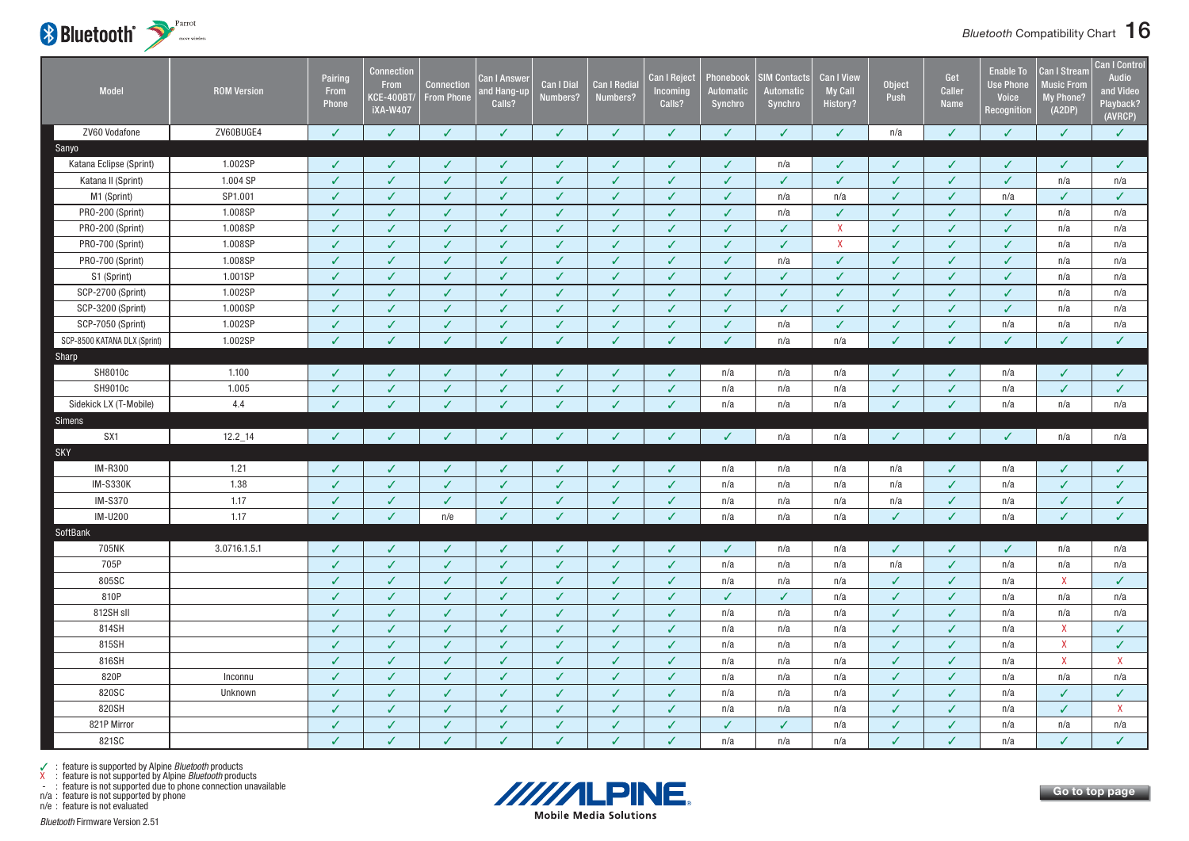| Model | ROM Version | Pairing From Phone | Connection From KCE-400BT/ iXA-W407 | Connection From Phone | Can I Answer and Hang-up Calls? | Can I Dial Numbers? | Can I Redial Numbers? | Can I Reject Incoming Calls? | Phonebook Automatic Synchro | SIM Contacts Automatic Synchro | Can I View My Call History? | Object Push | Get Caller Name | Enable To Use Phone Voice Recognition | Can I Stream Music From My Phone? (A2DP) | Can I Control Audio and Video Playback? (AVRCP) |
|---|---|---|---|---|---|---|---|---|---|---|---|---|---|---|---|---|
| ZV60 Vodafone | ZV60BUGE4 | ✓ | ✓ | ✓ | ✓ | ✓ | ✓ | ✓ | ✓ | ✓ | ✓ | n/a | ✓ | ✓ | ✓ | ✓ |
| **Sanyo** | | | | | | | | | | | | | | | | |
| Katana Eclipse (Sprint) | 1.002SP | ✓ | ✓ | ✓ | ✓ | ✓ | ✓ | ✓ | ✓ | n/a | ✓ | ✓ | ✓ | ✓ | ✓ | ✓ |
| Katana II (Sprint) | 1.004 SP | ✓ | ✓ | ✓ | ✓ | ✓ | ✓ | ✓ | ✓ | ✓ | ✓ | ✓ | ✓ | ✓ | n/a | n/a |
| M1 (Sprint) | SP1.001 | ✓ | ✓ | ✓ | ✓ | ✓ | ✓ | ✓ | ✓ | n/a | n/a | ✓ | ✓ | n/a | ✓ | ✓ |
| PRO-200 (Sprint) | 1.008SP | ✓ | ✓ | ✓ | ✓ | ✓ | ✓ | ✓ | ✓ | n/a | ✓ | ✓ | ✓ | ✓ | n/a | n/a |
| PRO-200 (Sprint) | 1.008SP | ✓ | ✓ | ✓ | ✓ | ✓ | ✓ | ✓ | ✓ | ✓ | X | ✓ | ✓ | ✓ | n/a | n/a |
| PRO-700 (Sprint) | 1.008SP | ✓ | ✓ | ✓ | ✓ | ✓ | ✓ | ✓ | ✓ | ✓ | X | ✓ | ✓ | ✓ | n/a | n/a |
| PRO-700 (Sprint) | 1.008SP | ✓ | ✓ | ✓ | ✓ | ✓ | ✓ | ✓ | ✓ | n/a | ✓ | ✓ | ✓ | ✓ | n/a | n/a |
| S1 (Sprint) | 1.001SP | ✓ | ✓ | ✓ | ✓ | ✓ | ✓ | ✓ | ✓ | ✓ | ✓ | ✓ | ✓ | ✓ | n/a | n/a |
| SCP-2700 (Sprint) | 1.002SP | ✓ | ✓ | ✓ | ✓ | ✓ | ✓ | ✓ | ✓ | ✓ | ✓ | ✓ | ✓ | ✓ | n/a | n/a |
| SCP-3200 (Sprint) | 1.000SP | ✓ | ✓ | ✓ | ✓ | ✓ | ✓ | ✓ | ✓ | ✓ | ✓ | ✓ | ✓ | ✓ | n/a | n/a |
| SCP-7050 (Sprint) | 1.002SP | ✓ | ✓ | ✓ | ✓ | ✓ | ✓ | ✓ | ✓ | n/a | ✓ | ✓ | ✓ | n/a | n/a | n/a |
| SCP-8500 KATANA DLX (Sprint) | 1.002SP | ✓ | ✓ | ✓ | ✓ | ✓ | ✓ | ✓ | ✓ | n/a | n/a | ✓ | ✓ | ✓ | ✓ | ✓ |
| **Sharp** | | | | | | | | | | | | | | | | |
| SH8010c | 1.100 | ✓ | ✓ | ✓ | ✓ | ✓ | ✓ | ✓ | n/a | n/a | n/a | ✓ | ✓ | n/a | ✓ | ✓ |
| SH9010c | 1.005 | ✓ | ✓ | ✓ | ✓ | ✓ | ✓ | ✓ | n/a | n/a | n/a | ✓ | ✓ | n/a | ✓ | ✓ |
| Sidekick LX (T-Mobile) | 4.4 | ✓ | ✓ | ✓ | ✓ | ✓ | ✓ | ✓ | n/a | n/a | n/a | ✓ | ✓ | n/a | n/a | n/a |
| **Simens** | | | | | | | | | | | | | | | | |
| SX1 | 12.2_14 | ✓ | ✓ | ✓ | ✓ | ✓ | ✓ | ✓ | ✓ | n/a | n/a | ✓ | ✓ | ✓ | n/a | n/a |
| **SKY** | | | | | | | | | | | | | | | | |
| IM-R300 | 1.21 | ✓ | ✓ | ✓ | ✓ | ✓ | ✓ | ✓ | n/a | n/a | n/a | n/a | ✓ | n/a | ✓ | ✓ |
| IM-S330K | 1.38 | ✓ | ✓ | ✓ | ✓ | ✓ | ✓ | ✓ | n/a | n/a | n/a | n/a | ✓ | n/a | ✓ | ✓ |
| IM-S370 | 1.17 | ✓ | ✓ | ✓ | ✓ | ✓ | ✓ | ✓ | n/a | n/a | n/a | n/a | ✓ | n/a | ✓ | ✓ |
| IM-U200 | 1.17 | ✓ | ✓ | n/e | ✓ | ✓ | ✓ | ✓ | n/a | n/a | n/a | ✓ | ✓ | n/a | ✓ | ✓ |
| **SoftBank** | | | | | | | | | | | | | | | | |
| 705NK | 3.0716.1.5.1 | ✓ | ✓ | ✓ | ✓ | ✓ | ✓ | ✓ | ✓ | n/a | n/a | ✓ | ✓ | ✓ | n/a | n/a |
| 705P | | ✓ | ✓ | ✓ | ✓ | ✓ | ✓ | ✓ | n/a | n/a | n/a | n/a | ✓ | n/a | n/a | n/a |
| 805SC | | ✓ | ✓ | ✓ | ✓ | ✓ | ✓ | ✓ | n/a | n/a | n/a | ✓ | ✓ | n/a | X | ✓ |
| 810P | | ✓ | ✓ | ✓ | ✓ | ✓ | ✓ | ✓ | ✓ | ✓ | n/a | ✓ | ✓ | n/a | n/a | n/a |
| 812SH sII | | ✓ | ✓ | ✓ | ✓ | ✓ | ✓ | ✓ | n/a | n/a | n/a | ✓ | ✓ | n/a | n/a | n/a |
| 814SH | | ✓ | ✓ | ✓ | ✓ | ✓ | ✓ | ✓ | n/a | n/a | n/a | ✓ | ✓ | n/a | X | ✓ |
| 815SH | | ✓ | ✓ | ✓ | ✓ | ✓ | ✓ | ✓ | n/a | n/a | n/a | ✓ | ✓ | n/a | X | ✓ |
| 816SH | | ✓ | ✓ | ✓ | ✓ | ✓ | ✓ | ✓ | n/a | n/a | n/a | ✓ | ✓ | n/a | X | X |
| 820P | Inconnu | ✓ | ✓ | ✓ | ✓ | ✓ | ✓ | ✓ | n/a | n/a | n/a | ✓ | ✓ | n/a | n/a | n/a |
| 820SC | Unknown | ✓ | ✓ | ✓ | ✓ | ✓ | ✓ | ✓ | n/a | n/a | n/a | ✓ | ✓ | n/a | ✓ | ✓ |
| 820SH | | ✓ | ✓ | ✓ | ✓ | ✓ | ✓ | ✓ | n/a | n/a | n/a | ✓ | ✓ | n/a | ✓ | X |
| 821P Mirror | | ✓ | ✓ | ✓ | ✓ | ✓ | ✓ | ✓ | ✓ | ✓ | n/a | ✓ | ✓ | n/a | n/a | n/a |
| 821SC | | ✓ | ✓ | ✓ | ✓ | ✓ | ✓ | ✓ | n/a | n/a | n/a | ✓ | ✓ | n/a | ✓ | ✓ |

✓ : feature is supported by Alpine *Bluetooth* products
X : feature is not supported by Alpine *Bluetooth* products
\- : feature is not supported due to phone connection unavailable
n/a : feature is not supported by phone
n/e : feature is not evaluated

*Bluetooth* Firmware Version 2.51

Go to top page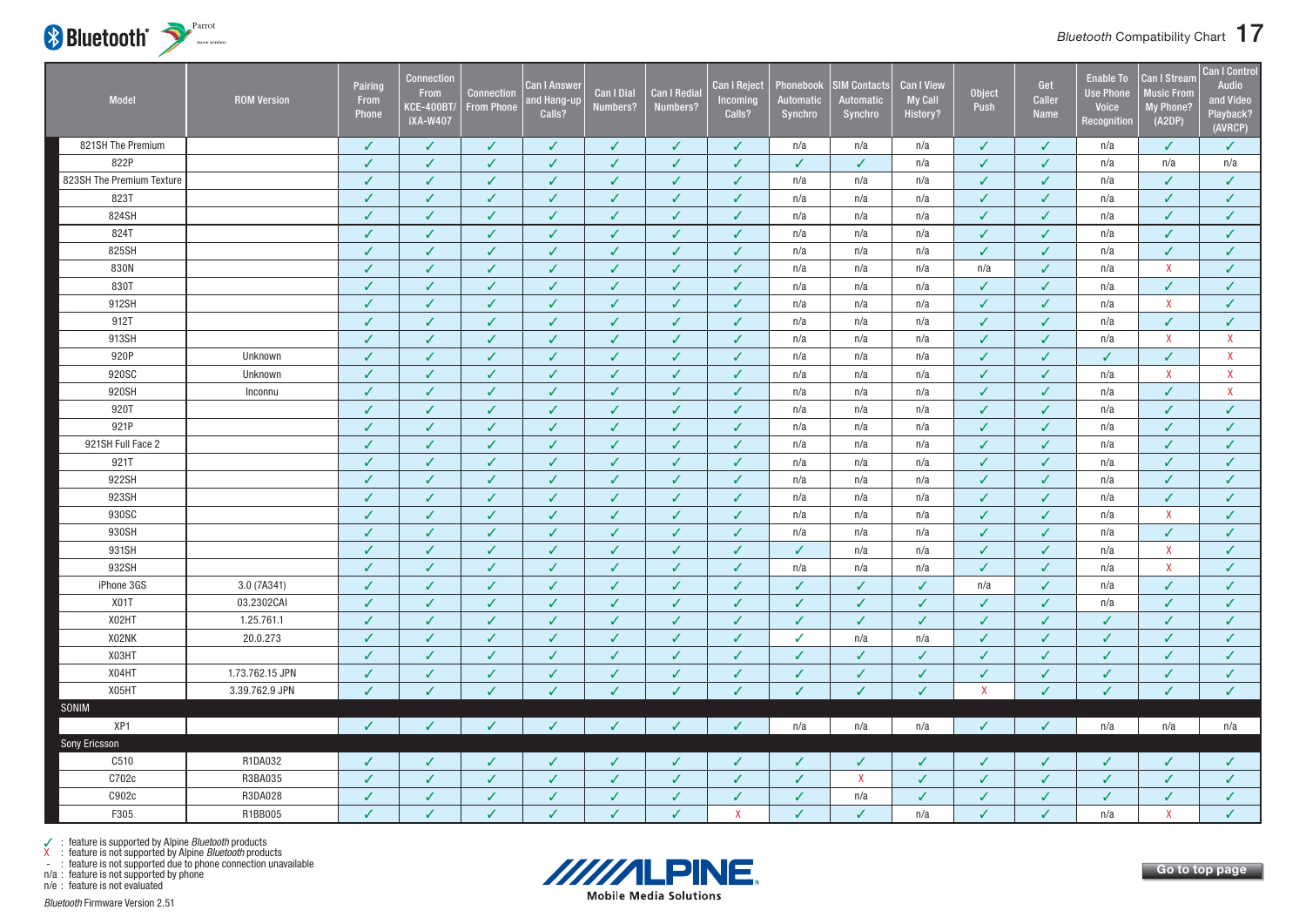| Model | ROM Version | Pairing From Phone | Connection From KCE-400BT/ iXA-W407 | Connection From Phone | Can I Answer and Hang-up Calls? | Can I Dial Numbers? | Can I Redial Numbers? | Can I Reject Incoming Calls? | Phonebook Automatic Synchro | SIM Contacts Automatic Synchro | Can I View My Call History? | Object Push | Get Caller Name | Enable To Use Phone Voice Recognition | Can I Stream Music From My Phone? (A2DP) | Can I Control Audio and Video Playback? (AVRCP) |
|---|---|---|---|---|---|---|---|---|---|---|---|---|---|---|---|---|
| 821SH The Premium | | ✓ | ✓ | ✓ | ✓ | ✓ | ✓ | ✓ | n/a | n/a | n/a | ✓ | ✓ | n/a | ✓ | ✓ |
| 822P | | ✓ | ✓ | ✓ | ✓ | ✓ | ✓ | ✓ | ✓ | ✓ | n/a | ✓ | ✓ | n/a | n/a | n/a |
| 823SH The Premium Texture | | ✓ | ✓ | ✓ | ✓ | ✓ | ✓ | ✓ | n/a | n/a | n/a | ✓ | ✓ | n/a | ✓ | ✓ |
| 823T | | ✓ | ✓ | ✓ | ✓ | ✓ | ✓ | ✓ | n/a | n/a | n/a | ✓ | ✓ | n/a | ✓ | ✓ |
| 824SH | | ✓ | ✓ | ✓ | ✓ | ✓ | ✓ | ✓ | n/a | n/a | n/a | ✓ | ✓ | n/a | ✓ | ✓ |
| 824T | | ✓ | ✓ | ✓ | ✓ | ✓ | ✓ | ✓ | n/a | n/a | n/a | ✓ | ✓ | n/a | ✓ | ✓ |
| 825SH | | ✓ | ✓ | ✓ | ✓ | ✓ | ✓ | ✓ | n/a | n/a | n/a | ✓ | ✓ | n/a | ✓ | ✓ |
| 830N | | ✓ | ✓ | ✓ | ✓ | ✓ | ✓ | ✓ | n/a | n/a | n/a | n/a | ✓ | n/a | X | ✓ |
| 830T | | ✓ | ✓ | ✓ | ✓ | ✓ | ✓ | ✓ | n/a | n/a | n/a | ✓ | ✓ | n/a | ✓ | ✓ |
| 912SH | | ✓ | ✓ | ✓ | ✓ | ✓ | ✓ | ✓ | n/a | n/a | n/a | ✓ | ✓ | n/a | X | ✓ |
| 912T | | ✓ | ✓ | ✓ | ✓ | ✓ | ✓ | ✓ | n/a | n/a | n/a | ✓ | ✓ | n/a | ✓ | ✓ |
| 913SH | | ✓ | ✓ | ✓ | ✓ | ✓ | ✓ | ✓ | n/a | n/a | n/a | ✓ | ✓ | n/a | X | X |
| 920P | Unknown | ✓ | ✓ | ✓ | ✓ | ✓ | ✓ | ✓ | n/a | n/a | n/a | ✓ | ✓ | ✓ | ✓ | X |
| 920SC | Unknown | ✓ | ✓ | ✓ | ✓ | ✓ | ✓ | ✓ | n/a | n/a | n/a | ✓ | ✓ | n/a | X | X |
| 920SH | Inconnu | ✓ | ✓ | ✓ | ✓ | ✓ | ✓ | ✓ | n/a | n/a | n/a | ✓ | ✓ | n/a | ✓ | X |
| 920T | | ✓ | ✓ | ✓ | ✓ | ✓ | ✓ | ✓ | n/a | n/a | n/a | ✓ | ✓ | n/a | ✓ | ✓ |
| 921P | | ✓ | ✓ | ✓ | ✓ | ✓ | ✓ | ✓ | n/a | n/a | n/a | ✓ | ✓ | n/a | ✓ | ✓ |
| 921SH Full Face 2 | | ✓ | ✓ | ✓ | ✓ | ✓ | ✓ | ✓ | n/a | n/a | n/a | ✓ | ✓ | n/a | ✓ | ✓ |
| 921T | | ✓ | ✓ | ✓ | ✓ | ✓ | ✓ | ✓ | n/a | n/a | n/a | ✓ | ✓ | n/a | ✓ | ✓ |
| 922SH | | ✓ | ✓ | ✓ | ✓ | ✓ | ✓ | ✓ | n/a | n/a | n/a | ✓ | ✓ | n/a | ✓ | ✓ |
| 923SH | | ✓ | ✓ | ✓ | ✓ | ✓ | ✓ | ✓ | n/a | n/a | n/a | ✓ | ✓ | n/a | ✓ | ✓ |
| 930SC | | ✓ | ✓ | ✓ | ✓ | ✓ | ✓ | ✓ | n/a | n/a | n/a | ✓ | ✓ | n/a | X | ✓ |
| 930SH | | ✓ | ✓ | ✓ | ✓ | ✓ | ✓ | ✓ | n/a | n/a | n/a | ✓ | ✓ | n/a | ✓ | ✓ |
| 931SH | | ✓ | ✓ | ✓ | ✓ | ✓ | ✓ | ✓ | ✓ | n/a | n/a | ✓ | ✓ | n/a | X | ✓ |
| 932SH | | ✓ | ✓ | ✓ | ✓ | ✓ | ✓ | ✓ | n/a | n/a | n/a | ✓ | ✓ | n/a | X | ✓ |
| iPhone 3GS | 3.0 (7A341) | ✓ | ✓ | ✓ | ✓ | ✓ | ✓ | ✓ | ✓ | ✓ | ✓ | n/a | ✓ | n/a | ✓ | ✓ |
| X01T | 03.2302CAI | ✓ | ✓ | ✓ | ✓ | ✓ | ✓ | ✓ | ✓ | ✓ | ✓ | ✓ | ✓ | n/a | ✓ | ✓ |
| X02HT | 1.25.761.1 | ✓ | ✓ | ✓ | ✓ | ✓ | ✓ | ✓ | ✓ | ✓ | ✓ | ✓ | ✓ | ✓ | ✓ | ✓ |
| X02NK | 20.0.273 | ✓ | ✓ | ✓ | ✓ | ✓ | ✓ | ✓ | ✓ | n/a | n/a | ✓ | ✓ | ✓ | ✓ | ✓ |
| X03HT | | ✓ | ✓ | ✓ | ✓ | ✓ | ✓ | ✓ | ✓ | ✓ | ✓ | ✓ | ✓ | ✓ | ✓ | ✓ |
| X04HT | 1.73.762.15 JPN | ✓ | ✓ | ✓ | ✓ | ✓ | ✓ | ✓ | ✓ | ✓ | ✓ | ✓ | ✓ | ✓ | ✓ | ✓ |
| X05HT | 3.39.762.9 JPN | ✓ | ✓ | ✓ | ✓ | ✓ | ✓ | ✓ | ✓ | ✓ | ✓ | X | ✓ | ✓ | ✓ | ✓ |
| **SONIM** | | | | | | | | | | | | | | | | |
| XP1 | | ✓ | ✓ | ✓ | ✓ | ✓ | ✓ | ✓ | n/a | n/a | n/a | ✓ | ✓ | n/a | n/a | n/a |
| **Sony Ericsson** | | | | | | | | | | | | | | | | |
| C510 | R1DA032 | ✓ | ✓ | ✓ | ✓ | ✓ | ✓ | ✓ | ✓ | ✓ | ✓ | ✓ | ✓ | ✓ | ✓ | ✓ |
| C702c | R3BA035 | ✓ | ✓ | ✓ | ✓ | ✓ | ✓ | ✓ | ✓ | X | ✓ | ✓ | ✓ | ✓ | ✓ | ✓ |
| C902c | R3DA028 | ✓ | ✓ | ✓ | ✓ | ✓ | ✓ | ✓ | ✓ | n/a | ✓ | ✓ | ✓ | ✓ | ✓ | ✓ |
| F305 | R1BB005 | ✓ | ✓ | ✓ | ✓ | ✓ | ✓ | X | ✓ | ✓ | n/a | ✓ | ✓ | n/a | X | ✓ |

✓ : feature is supported by Alpine *Bluetooth* products
X : feature is not supported by Alpine *Bluetooth* products
- : feature is not supported due to phone connection unavailable
n/a : feature is not supported by phone
n/e : feature is not evaluated

*Bluetooth* Firmware Version 2.51

Go to top page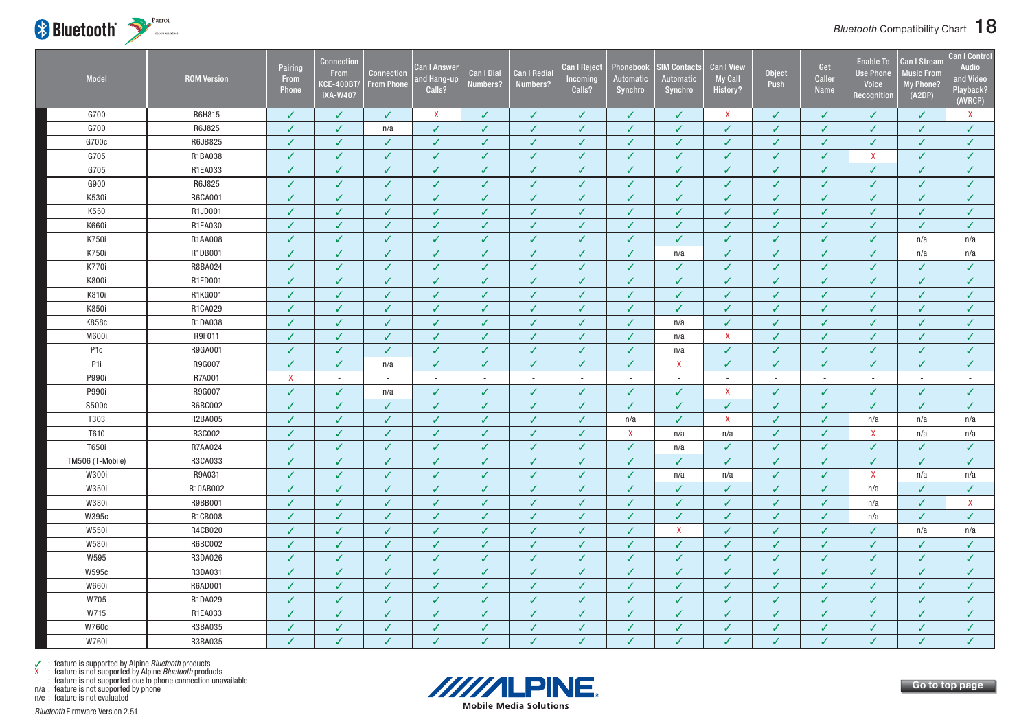| Model | ROM Version | Pairing From Phone | Connection From KCE-400BT/ iXA-W407 | Connection From Phone | Can I Answer and Hang-up Calls? | Can I Dial Numbers? | Can I Redial Numbers? | Can I Reject Incoming Calls? | Phonebook Automatic Synchro | SIM Contacts Automatic Synchro | Can I View My Call History? | Object Push | Get Caller Name | Enable To Use Phone Voice Recognition | Can I Stream Music From My Phone? (A2DP) | Can I Control Audio and Video Playback? (AVRCP) |
|---|---|---|---|---|---|---|---|---|---|---|---|---|---|---|---|---|
| G700 | R6H815 | ✓ | ✓ | ✓ | X | ✓ | ✓ | ✓ | ✓ | ✓ | X | ✓ | ✓ | ✓ | ✓ | X |
| G700 | R6J825 | ✓ | ✓ | n/a | ✓ | ✓ | ✓ | ✓ | ✓ | ✓ | ✓ | ✓ | ✓ | ✓ | ✓ | ✓ |
| G700c | R6JB825 | ✓ | ✓ | ✓ | ✓ | ✓ | ✓ | ✓ | ✓ | ✓ | ✓ | ✓ | ✓ | ✓ | ✓ | ✓ |
| G705 | R1BA038 | ✓ | ✓ | ✓ | ✓ | ✓ | ✓ | ✓ | ✓ | ✓ | ✓ | ✓ | ✓ | X | ✓ | ✓ |
| G705 | R1EA033 | ✓ | ✓ | ✓ | ✓ | ✓ | ✓ | ✓ | ✓ | ✓ | ✓ | ✓ | ✓ | ✓ | ✓ | ✓ |
| G900 | R6J825 | ✓ | ✓ | ✓ | ✓ | ✓ | ✓ | ✓ | ✓ | ✓ | ✓ | ✓ | ✓ | ✓ | ✓ | ✓ |
| K530i | R6CA001 | ✓ | ✓ | ✓ | ✓ | ✓ | ✓ | ✓ | ✓ | ✓ | ✓ | ✓ | ✓ | ✓ | ✓ | ✓ |
| K550 | R1JD001 | ✓ | ✓ | ✓ | ✓ | ✓ | ✓ | ✓ | ✓ | ✓ | ✓ | ✓ | ✓ | ✓ | ✓ | ✓ |
| K660i | R1EA030 | ✓ | ✓ | ✓ | ✓ | ✓ | ✓ | ✓ | ✓ | ✓ | ✓ | ✓ | ✓ | ✓ | ✓ | ✓ |
| K750i | R1AA008 | ✓ | ✓ | ✓ | ✓ | ✓ | ✓ | ✓ | ✓ | ✓ | ✓ | ✓ | ✓ | ✓ | n/a | n/a |
| K750i | R1DB001 | ✓ | ✓ | ✓ | ✓ | ✓ | ✓ | ✓ | ✓ | n/a | ✓ | ✓ | ✓ | ✓ | n/a | n/a |
| K770i | R8BA024 | ✓ | ✓ | ✓ | ✓ | ✓ | ✓ | ✓ | ✓ | ✓ | ✓ | ✓ | ✓ | ✓ | ✓ | ✓ |
| K800i | R1ED001 | ✓ | ✓ | ✓ | ✓ | ✓ | ✓ | ✓ | ✓ | ✓ | ✓ | ✓ | ✓ | ✓ | ✓ | ✓ |
| K810i | R1KG001 | ✓ | ✓ | ✓ | ✓ | ✓ | ✓ | ✓ | ✓ | ✓ | ✓ | ✓ | ✓ | ✓ | ✓ | ✓ |
| K850i | R1CA029 | ✓ | ✓ | ✓ | ✓ | ✓ | ✓ | ✓ | ✓ | ✓ | ✓ | ✓ | ✓ | ✓ | ✓ | ✓ |
| K858c | R1DA038 | ✓ | ✓ | ✓ | ✓ | ✓ | ✓ | ✓ | ✓ | n/a | ✓ | ✓ | ✓ | ✓ | ✓ | ✓ |
| M600i | R9F011 | ✓ | ✓ | ✓ | ✓ | ✓ | ✓ | ✓ | ✓ | n/a | X | ✓ | ✓ | ✓ | ✓ | ✓ |
| P1c | R9GA001 | ✓ | ✓ | ✓ | ✓ | ✓ | ✓ | ✓ | ✓ | n/a | ✓ | ✓ | ✓ | ✓ | ✓ | ✓ |
| P1i | R9G007 | ✓ | ✓ | n/a | ✓ | ✓ | ✓ | ✓ | ✓ | X | ✓ | ✓ | ✓ | ✓ | ✓ | ✓ |
| P990i | R7A001 | X | - | - | - | - | - | - | - | - | - | - | - | - | - | - |
| P990i | R9G007 | ✓ | ✓ | n/a | ✓ | ✓ | ✓ | ✓ | ✓ | ✓ | X | ✓ | ✓ | ✓ | ✓ | ✓ |
| S500c | R6BC002 | ✓ | ✓ | ✓ | ✓ | ✓ | ✓ | ✓ | ✓ | ✓ | ✓ | ✓ | ✓ | ✓ | ✓ | ✓ |
| T303 | R2BA005 | ✓ | ✓ | ✓ | ✓ | ✓ | ✓ | ✓ | n/a | ✓ | X | ✓ | ✓ | n/a | n/a | n/a |
| T610 | R3C002 | ✓ | ✓ | ✓ | ✓ | ✓ | ✓ | ✓ | X | n/a | n/a | ✓ | ✓ | X | n/a | n/a |
| T650i | R7AA024 | ✓ | ✓ | ✓ | ✓ | ✓ | ✓ | ✓ | ✓ | n/a | ✓ | ✓ | ✓ | ✓ | ✓ | ✓ |
| TM506 (T-Mobile) | R3CA033 | ✓ | ✓ | ✓ | ✓ | ✓ | ✓ | ✓ | ✓ | ✓ | ✓ | ✓ | ✓ | ✓ | ✓ | ✓ |
| W300i | R9A031 | ✓ | ✓ | ✓ | ✓ | ✓ | ✓ | ✓ | ✓ | n/a | n/a | ✓ | ✓ | X | n/a | n/a |
| W350i | R10AB002 | ✓ | ✓ | ✓ | ✓ | ✓ | ✓ | ✓ | ✓ | ✓ | ✓ | ✓ | ✓ | n/a | ✓ | ✓ |
| W380i | R9BB001 | ✓ | ✓ | ✓ | ✓ | ✓ | ✓ | ✓ | ✓ | ✓ | ✓ | ✓ | ✓ | n/a | ✓ | X |
| W395c | R1CB008 | ✓ | ✓ | ✓ | ✓ | ✓ | ✓ | ✓ | ✓ | ✓ | ✓ | ✓ | ✓ | n/a | ✓ | ✓ |
| W550i | R4CB020 | ✓ | ✓ | ✓ | ✓ | ✓ | ✓ | ✓ | ✓ | X | ✓ | ✓ | ✓ | ✓ | n/a | n/a |
| W580i | R6BC002 | ✓ | ✓ | ✓ | ✓ | ✓ | ✓ | ✓ | ✓ | ✓ | ✓ | ✓ | ✓ | ✓ | ✓ | ✓ |
| W595 | R3DA026 | ✓ | ✓ | ✓ | ✓ | ✓ | ✓ | ✓ | ✓ | ✓ | ✓ | ✓ | ✓ | ✓ | ✓ | ✓ |
| W595c | R3DA031 | ✓ | ✓ | ✓ | ✓ | ✓ | ✓ | ✓ | ✓ | ✓ | ✓ | ✓ | ✓ | ✓ | ✓ | ✓ |
| W660i | R6AD001 | ✓ | ✓ | ✓ | ✓ | ✓ | ✓ | ✓ | ✓ | ✓ | ✓ | ✓ | ✓ | ✓ | ✓ | ✓ |
| W705 | R1DA029 | ✓ | ✓ | ✓ | ✓ | ✓ | ✓ | ✓ | ✓ | ✓ | ✓ | ✓ | ✓ | ✓ | ✓ | ✓ |
| W715 | R1EA033 | ✓ | ✓ | ✓ | ✓ | ✓ | ✓ | ✓ | ✓ | ✓ | ✓ | ✓ | ✓ | ✓ | ✓ | ✓ |
| W760c | R3BA035 | ✓ | ✓ | ✓ | ✓ | ✓ | ✓ | ✓ | ✓ | ✓ | ✓ | ✓ | ✓ | ✓ | ✓ | ✓ |
| W760i | R3BA035 | ✓ | ✓ | ✓ | ✓ | ✓ | ✓ | ✓ | ✓ | ✓ | ✓ | ✓ | ✓ | ✓ | ✓ | ✓ |

✓ : feature is supported by Alpine *Bluetooth* products
X : feature is not supported by Alpine *Bluetooth* products
- : feature is not supported due to phone connection unavailable
n/a : feature is not supported by phone
n/e : feature is not evaluated

*Bluetooth* Firmware Version 2.51

Go to top page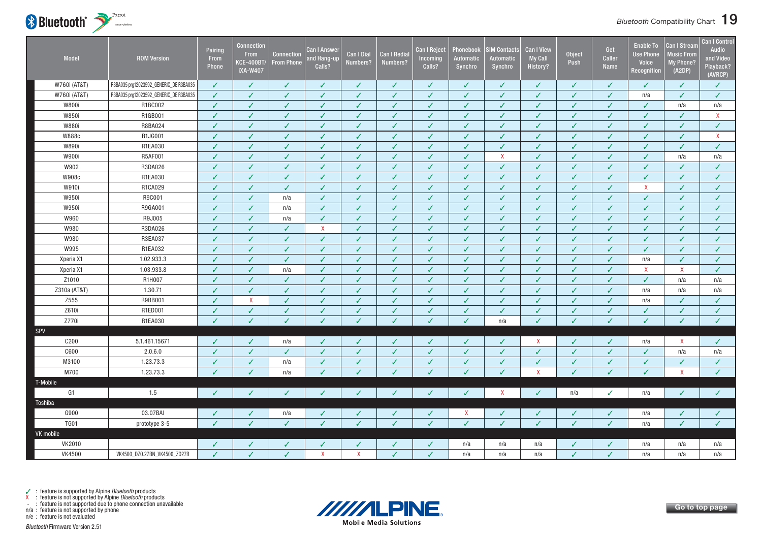| Model | ROM Version | Pairing From Phone | Connection From KCE-400BT/ iXA-W407 | Connection From Phone | Can I Answer and Hang-up Calls? | Can I Dial Numbers? | Can I Redial Numbers? | Can I Reject Incoming Calls? | Phonebook Automatic Synchro | SIM Contacts Automatic Synchro | Can I View My Call History? | Object Push | Get Caller Name | Enable To Use Phone Voice Recognition | Can I Stream Music From My Phone? (A2DP) | Can I Control Audio and Video Playback? (AVRCP) |
|---|---|---|---|---|---|---|---|---|---|---|---|---|---|---|---|---|
| W760i (AT&T) | R3BA035 prg12023592_GENERIC_DE R3BA035 | ✓ | ✓ | ✓ | ✓ | ✓ | ✓ | ✓ | ✓ | ✓ | ✓ | ✓ | ✓ | ✓ | ✓ | ✓ |
| W760i (AT&T) | R3BA035 prg12023592_GENERIC_DE R3BA035 | ✓ | ✓ | ✓ | ✓ | ✓ | ✓ | ✓ | ✓ | ✓ | ✓ | ✓ | ✓ | n/a | ✓ | ✓ |
| W800i | R1BC002 | ✓ | ✓ | ✓ | ✓ | ✓ | ✓ | ✓ | ✓ | ✓ | ✓ | ✓ | ✓ | ✓ | n/a | n/a |
| W850i | R1GB001 | ✓ | ✓ | ✓ | ✓ | ✓ | ✓ | ✓ | ✓ | ✓ | ✓ | ✓ | ✓ | ✓ | ✓ | X |
| W880i | R8BA024 | ✓ | ✓ | ✓ | ✓ | ✓ | ✓ | ✓ | ✓ | ✓ | ✓ | ✓ | ✓ | ✓ | ✓ | ✓ |
| W888c | R1JG001 | ✓ | ✓ | ✓ | ✓ | ✓ | ✓ | ✓ | ✓ | ✓ | ✓ | ✓ | ✓ | ✓ | ✓ | X |
| W890i | R1EA030 | ✓ | ✓ | ✓ | ✓ | ✓ | ✓ | ✓ | ✓ | ✓ | ✓ | ✓ | ✓ | ✓ | ✓ | ✓ |
| W900i | R5AF001 | ✓ | ✓ | ✓ | ✓ | ✓ | ✓ | ✓ | ✓ | X | ✓ | ✓ | ✓ | ✓ | n/a | n/a |
| W902 | R3DA026 | ✓ | ✓ | ✓ | ✓ | ✓ | ✓ | ✓ | ✓ | ✓ | ✓ | ✓ | ✓ | ✓ | ✓ | ✓ |
| W908c | R1EA030 | ✓ | ✓ | ✓ | ✓ | ✓ | ✓ | ✓ | ✓ | ✓ | ✓ | ✓ | ✓ | ✓ | ✓ | ✓ |
| W910i | R1CA029 | ✓ | ✓ | ✓ | ✓ | ✓ | ✓ | ✓ | ✓ | ✓ | ✓ | ✓ | ✓ | X | ✓ | ✓ |
| W950i | R9C001 | ✓ | ✓ | n/a | ✓ | ✓ | ✓ | ✓ | ✓ | ✓ | ✓ | ✓ | ✓ | ✓ | ✓ | ✓ |
| W950i | R9GA001 | ✓ | ✓ | n/a | ✓ | ✓ | ✓ | ✓ | ✓ | ✓ | ✓ | ✓ | ✓ | ✓ | ✓ | ✓ |
| W960 | R9J005 | ✓ | ✓ | n/a | ✓ | ✓ | ✓ | ✓ | ✓ | ✓ | ✓ | ✓ | ✓ | ✓ | ✓ | ✓ |
| W980 | R3DA026 | ✓ | ✓ | ✓ | X | ✓ | ✓ | ✓ | ✓ | ✓ | ✓ | ✓ | ✓ | ✓ | ✓ | ✓ |
| W980 | R3EA037 | ✓ | ✓ | ✓ | ✓ | ✓ | ✓ | ✓ | ✓ | ✓ | ✓ | ✓ | ✓ | ✓ | ✓ | ✓ |
| W995 | R1EA032 | ✓ | ✓ | ✓ | ✓ | ✓ | ✓ | ✓ | ✓ | ✓ | ✓ | ✓ | ✓ | ✓ | ✓ | ✓ |
| Xperia X1 | 1.02.933.3 | ✓ | ✓ | ✓ | ✓ | ✓ | ✓ | ✓ | ✓ | ✓ | ✓ | ✓ | ✓ | n/a | ✓ | ✓ |
| Xperia X1 | 1.03.933.8 | ✓ | ✓ | n/a | ✓ | ✓ | ✓ | ✓ | ✓ | ✓ | ✓ | ✓ | ✓ | X | X | ✓ |
| Z1010 | R1H007 | ✓ | ✓ | ✓ | ✓ | ✓ | ✓ | ✓ | ✓ | ✓ | ✓ | ✓ | ✓ | ✓ | n/a | n/a |
| Z310a (AT&T) | 1.30.71 | ✓ | ✓ | ✓ | ✓ | ✓ | ✓ | ✓ | ✓ | ✓ | ✓ | ✓ | ✓ | n/a | n/a | n/a |
| Z555 | R9BB001 | ✓ | X | ✓ | ✓ | ✓ | ✓ | ✓ | ✓ | ✓ | ✓ | ✓ | ✓ | n/a | ✓ | ✓ |
| Z610i | R1ED001 | ✓ | ✓ | ✓ | ✓ | ✓ | ✓ | ✓ | ✓ | ✓ | ✓ | ✓ | ✓ | ✓ | ✓ | ✓ |
| Z770i | R1EA030 | ✓ | ✓ | ✓ | ✓ | ✓ | ✓ | ✓ | ✓ | n/a | ✓ | ✓ | ✓ | ✓ | ✓ | ✓ |
| **SPV** | | | | | | | | | | | | | | | | |
| C200 | 5.1.461.15671 | ✓ | ✓ | n/a | ✓ | ✓ | ✓ | ✓ | ✓ | ✓ | X | ✓ | ✓ | n/a | X | ✓ |
| C600 | 2.0.6.0 | ✓ | ✓ | ✓ | ✓ | ✓ | ✓ | ✓ | ✓ | ✓ | ✓ | ✓ | ✓ | ✓ | n/a | n/a |
| M3100 | 1.23.73.3 | ✓ | ✓ | n/a | ✓ | ✓ | ✓ | ✓ | ✓ | ✓ | ✓ | ✓ | ✓ | ✓ | ✓ | ✓ |
| M700 | 1.23.73.3 | ✓ | ✓ | n/a | ✓ | ✓ | ✓ | ✓ | ✓ | ✓ | X | ✓ | ✓ | ✓ | X | ✓ |
| **T-Mobile** | | | | | | | | | | | | | | | | |
| G1 | 1.5 | ✓ | ✓ | ✓ | ✓ | ✓ | ✓ | ✓ | ✓ | X | ✓ | n/a | ✓ | n/a | ✓ | ✓ |
| **Toshiba** | | | | | | | | | | | | | | | | |
| G900 | 03.07BAI | ✓ | ✓ | n/a | ✓ | ✓ | ✓ | ✓ | X | ✓ | ✓ | ✓ | ✓ | n/a | ✓ | ✓ |
| TG01 | prototype 3-5 | ✓ | ✓ | ✓ | ✓ | ✓ | ✓ | ✓ | ✓ | ✓ | ✓ | ✓ | ✓ | n/a | ✓ | ✓ |
| **VK mobile** | | | | | | | | | | | | | | | | |
| VK2010 | | ✓ | ✓ | ✓ | ✓ | ✓ | ✓ | ✓ | n/a | n/a | n/a | ✓ | ✓ | n/a | n/a | n/a |
| VK4500 | VK4500_DZ0.27RN_VK4500_Z027R | ✓ | ✓ | ✓ | X | X | ✓ | ✓ | n/a | n/a | n/a | ✓ | ✓ | n/a | n/a | n/a |

✓ : feature is supported by Alpine *Bluetooth* products
X : feature is not supported by Alpine *Bluetooth* products
\- : feature is not supported due to phone connection unavailable
n/a : feature is not supported by phone
n/e : feature is not evaluated

*Bluetooth* Firmware Version 2.51

Go to top page